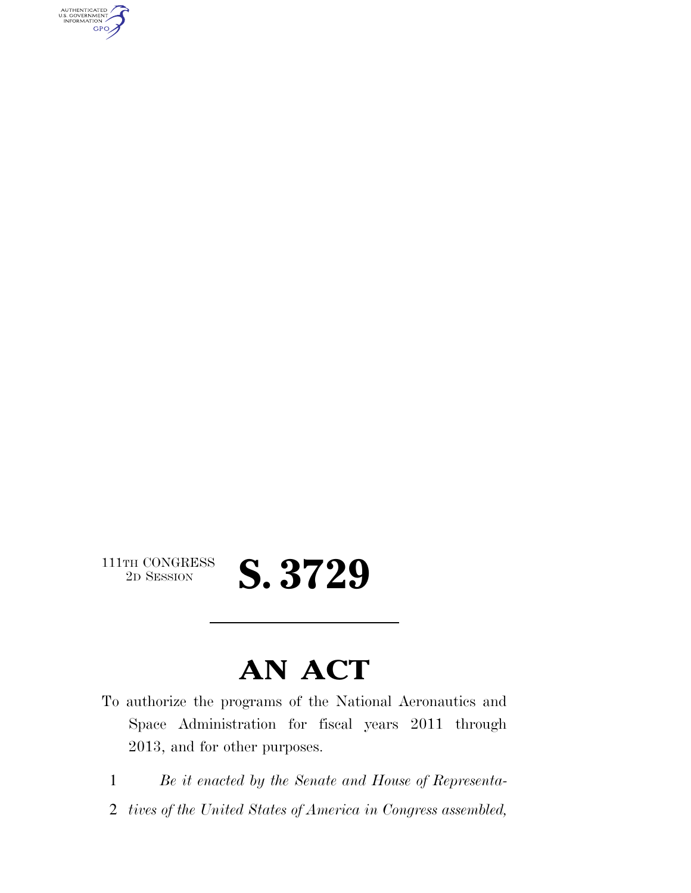111TH CONGRESS
2D SESSION

# S. 3729

# AN ACT

To authorize the programs of the National Aeronautics and Space Administration for fiscal years 2011 through 2013, and for other purposes.

1 *Be it enacted by the Senate and House of Representa-*
2 *tives of the United States of America in Congress assembled,*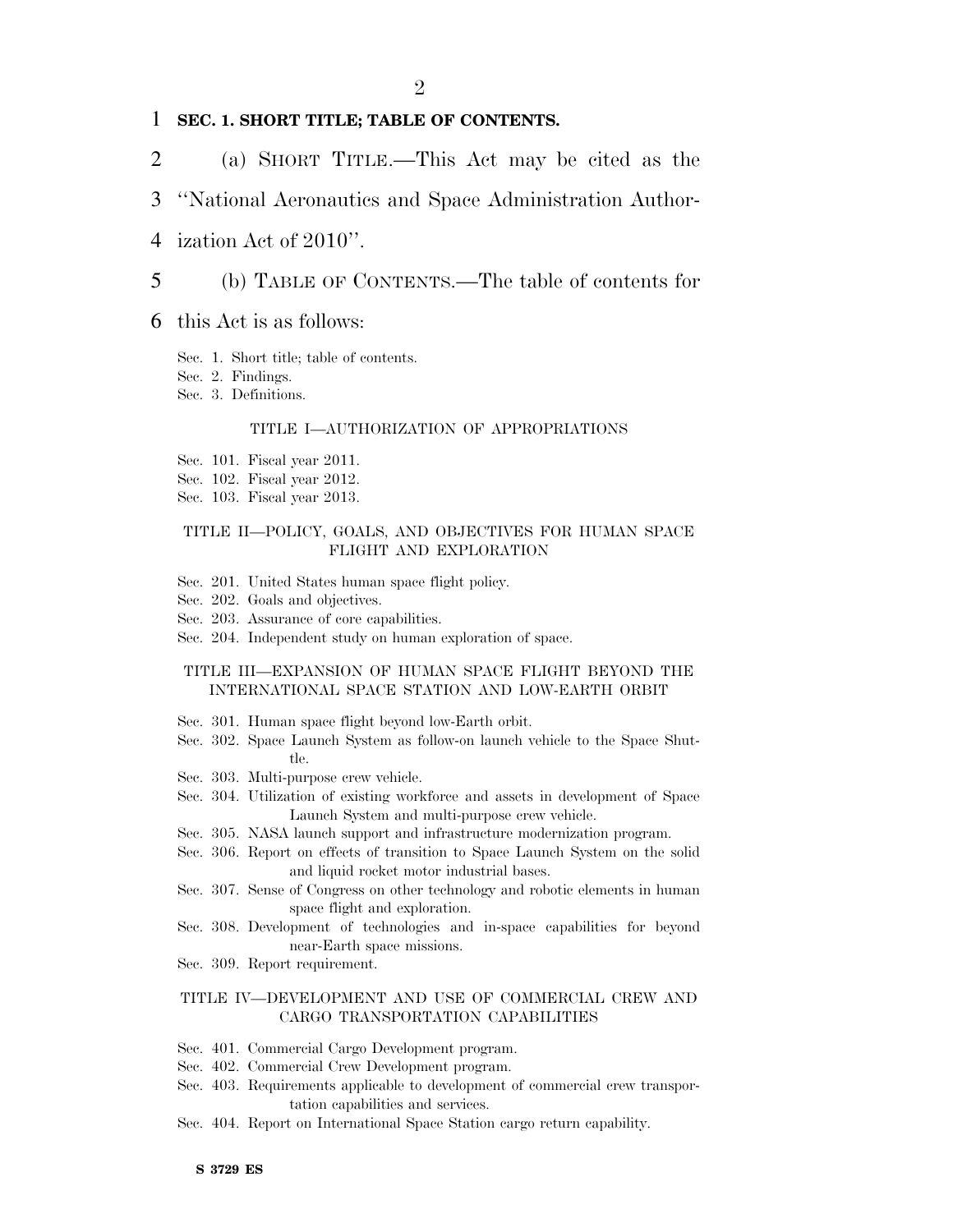**SEC. 1. SHORT TITLE; TABLE OF CONTENTS.**

(a) SHORT TITLE.—This Act may be cited as the ''National Aeronautics and Space Administration Authorization Act of 2010''.

(b) TABLE OF CONTENTS.—The table of contents for this Act is as follows:

Sec. 1. Short title; table of contents.
Sec. 2. Findings.
Sec. 3. Definitions.

TITLE I—AUTHORIZATION OF APPROPRIATIONS

Sec. 101. Fiscal year 2011.
Sec. 102. Fiscal year 2012.
Sec. 103. Fiscal year 2013.

TITLE II—POLICY, GOALS, AND OBJECTIVES FOR HUMAN SPACE FLIGHT AND EXPLORATION

Sec. 201. United States human space flight policy.
Sec. 202. Goals and objectives.
Sec. 203. Assurance of core capabilities.
Sec. 204. Independent study on human exploration of space.

TITLE III—EXPANSION OF HUMAN SPACE FLIGHT BEYOND THE INTERNATIONAL SPACE STATION AND LOW-EARTH ORBIT

Sec. 301. Human space flight beyond low-Earth orbit.
Sec. 302. Space Launch System as follow-on launch vehicle to the Space Shuttle.
Sec. 303. Multi-purpose crew vehicle.
Sec. 304. Utilization of existing workforce and assets in development of Space Launch System and multi-purpose crew vehicle.
Sec. 305. NASA launch support and infrastructure modernization program.
Sec. 306. Report on effects of transition to Space Launch System on the solid and liquid rocket motor industrial bases.
Sec. 307. Sense of Congress on other technology and robotic elements in human space flight and exploration.
Sec. 308. Development of technologies and in-space capabilities for beyond near-Earth space missions.
Sec. 309. Report requirement.

TITLE IV—DEVELOPMENT AND USE OF COMMERCIAL CREW AND CARGO TRANSPORTATION CAPABILITIES

Sec. 401. Commercial Cargo Development program.
Sec. 402. Commercial Crew Development program.
Sec. 403. Requirements applicable to development of commercial crew transportation capabilities and services.
Sec. 404. Report on International Space Station cargo return capability.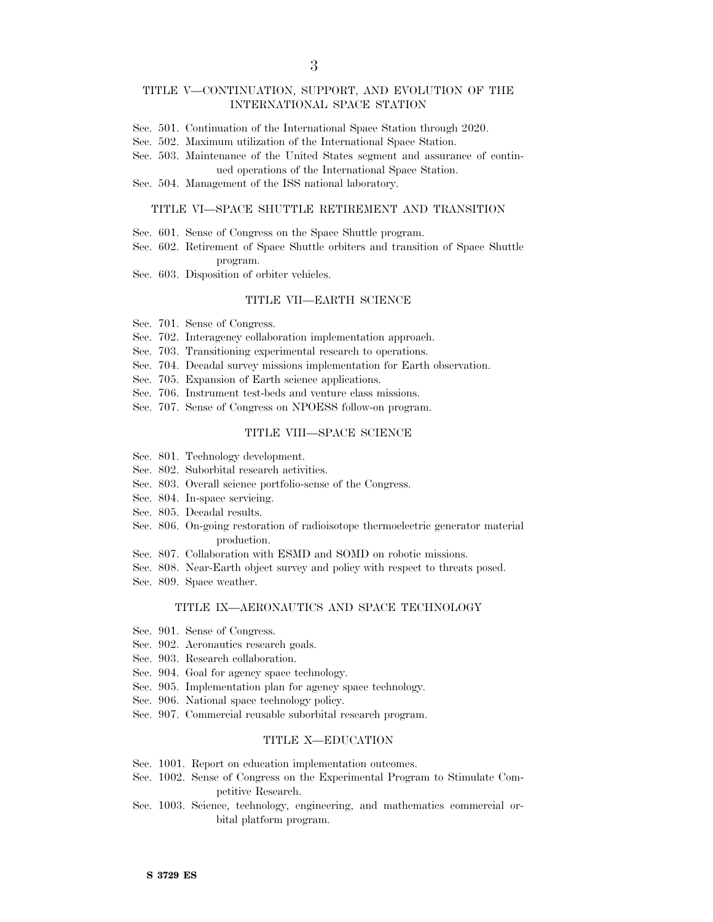## TITLE V—CONTINUATION, SUPPORT, AND EVOLUTION OF THE INTERNATIONAL SPACE STATION

Sec. 501. Continuation of the International Space Station through 2020.
Sec. 502. Maximum utilization of the International Space Station.
Sec. 503. Maintenance of the United States segment and assurance of continued operations of the International Space Station.
Sec. 504. Management of the ISS national laboratory.

## TITLE VI—SPACE SHUTTLE RETIREMENT AND TRANSITION

Sec. 601. Sense of Congress on the Space Shuttle program.
Sec. 602. Retirement of Space Shuttle orbiters and transition of Space Shuttle program.
Sec. 603. Disposition of orbiter vehicles.

## TITLE VII—EARTH SCIENCE

Sec. 701. Sense of Congress.
Sec. 702. Interagency collaboration implementation approach.
Sec. 703. Transitioning experimental research to operations.
Sec. 704. Decadal survey missions implementation for Earth observation.
Sec. 705. Expansion of Earth science applications.
Sec. 706. Instrument test-beds and venture class missions.
Sec. 707. Sense of Congress on NPOESS follow-on program.

## TITLE VIII—SPACE SCIENCE

Sec. 801. Technology development.
Sec. 802. Suborbital research activities.
Sec. 803. Overall science portfolio-sense of the Congress.
Sec. 804. In-space servicing.
Sec. 805. Decadal results.
Sec. 806. On-going restoration of radioisotope thermoelectric generator material production.
Sec. 807. Collaboration with ESMD and SOMD on robotic missions.
Sec. 808. Near-Earth object survey and policy with respect to threats posed.
Sec. 809. Space weather.

## TITLE IX—AERONAUTICS AND SPACE TECHNOLOGY

Sec. 901. Sense of Congress.
Sec. 902. Aeronautics research goals.
Sec. 903. Research collaboration.
Sec. 904. Goal for agency space technology.
Sec. 905. Implementation plan for agency space technology.
Sec. 906. National space technology policy.
Sec. 907. Commercial reusable suborbital research program.

## TITLE X—EDUCATION

Sec. 1001. Report on education implementation outcomes.
Sec. 1002. Sense of Congress on the Experimental Program to Stimulate Competitive Research.
Sec. 1003. Science, technology, engineering, and mathematics commercial orbital platform program.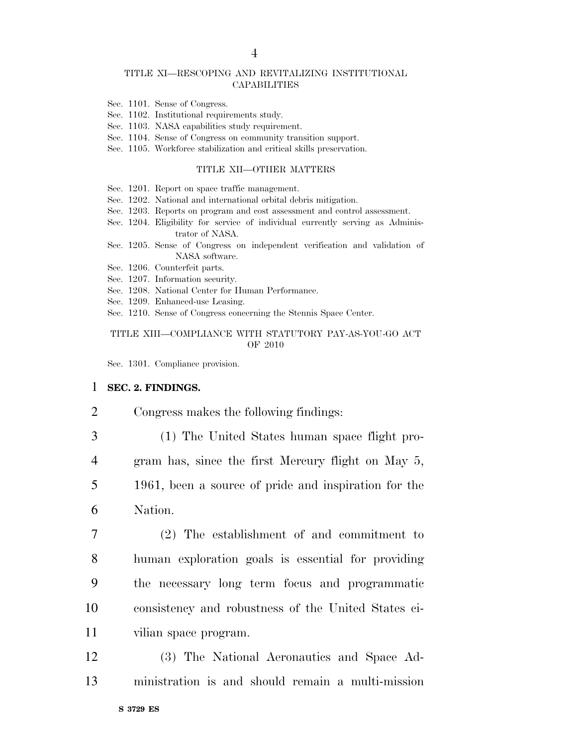TITLE XI—RESCOPING AND REVITALIZING INSTITUTIONAL CAPABILITIES

Sec. 1101. Sense of Congress.
Sec. 1102. Institutional requirements study.
Sec. 1103. NASA capabilities study requirement.
Sec. 1104. Sense of Congress on community transition support.
Sec. 1105. Workforce stabilization and critical skills preservation.

TITLE XII—OTHER MATTERS

Sec. 1201. Report on space traffic management.
Sec. 1202. National and international orbital debris mitigation.
Sec. 1203. Reports on program and cost assessment and control assessment.
Sec. 1204. Eligibility for service of individual currently serving as Administrator of NASA.
Sec. 1205. Sense of Congress on independent verification and validation of NASA software.
Sec. 1206. Counterfeit parts.
Sec. 1207. Information security.
Sec. 1208. National Center for Human Performance.
Sec. 1209. Enhanced-use Leasing.
Sec. 1210. Sense of Congress concerning the Stennis Space Center.

TITLE XIII—COMPLIANCE WITH STATUTORY PAY-AS-YOU-GO ACT OF 2010

Sec. 1301. Compliance provision.

**SEC. 2. FINDINGS.**

Congress makes the following findings:

(1) The United States human space flight program has, since the first Mercury flight on May 5, 1961, been a source of pride and inspiration for the Nation.

(2) The establishment of and commitment to human exploration goals is essential for providing the necessary long term focus and programmatic consistency and robustness of the United States civilian space program.

(3) The National Aeronautics and Space Administration is and should remain a multi-mission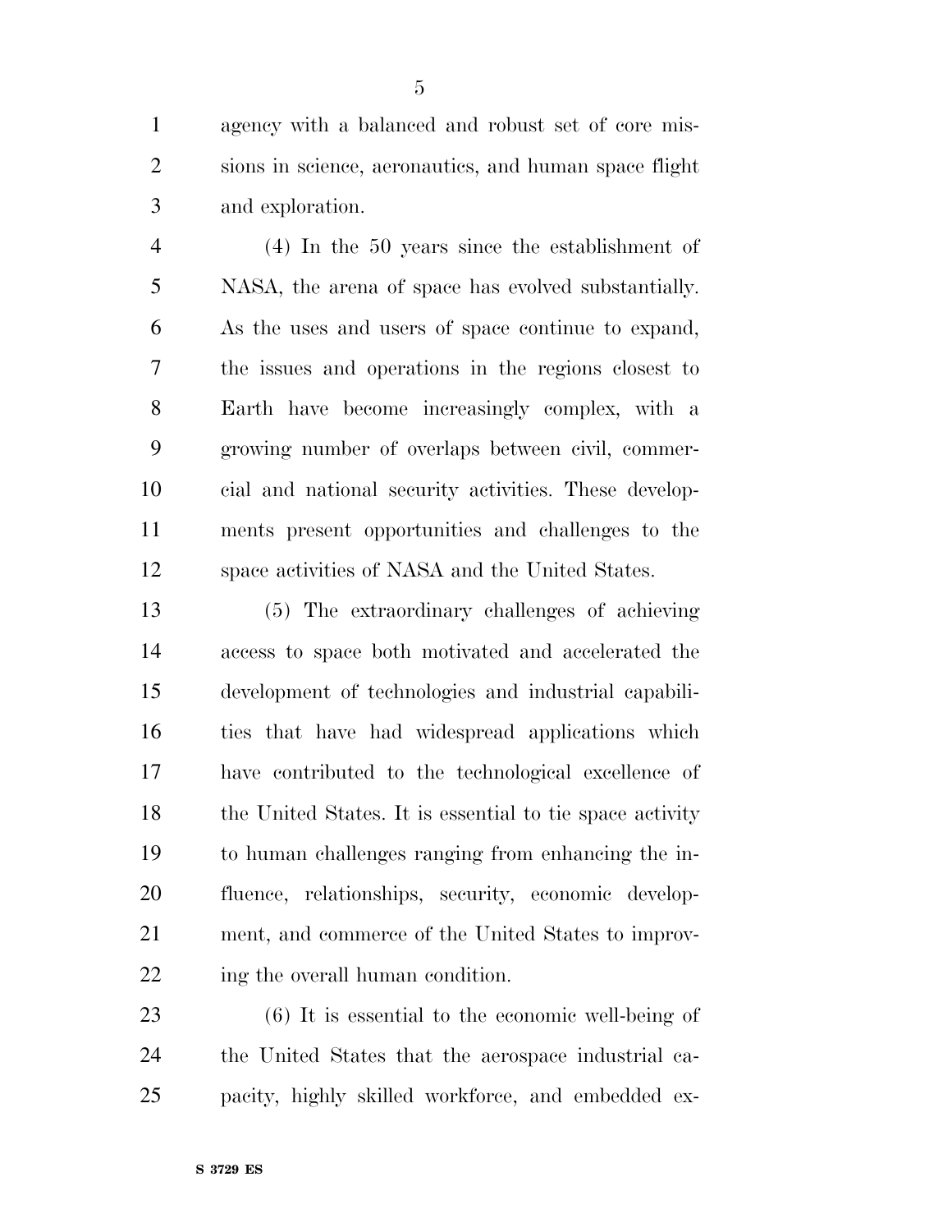agency with a balanced and robust set of core missions in science, aeronautics, and human space flight and exploration.

(4) In the 50 years since the establishment of NASA, the arena of space has evolved substantially. As the uses and users of space continue to expand, the issues and operations in the regions closest to Earth have become increasingly complex, with a growing number of overlaps between civil, commercial and national security activities. These developments present opportunities and challenges to the space activities of NASA and the United States.

(5) The extraordinary challenges of achieving access to space both motivated and accelerated the development of technologies and industrial capabilities that have had widespread applications which have contributed to the technological excellence of the United States. It is essential to tie space activity to human challenges ranging from enhancing the influence, relationships, security, economic development, and commerce of the United States to improving the overall human condition.

(6) It is essential to the economic well-being of the United States that the aerospace industrial capacity, highly skilled workforce, and embedded ex-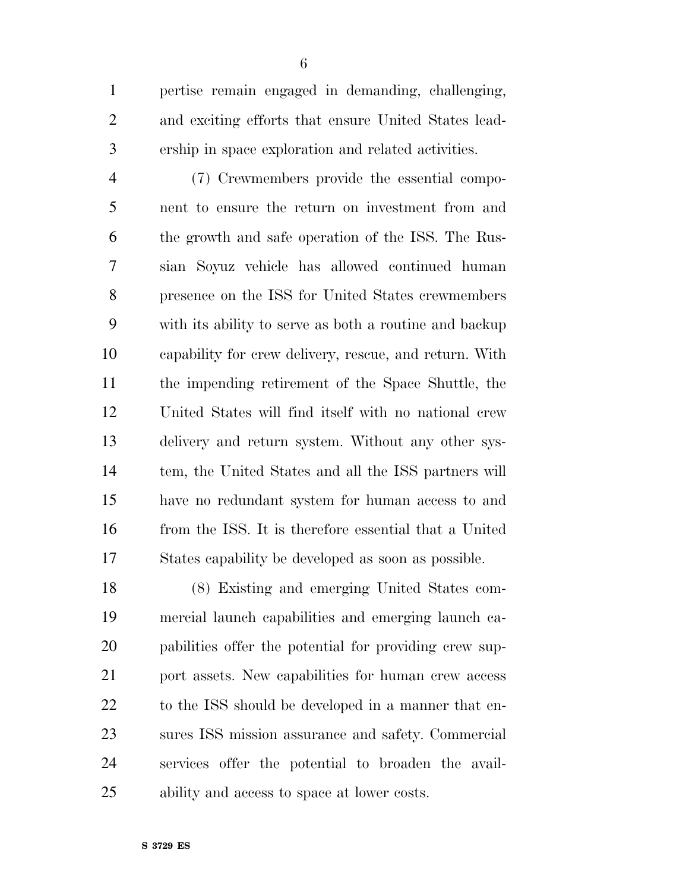pertise remain engaged in demanding, challenging, and exciting efforts that ensure United States leadership in space exploration and related activities.

(7) Crewmembers provide the essential component to ensure the return on investment from and the growth and safe operation of the ISS. The Russian Soyuz vehicle has allowed continued human presence on the ISS for United States crewmembers with its ability to serve as both a routine and backup capability for crew delivery, rescue, and return. With the impending retirement of the Space Shuttle, the United States will find itself with no national crew delivery and return system. Without any other system, the United States and all the ISS partners will have no redundant system for human access to and from the ISS. It is therefore essential that a United States capability be developed as soon as possible.

(8) Existing and emerging United States commercial launch capabilities and emerging launch capabilities offer the potential for providing crew support assets. New capabilities for human crew access to the ISS should be developed in a manner that ensures ISS mission assurance and safety. Commercial services offer the potential to broaden the availability and access to space at lower costs.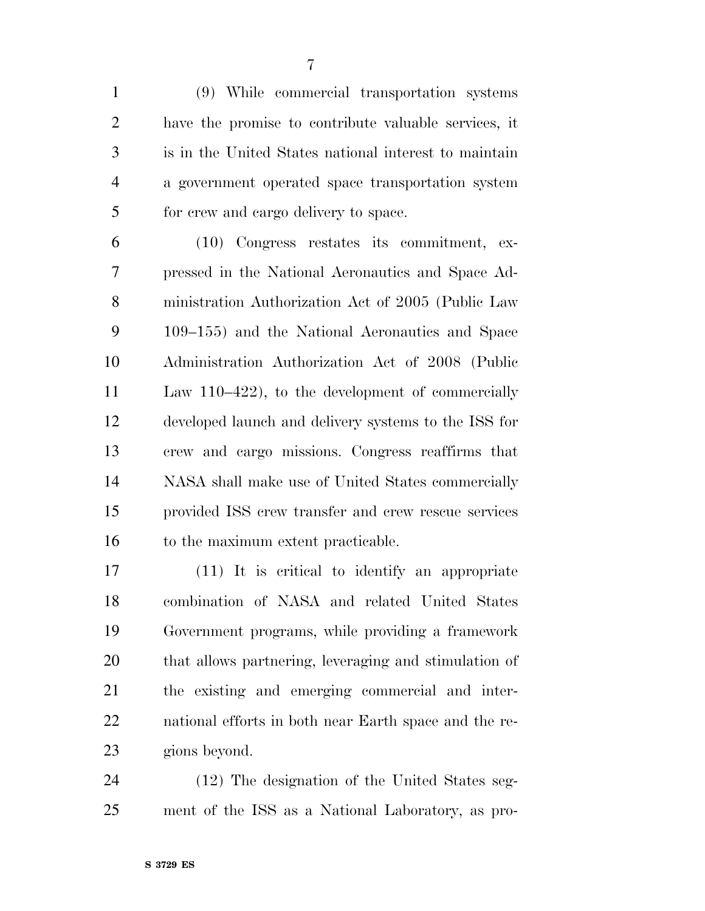(9) While commercial transportation systems have the promise to contribute valuable services, it is in the United States national interest to maintain a government operated space transportation system for crew and cargo delivery to space.

(10) Congress restates its commitment, expressed in the National Aeronautics and Space Administration Authorization Act of 2005 (Public Law 109–155) and the National Aeronautics and Space Administration Authorization Act of 2008 (Public Law 110–422), to the development of commercially developed launch and delivery systems to the ISS for crew and cargo missions. Congress reaffirms that NASA shall make use of United States commercially provided ISS crew transfer and crew rescue services to the maximum extent practicable.

(11) It is critical to identify an appropriate combination of NASA and related United States Government programs, while providing a framework that allows partnering, leveraging and stimulation of the existing and emerging commercial and international efforts in both near Earth space and the regions beyond.

(12) The designation of the United States segment of the ISS as a National Laboratory, as pro-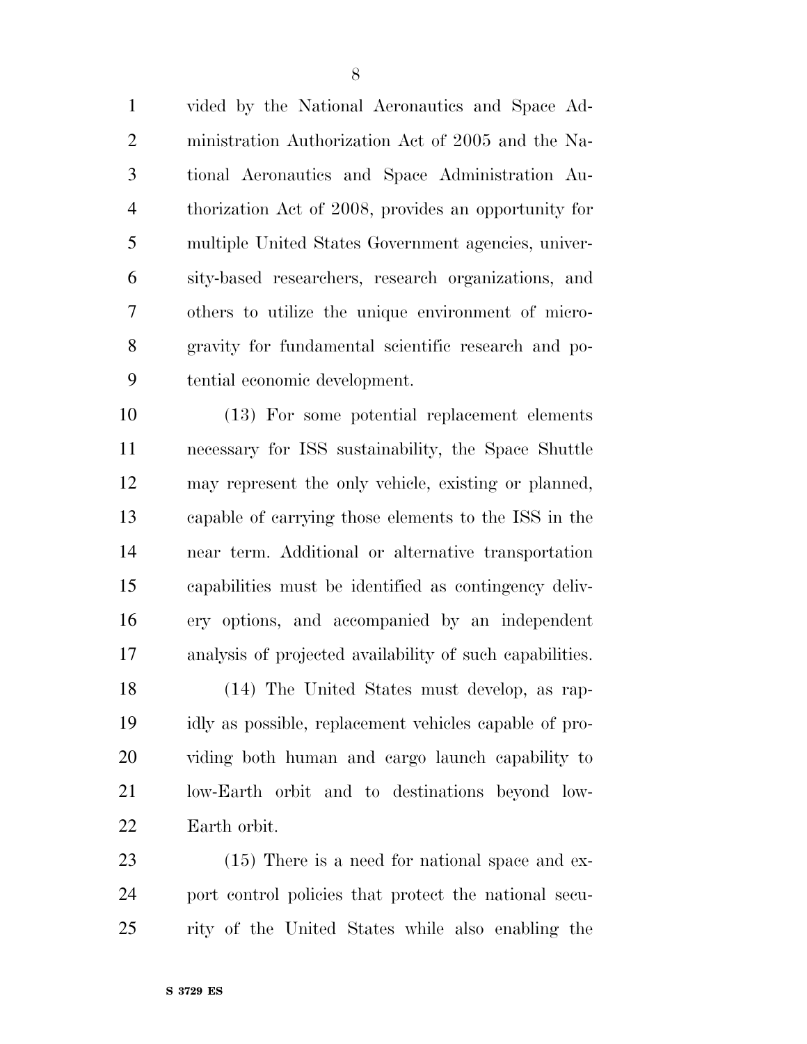vided by the National Aeronautics and Space Administration Authorization Act of 2005 and the National Aeronautics and Space Administration Authorization Act of 2008, provides an opportunity for multiple United States Government agencies, university-based researchers, research organizations, and others to utilize the unique environment of microgravity for fundamental scientific research and potential economic development.

(13) For some potential replacement elements necessary for ISS sustainability, the Space Shuttle may represent the only vehicle, existing or planned, capable of carrying those elements to the ISS in the near term. Additional or alternative transportation capabilities must be identified as contingency delivery options, and accompanied by an independent analysis of projected availability of such capabilities.

(14) The United States must develop, as rapidly as possible, replacement vehicles capable of providing both human and cargo launch capability to low-Earth orbit and to destinations beyond low-Earth orbit.

(15) There is a need for national space and export control policies that protect the national security of the United States while also enabling the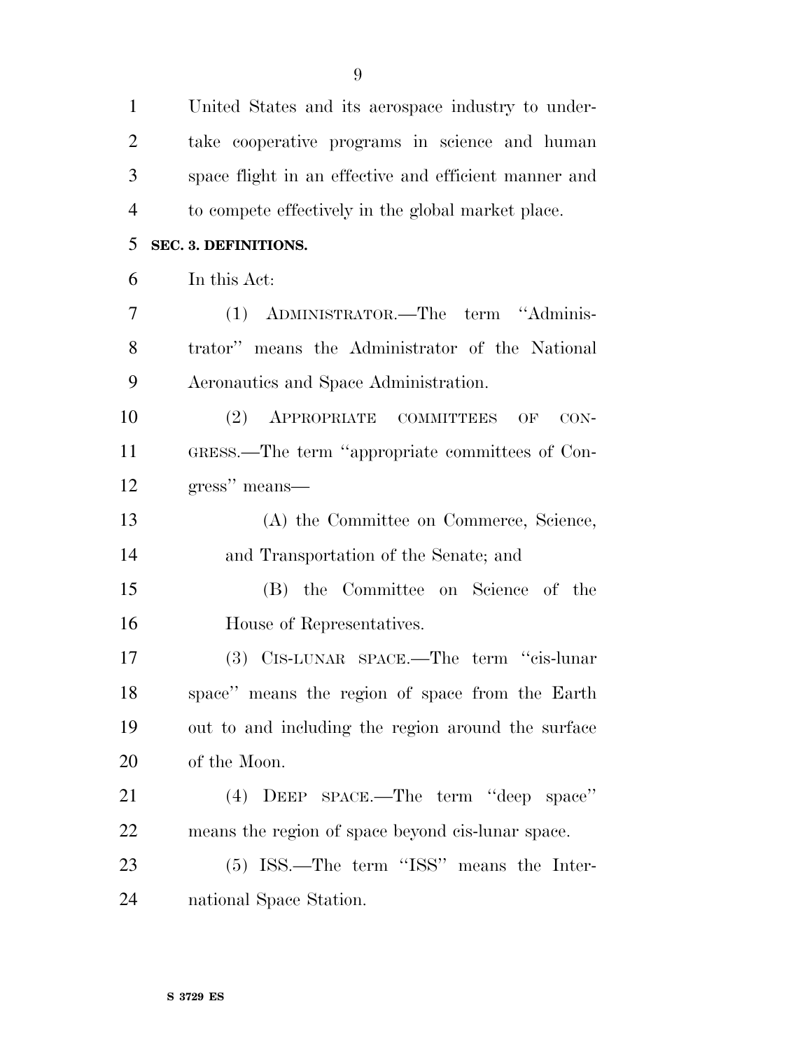United States and its aerospace industry to undertake cooperative programs in science and human space flight in an effective and efficient manner and to compete effectively in the global market place.

## SEC. 3. DEFINITIONS.

In this Act:

(1) ADMINISTRATOR.—The term ''Administrator'' means the Administrator of the National Aeronautics and Space Administration.

(2) APPROPRIATE COMMITTEES OF CONGRESS.—The term ''appropriate committees of Congress'' means—

(A) the Committee on Commerce, Science, and Transportation of the Senate; and

(B) the Committee on Science of the House of Representatives.

(3) CIS-LUNAR SPACE.—The term ''cis-lunar space'' means the region of space from the Earth out to and including the region around the surface of the Moon.

(4) DEEP SPACE.—The term ''deep space'' means the region of space beyond cis-lunar space.

(5) ISS.—The term ''ISS'' means the International Space Station.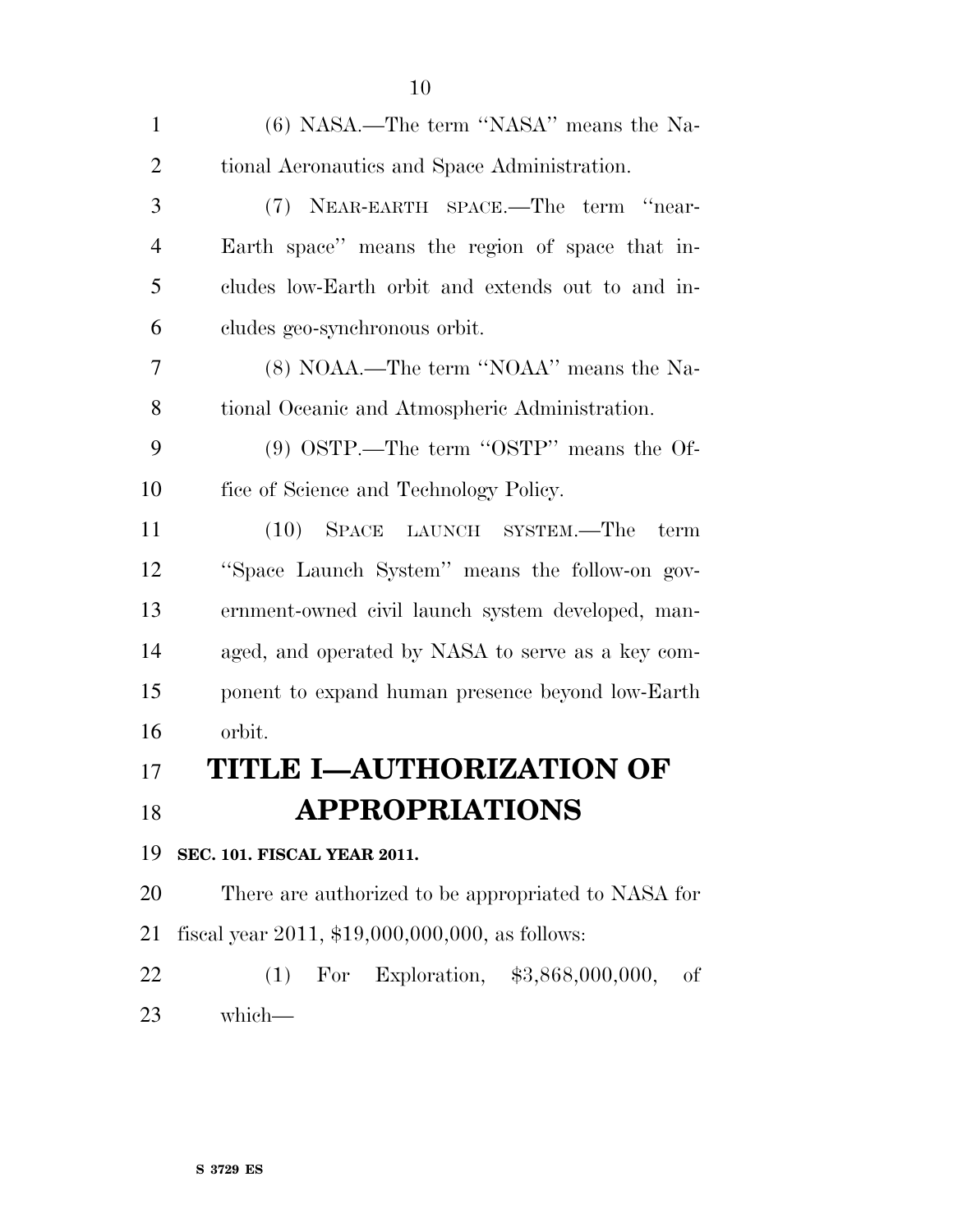(6) NASA.—The term ''NASA'' means the National Aeronautics and Space Administration.

(7) NEAR-EARTH SPACE.—The term ''near-Earth space'' means the region of space that includes low-Earth orbit and extends out to and includes geo-synchronous orbit.

(8) NOAA.—The term ''NOAA'' means the National Oceanic and Atmospheric Administration.

(9) OSTP.—The term ''OSTP'' means the Office of Science and Technology Policy.

(10) SPACE LAUNCH SYSTEM.—The term ''Space Launch System'' means the follow-on government-owned civil launch system developed, managed, and operated by NASA to serve as a key component to expand human presence beyond low-Earth orbit.

# TITLE I—AUTHORIZATION OF APPROPRIATIONS

**SEC. 101. FISCAL YEAR 2011.**

There are authorized to be appropriated to NASA for fiscal year 2011, $19,000,000,000, as follows:

(1) For Exploration, $3,868,000,000, of which—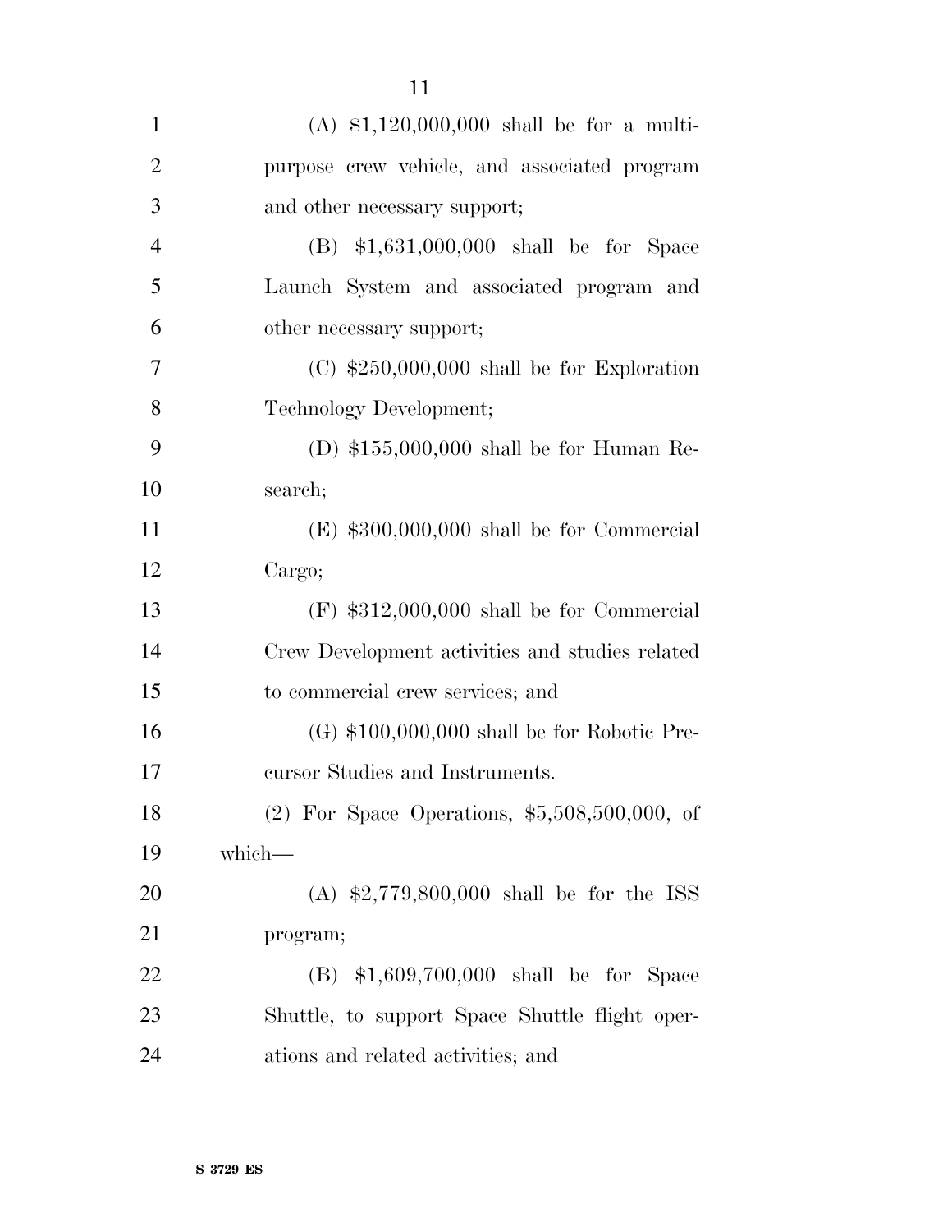(A) $1,120,000,000 shall be for a multi-purpose crew vehicle, and associated program and other necessary support;

(B) $1,631,000,000 shall be for Space Launch System and associated program and other necessary support;

(C) $250,000,000 shall be for Exploration Technology Development;

(D) $155,000,000 shall be for Human Research;

(E) $300,000,000 shall be for Commercial Cargo;

(F) $312,000,000 shall be for Commercial Crew Development activities and studies related to commercial crew services; and

(G) $100,000,000 shall be for Robotic Precursor Studies and Instruments.

(2) For Space Operations, $5,508,500,000, of which—

(A) $2,779,800,000 shall be for the ISS program;

(B) $1,609,700,000 shall be for Space Shuttle, to support Space Shuttle flight operations and related activities; and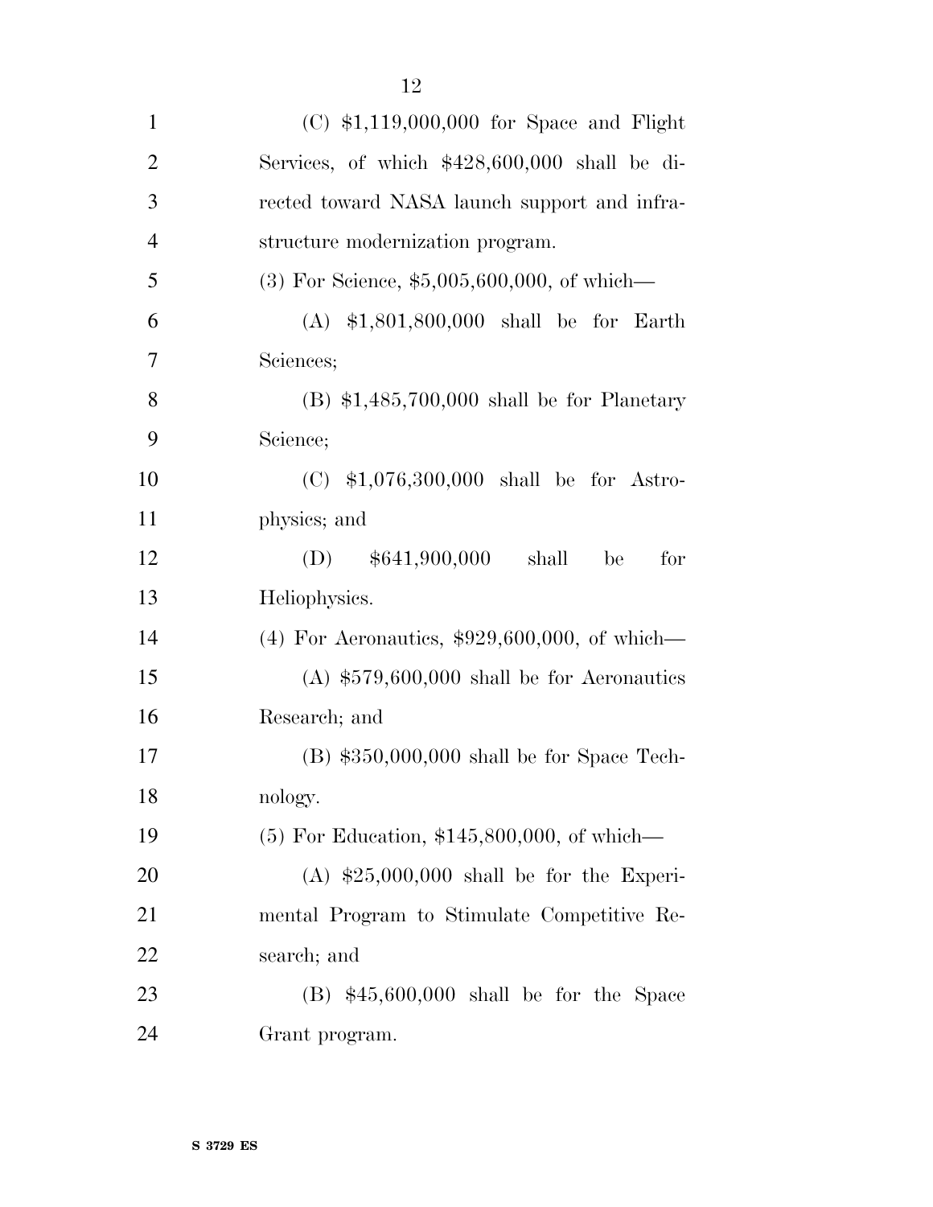(C) $1,119,000,000 for Space and Flight Services, of which $428,600,000 shall be directed toward NASA launch support and infrastructure modernization program.

(3) For Science, $5,005,600,000, of which—

(A) $1,801,800,000 shall be for Earth Sciences;

(B) $1,485,700,000 shall be for Planetary Science;

(C) $1,076,300,000 shall be for Astrophysics; and

(D) $641,900,000 shall be for Heliophysics.

(4) For Aeronautics, $929,600,000, of which—

(A) $579,600,000 shall be for Aeronautics Research; and

(B) $350,000,000 shall be for Space Technology.

(5) For Education, $145,800,000, of which—

(A) $25,000,000 shall be for the Experimental Program to Stimulate Competitive Research; and

(B) $45,600,000 shall be for the Space Grant program.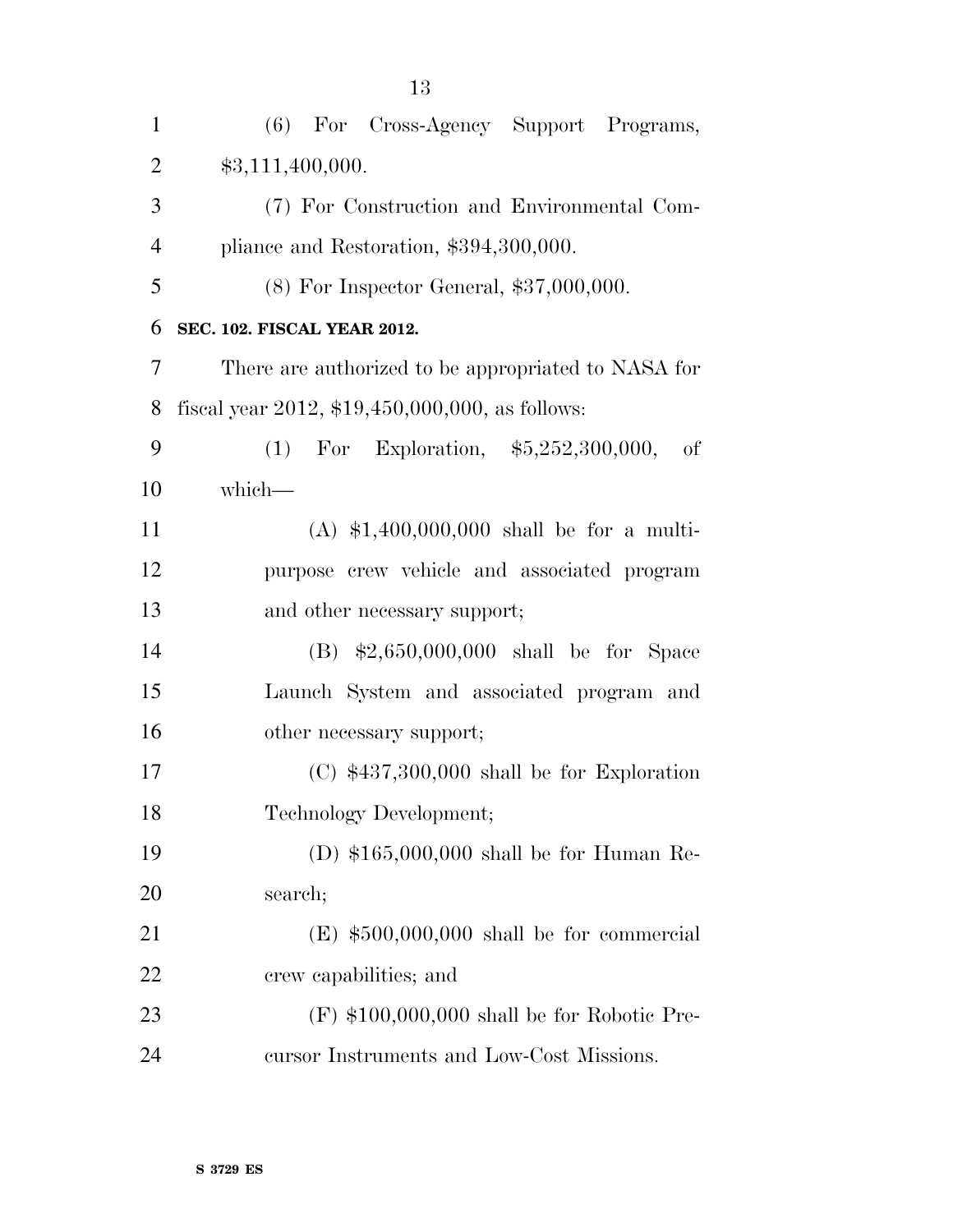(6) For Cross-Agency Support Programs, $3,111,400,000.

(7) For Construction and Environmental Compliance and Restoration, $394,300,000.

(8) For Inspector General, $37,000,000.

**SEC. 102. FISCAL YEAR 2012.**

There are authorized to be appropriated to NASA for fiscal year 2012, $19,450,000,000, as follows:

(1) For Exploration, $5,252,300,000, of which—

(A) $1,400,000,000 shall be for a multipurpose crew vehicle and associated program and other necessary support;

(B) $2,650,000,000 shall be for Space Launch System and associated program and other necessary support;

(C) $437,300,000 shall be for Exploration Technology Development;

(D) $165,000,000 shall be for Human Research;

(E) $500,000,000 shall be for commercial crew capabilities; and

(F) $100,000,000 shall be for Robotic Precursor Instruments and Low-Cost Missions.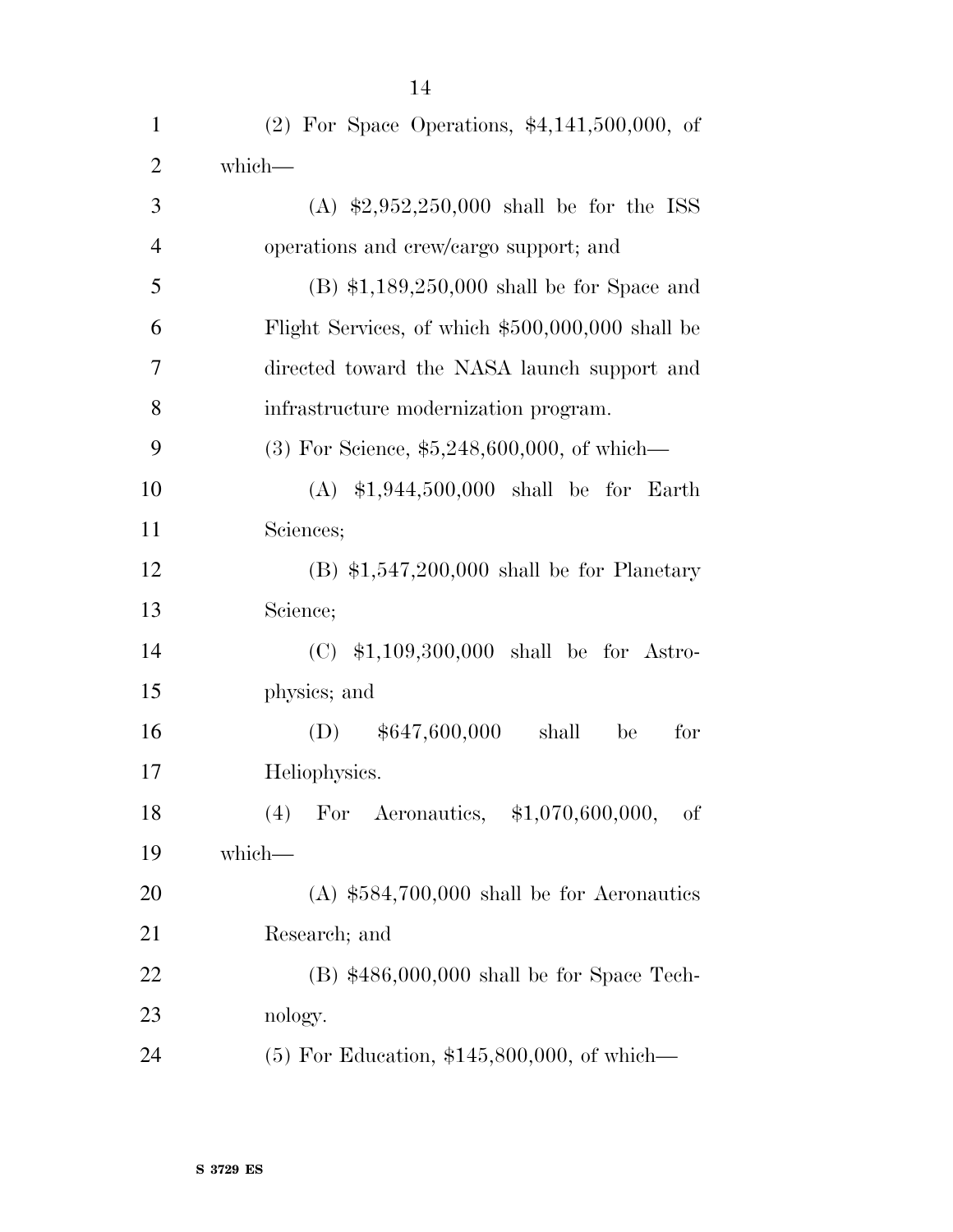(2) For Space Operations, $4,141,500,000, of which—

(A) $2,952,250,000 shall be for the ISS operations and crew/cargo support; and

(B) $1,189,250,000 shall be for Space and Flight Services, of which $500,000,000 shall be directed toward the NASA launch support and infrastructure modernization program.

(3) For Science, $5,248,600,000, of which—

(A) $1,944,500,000 shall be for Earth Sciences;

(B) $1,547,200,000 shall be for Planetary Science;

(C) $1,109,300,000 shall be for Astrophysics; and

(D) $647,600,000 shall be for Heliophysics.

(4) For Aeronautics, $1,070,600,000, of which—

(A) $584,700,000 shall be for Aeronautics Research; and

(B) $486,000,000 shall be for Space Technology.

(5) For Education, $145,800,000, of which—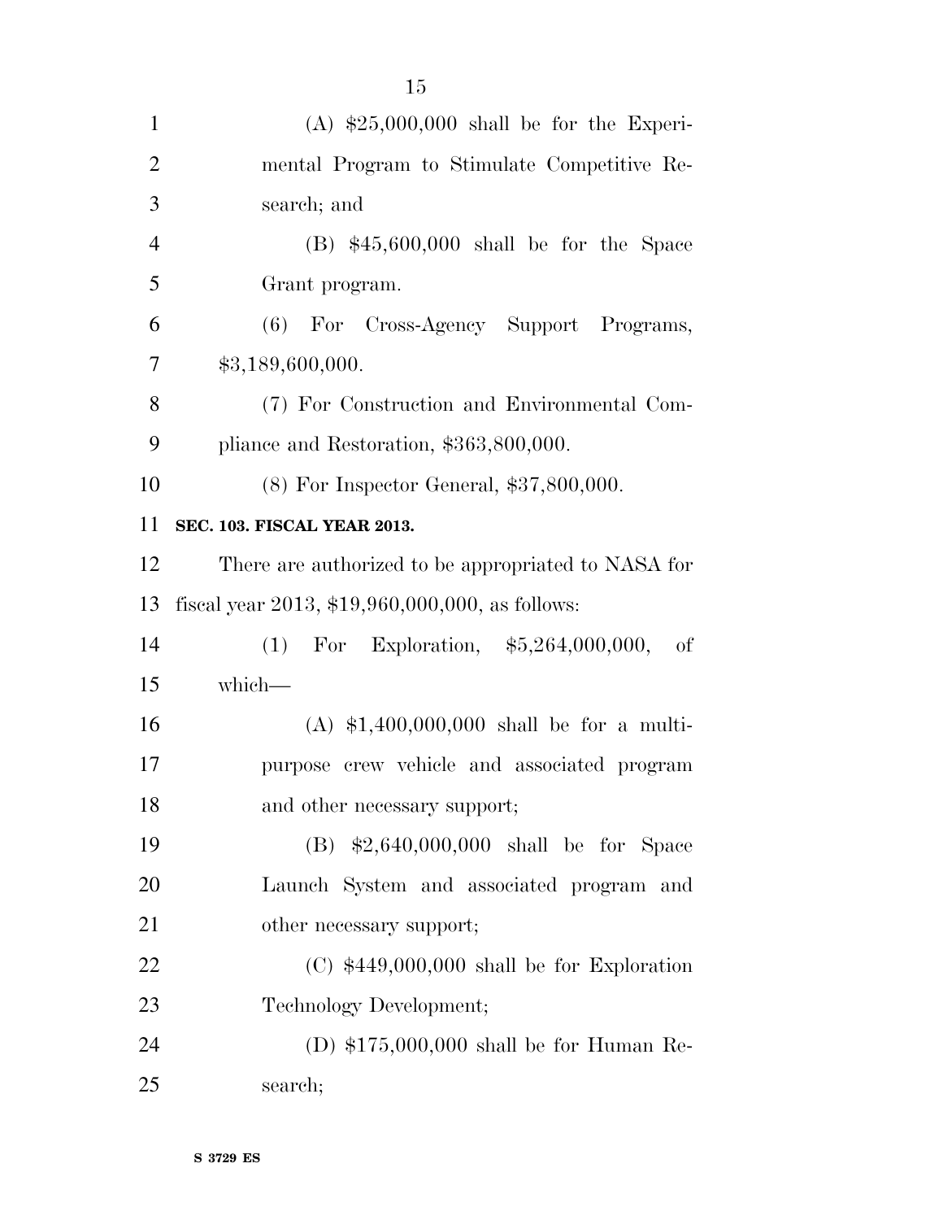(A) $25,000,000 shall be for the Experimental Program to Stimulate Competitive Research; and

(B) $45,600,000 shall be for the Space Grant program.

(6) For Cross-Agency Support Programs, $3,189,600,000.

(7) For Construction and Environmental Compliance and Restoration, $363,800,000.

(8) For Inspector General, $37,800,000.

**SEC. 103. FISCAL YEAR 2013.**

There are authorized to be appropriated to NASA for fiscal year 2013, $19,960,000,000, as follows:

(1) For Exploration, $5,264,000,000, of which—

(A) $1,400,000,000 shall be for a multipurpose crew vehicle and associated program and other necessary support;

(B) $2,640,000,000 shall be for Space Launch System and associated program and other necessary support;

(C) $449,000,000 shall be for Exploration Technology Development;

(D) $175,000,000 shall be for Human Research;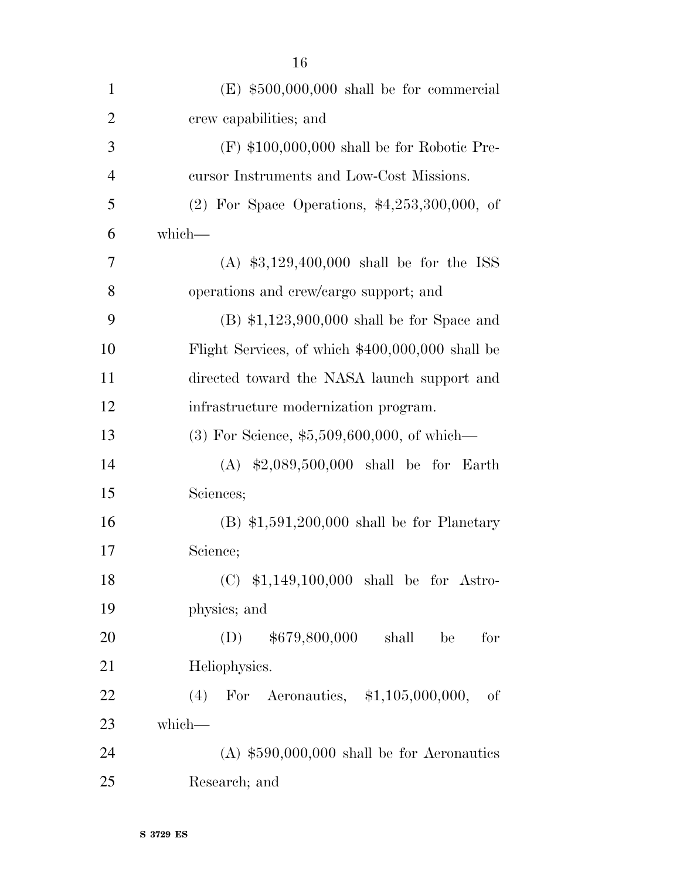(E) $500,000,000 shall be for commercial crew capabilities; and

(F) $100,000,000 shall be for Robotic Precursor Instruments and Low-Cost Missions.

(2) For Space Operations, $4,253,300,000, of which—

(A) $3,129,400,000 shall be for the ISS operations and crew/cargo support; and

(B) $1,123,900,000 shall be for Space and Flight Services, of which $400,000,000 shall be directed toward the NASA launch support and infrastructure modernization program.

(3) For Science, $5,509,600,000, of which—

(A) $2,089,500,000 shall be for Earth Sciences;

(B) $1,591,200,000 shall be for Planetary Science;

(C) $1,149,100,000 shall be for Astrophysics; and

(D) $679,800,000 shall be for Heliophysics.

(4) For Aeronautics, $1,105,000,000, of which—

(A) $590,000,000 shall be for Aeronautics Research; and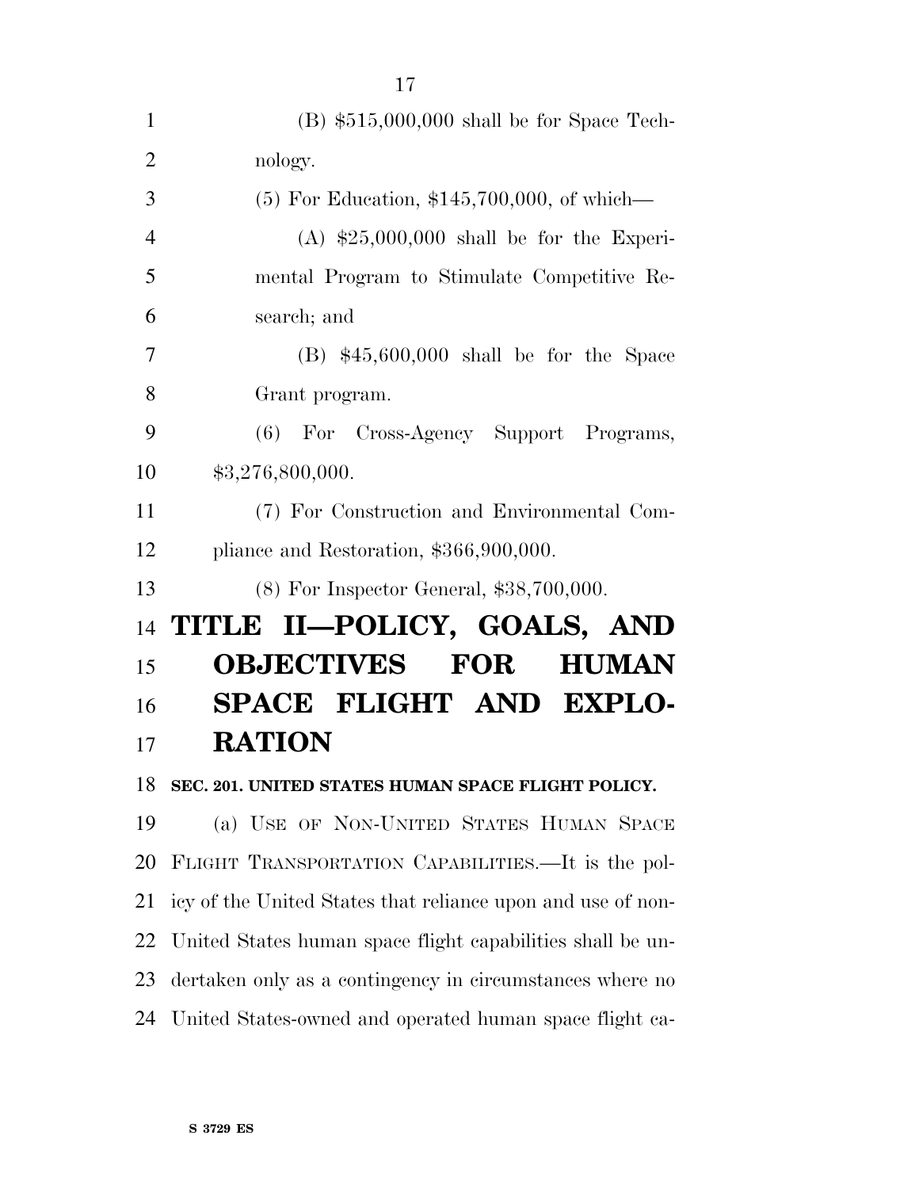(B) $515,000,000 shall be for Space Technology.

(5) For Education, $145,700,000, of which—

(A) $25,000,000 shall be for the Experimental Program to Stimulate Competitive Research; and

(B) $45,600,000 shall be for the Space Grant program.

(6) For Cross-Agency Support Programs, $3,276,800,000.

(7) For Construction and Environmental Compliance and Restoration, $366,900,000.

(8) For Inspector General, $38,700,000.

# TITLE II—POLICY, GOALS, AND OBJECTIVES FOR HUMAN SPACE FLIGHT AND EXPLORATION

## SEC. 201. UNITED STATES HUMAN SPACE FLIGHT POLICY.

(a) USE OF NON-UNITED STATES HUMAN SPACE FLIGHT TRANSPORTATION CAPABILITIES.—It is the policy of the United States that reliance upon and use of non-United States human space flight capabilities shall be undertaken only as a contingency in circumstances where no United States-owned and operated human space flight ca-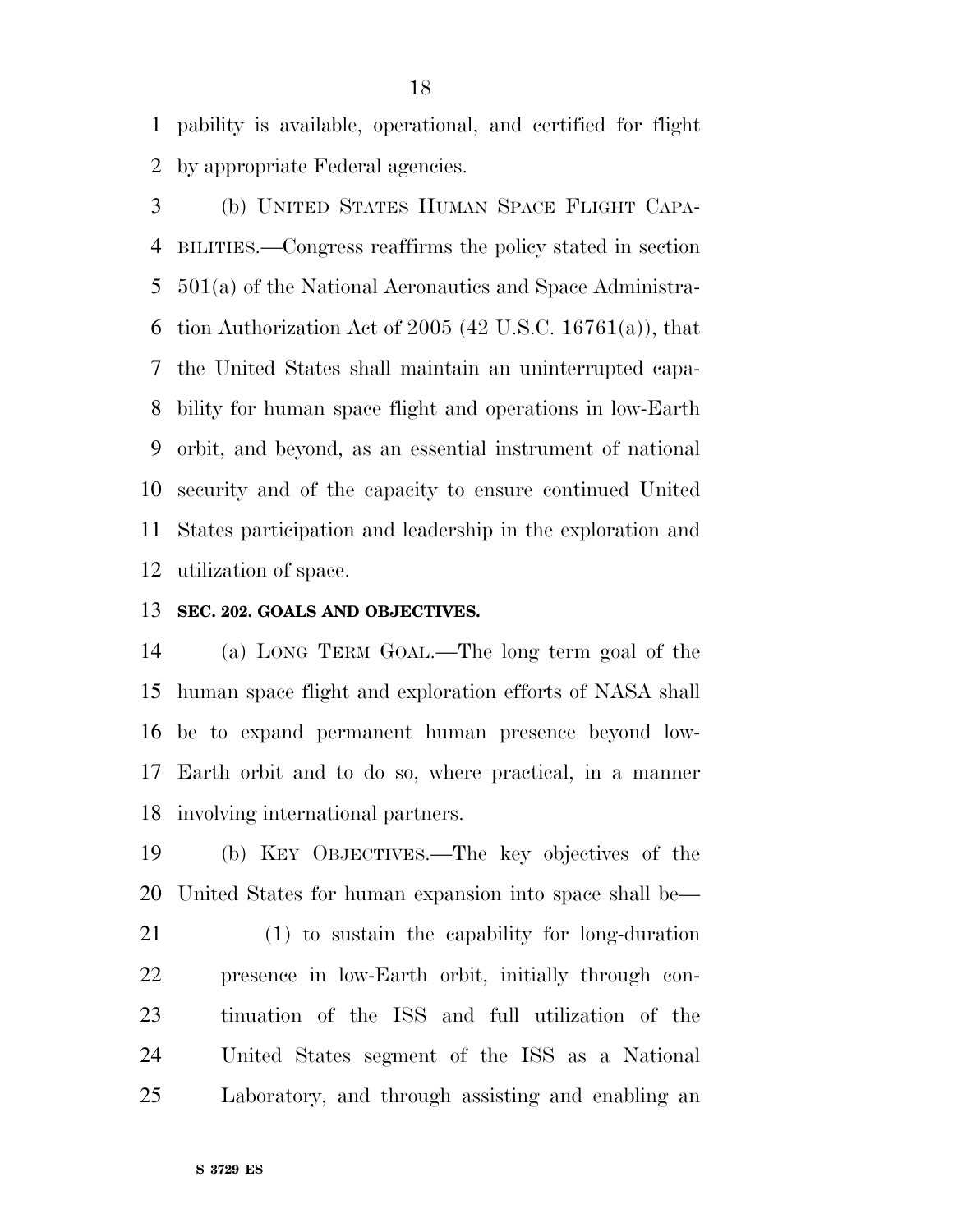pability is available, operational, and certified for flight by appropriate Federal agencies.

(b) UNITED STATES HUMAN SPACE FLIGHT CAPABILITIES.—Congress reaffirms the policy stated in section 501(a) of the National Aeronautics and Space Administration Authorization Act of 2005 (42 U.S.C. 16761(a)), that the United States shall maintain an uninterrupted capability for human space flight and operations in low-Earth orbit, and beyond, as an essential instrument of national security and of the capacity to ensure continued United States participation and leadership in the exploration and utilization of space.

**SEC. 202. GOALS AND OBJECTIVES.**

(a) LONG TERM GOAL.—The long term goal of the human space flight and exploration efforts of NASA shall be to expand permanent human presence beyond low-Earth orbit and to do so, where practical, in a manner involving international partners.

(b) KEY OBJECTIVES.—The key objectives of the United States for human expansion into space shall be—

(1) to sustain the capability for long-duration presence in low-Earth orbit, initially through continuation of the ISS and full utilization of the United States segment of the ISS as a National Laboratory, and through assisting and enabling an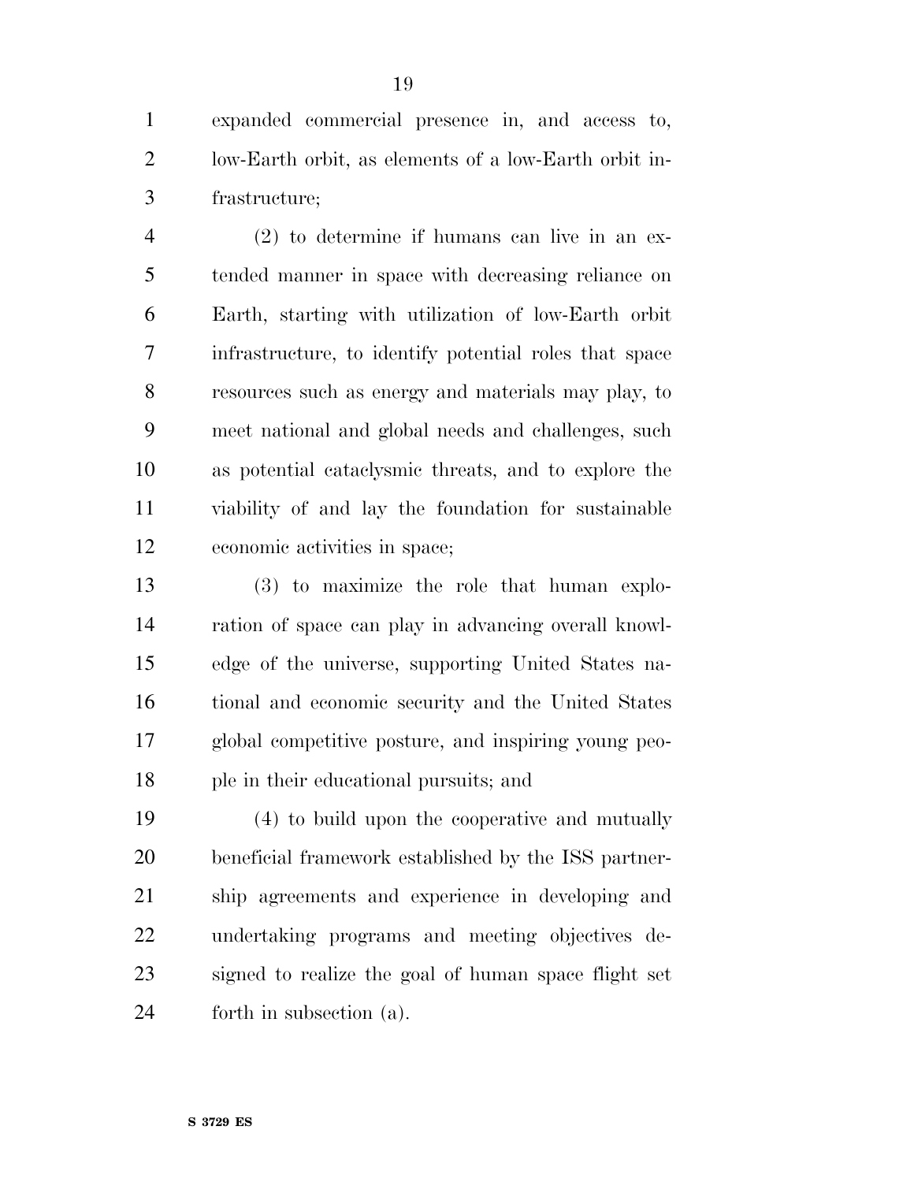expanded commercial presence in, and access to, low-Earth orbit, as elements of a low-Earth orbit infrastructure;

(2) to determine if humans can live in an extended manner in space with decreasing reliance on Earth, starting with utilization of low-Earth orbit infrastructure, to identify potential roles that space resources such as energy and materials may play, to meet national and global needs and challenges, such as potential cataclysmic threats, and to explore the viability of and lay the foundation for sustainable economic activities in space;

(3) to maximize the role that human exploration of space can play in advancing overall knowledge of the universe, supporting United States national and economic security and the United States global competitive posture, and inspiring young people in their educational pursuits; and

(4) to build upon the cooperative and mutually beneficial framework established by the ISS partnership agreements and experience in developing and undertaking programs and meeting objectives designed to realize the goal of human space flight set forth in subsection (a).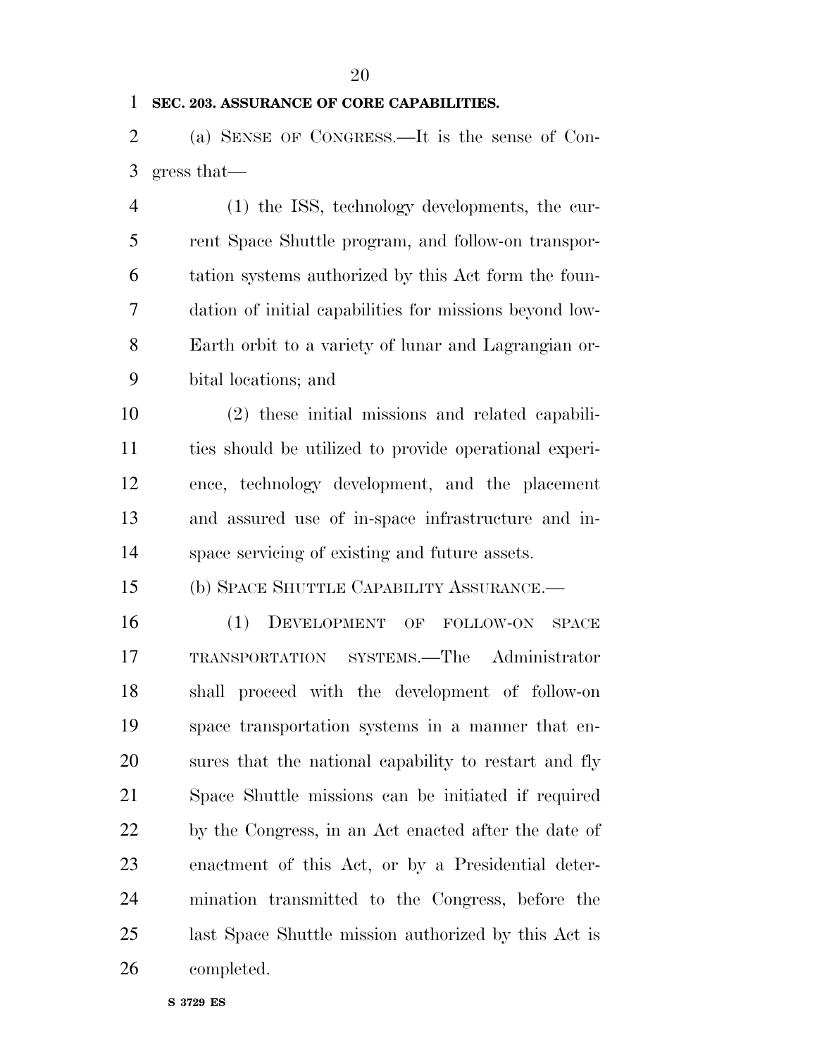**SEC. 203. ASSURANCE OF CORE CAPABILITIES.**

(a) SENSE OF CONGRESS.—It is the sense of Congress that—

(1) the ISS, technology developments, the current Space Shuttle program, and follow-on transportation systems authorized by this Act form the foundation of initial capabilities for missions beyond low-Earth orbit to a variety of lunar and Lagrangian orbital locations; and

(2) these initial missions and related capabilities should be utilized to provide operational experience, technology development, and the placement and assured use of in-space infrastructure and in-space servicing of existing and future assets.

(b) SPACE SHUTTLE CAPABILITY ASSURANCE.—

(1) DEVELOPMENT OF FOLLOW-ON SPACE TRANSPORTATION SYSTEMS.—The Administrator shall proceed with the development of follow-on space transportation systems in a manner that ensures that the national capability to restart and fly Space Shuttle missions can be initiated if required by the Congress, in an Act enacted after the date of enactment of this Act, or by a Presidential determination transmitted to the Congress, before the last Space Shuttle mission authorized by this Act is completed.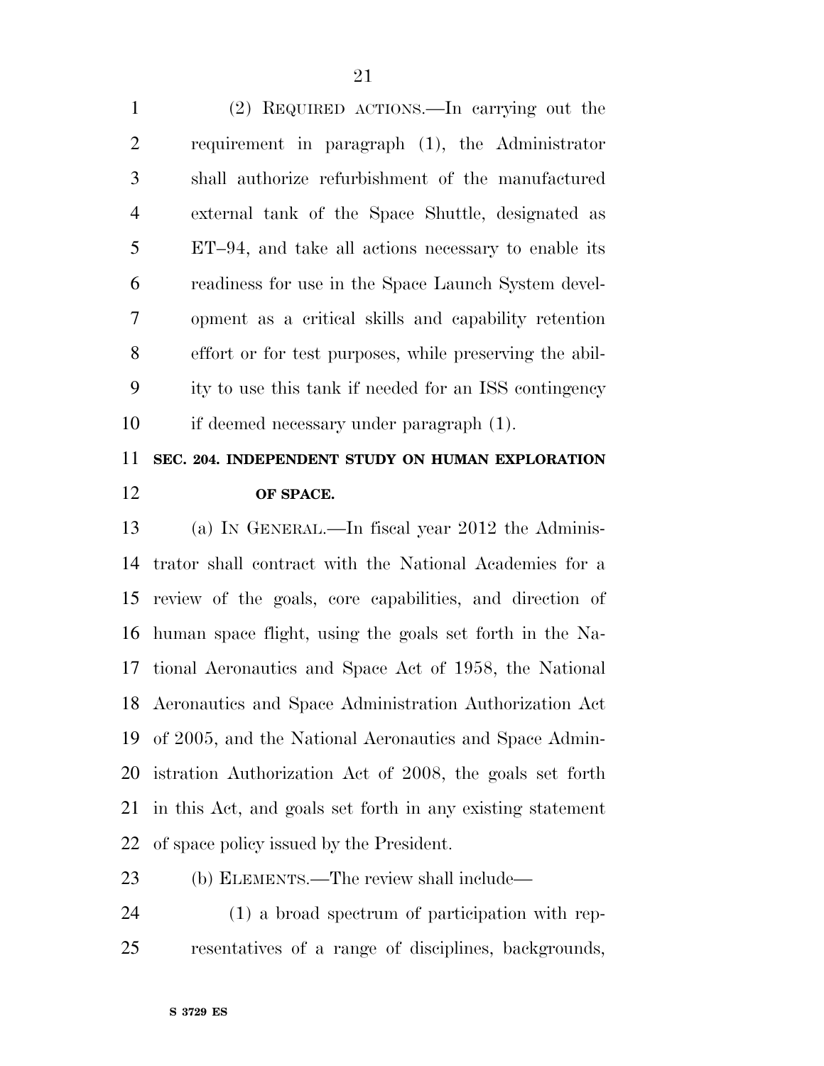(2) REQUIRED ACTIONS.—In carrying out the requirement in paragraph (1), the Administrator shall authorize refurbishment of the manufactured external tank of the Space Shuttle, designated as ET–94, and take all actions necessary to enable its readiness for use in the Space Launch System development as a critical skills and capability retention effort or for test purposes, while preserving the ability to use this tank if needed for an ISS contingency if deemed necessary under paragraph (1).

**SEC. 204. INDEPENDENT STUDY ON HUMAN EXPLORATION OF SPACE.**

(a) IN GENERAL.—In fiscal year 2012 the Administrator shall contract with the National Academies for a review of the goals, core capabilities, and direction of human space flight, using the goals set forth in the National Aeronautics and Space Act of 1958, the National Aeronautics and Space Administration Authorization Act of 2005, and the National Aeronautics and Space Administration Authorization Act of 2008, the goals set forth in this Act, and goals set forth in any existing statement of space policy issued by the President.

(b) ELEMENTS.—The review shall include—

(1) a broad spectrum of participation with representatives of a range of disciplines, backgrounds,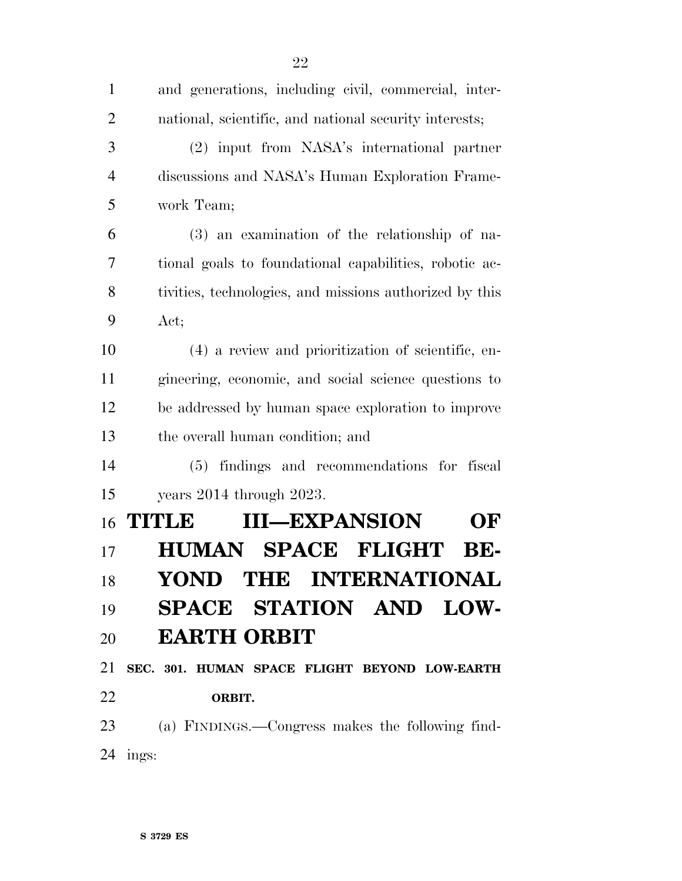and generations, including civil, commercial, international, scientific, and national security interests;

(2) input from NASA's international partner discussions and NASA's Human Exploration Framework Team;

(3) an examination of the relationship of national goals to foundational capabilities, robotic activities, technologies, and missions authorized by this Act;

(4) a review and prioritization of scientific, engineering, economic, and social science questions to be addressed by human space exploration to improve the overall human condition; and

(5) findings and recommendations for fiscal years 2014 through 2023.

# TITLE III—EXPANSION OF HUMAN SPACE FLIGHT BEYOND THE INTERNATIONAL SPACE STATION AND LOW-EARTH ORBIT

## SEC. 301. HUMAN SPACE FLIGHT BEYOND LOW-EARTH ORBIT.

(a) FINDINGS.—Congress makes the following findings: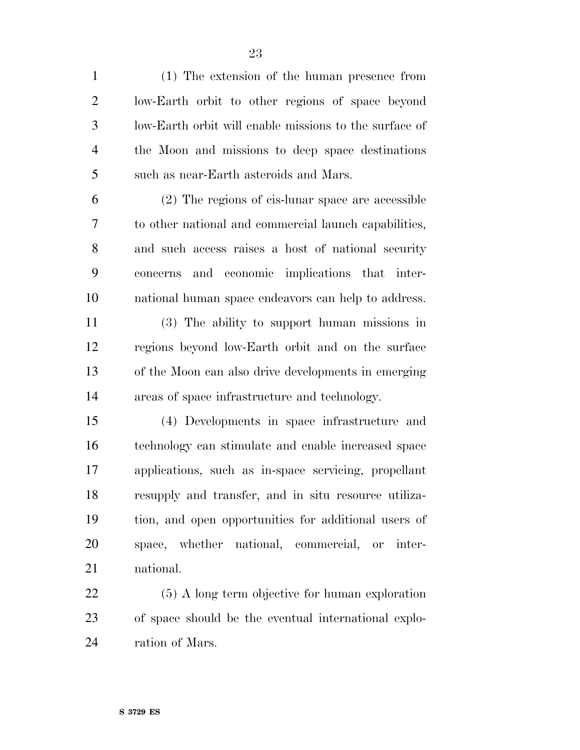(1) The extension of the human presence from low-Earth orbit to other regions of space beyond low-Earth orbit will enable missions to the surface of the Moon and missions to deep space destinations such as near-Earth asteroids and Mars.

(2) The regions of cis-lunar space are accessible to other national and commercial launch capabilities, and such access raises a host of national security concerns and economic implications that international human space endeavors can help to address.

(3) The ability to support human missions in regions beyond low-Earth orbit and on the surface of the Moon can also drive developments in emerging areas of space infrastructure and technology.

(4) Developments in space infrastructure and technology can stimulate and enable increased space applications, such as in-space servicing, propellant resupply and transfer, and in situ resource utilization, and open opportunities for additional users of space, whether national, commercial, or international.

(5) A long term objective for human exploration of space should be the eventual international exploration of Mars.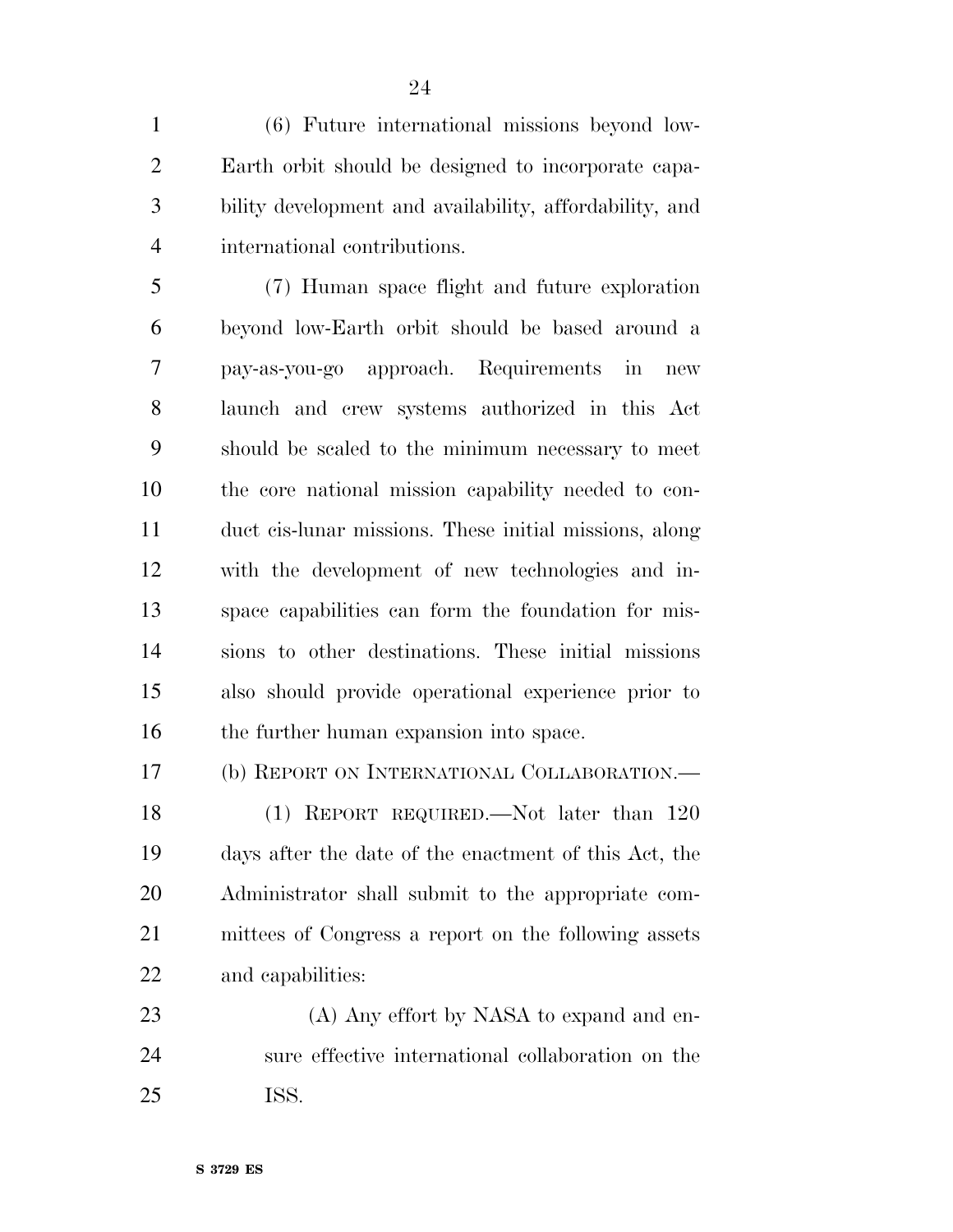(6) Future international missions beyond low-Earth orbit should be designed to incorporate capability development and availability, affordability, and international contributions.

(7) Human space flight and future exploration beyond low-Earth orbit should be based around a pay-as-you-go approach. Requirements in new launch and crew systems authorized in this Act should be scaled to the minimum necessary to meet the core national mission capability needed to conduct cis-lunar missions. These initial missions, along with the development of new technologies and in-space capabilities can form the foundation for missions to other destinations. These initial missions also should provide operational experience prior to the further human expansion into space.

(b) REPORT ON INTERNATIONAL COLLABORATION.—

(1) REPORT REQUIRED.—Not later than 120 days after the date of the enactment of this Act, the Administrator shall submit to the appropriate committees of Congress a report on the following assets and capabilities:

(A) Any effort by NASA to expand and ensure effective international collaboration on the ISS.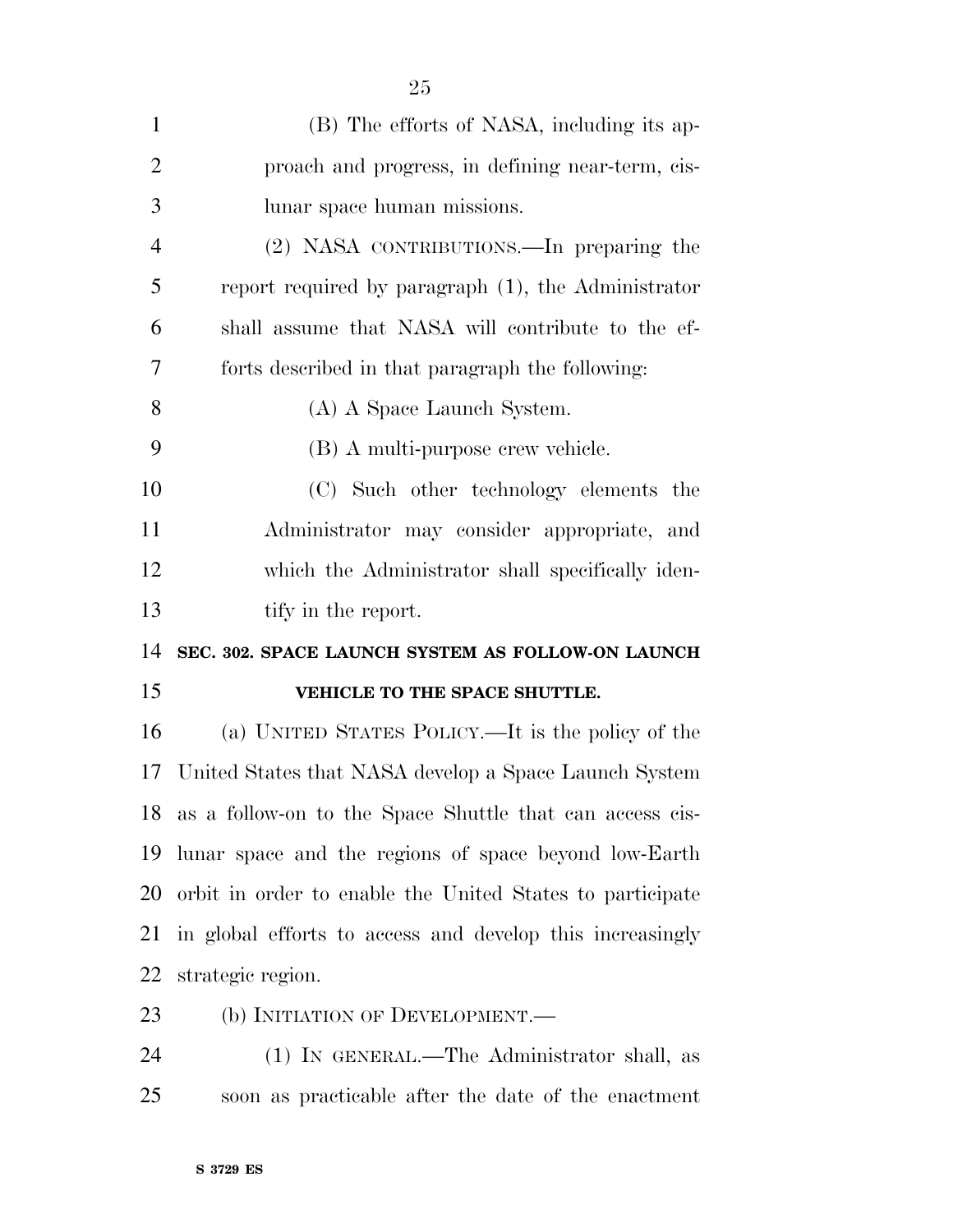(B) The efforts of NASA, including its approach and progress, in defining near-term, cislunar space human missions.

(2) NASA CONTRIBUTIONS.—In preparing the report required by paragraph (1), the Administrator shall assume that NASA will contribute to the efforts described in that paragraph the following:

(A) A Space Launch System.

(B) A multi-purpose crew vehicle.

(C) Such other technology elements the Administrator may consider appropriate, and which the Administrator shall specifically identify in the report.

**SEC. 302. SPACE LAUNCH SYSTEM AS FOLLOW-ON LAUNCH VEHICLE TO THE SPACE SHUTTLE.**

(a) UNITED STATES POLICY.—It is the policy of the United States that NASA develop a Space Launch System as a follow-on to the Space Shuttle that can access cislunar space and the regions of space beyond low-Earth orbit in order to enable the United States to participate in global efforts to access and develop this increasingly strategic region.

(b) INITIATION OF DEVELOPMENT.—

(1) IN GENERAL.—The Administrator shall, as soon as practicable after the date of the enactment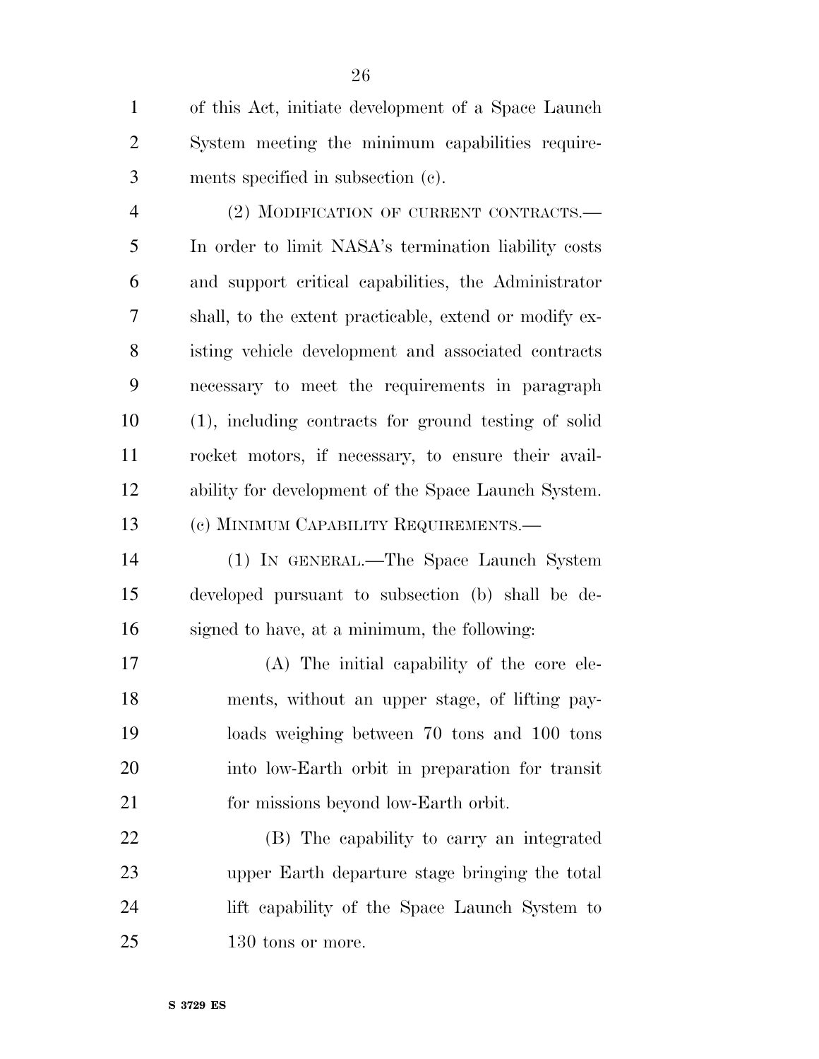of this Act, initiate development of a Space Launch System meeting the minimum capabilities requirements specified in subsection (c).

(2) MODIFICATION OF CURRENT CONTRACTS.—In order to limit NASA's termination liability costs and support critical capabilities, the Administrator shall, to the extent practicable, extend or modify existing vehicle development and associated contracts necessary to meet the requirements in paragraph (1), including contracts for ground testing of solid rocket motors, if necessary, to ensure their availability for development of the Space Launch System.

(c) MINIMUM CAPABILITY REQUIREMENTS.—

(1) IN GENERAL.—The Space Launch System developed pursuant to subsection (b) shall be designed to have, at a minimum, the following:

(A) The initial capability of the core elements, without an upper stage, of lifting payloads weighing between 70 tons and 100 tons into low-Earth orbit in preparation for transit for missions beyond low-Earth orbit.

(B) The capability to carry an integrated upper Earth departure stage bringing the total lift capability of the Space Launch System to 130 tons or more.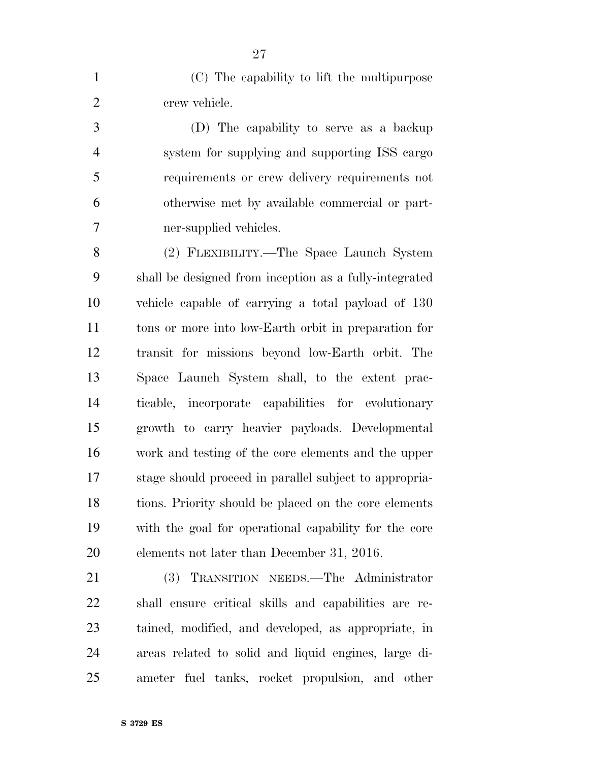(C) The capability to lift the multipurpose crew vehicle.

(D) The capability to serve as a backup system for supplying and supporting ISS cargo requirements or crew delivery requirements not otherwise met by available commercial or partner-supplied vehicles.

(2) FLEXIBILITY.—The Space Launch System shall be designed from inception as a fully-integrated vehicle capable of carrying a total payload of 130 tons or more into low-Earth orbit in preparation for transit for missions beyond low-Earth orbit. The Space Launch System shall, to the extent practicable, incorporate capabilities for evolutionary growth to carry heavier payloads. Developmental work and testing of the core elements and the upper stage should proceed in parallel subject to appropriations. Priority should be placed on the core elements with the goal for operational capability for the core elements not later than December 31, 2016.

(3) TRANSITION NEEDS.—The Administrator shall ensure critical skills and capabilities are retained, modified, and developed, as appropriate, in areas related to solid and liquid engines, large diameter fuel tanks, rocket propulsion, and other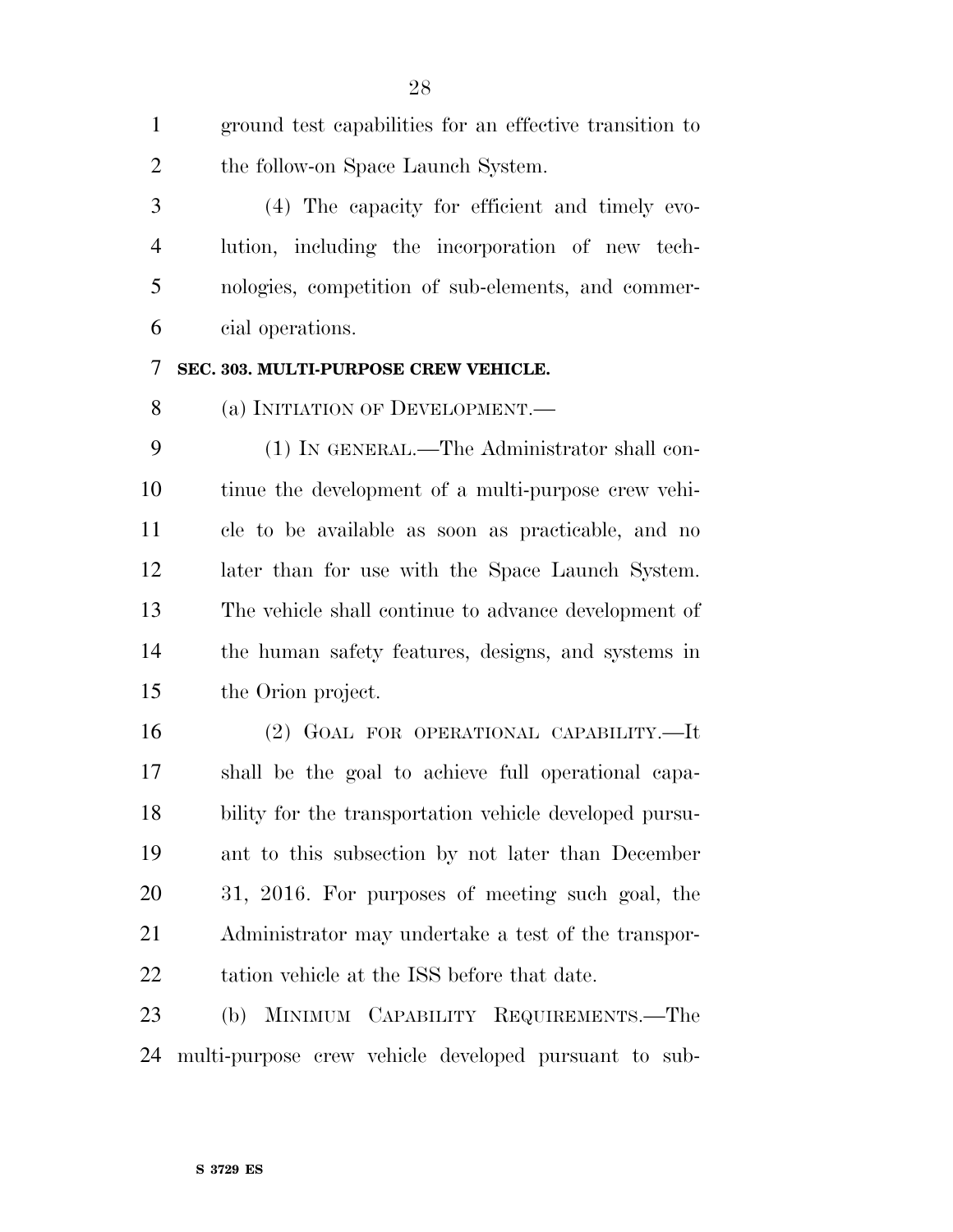ground test capabilities for an effective transition to the follow-on Space Launch System.

(4) The capacity for efficient and timely evolution, including the incorporation of new technologies, competition of sub-elements, and commercial operations.

**SEC. 303. MULTI-PURPOSE CREW VEHICLE.**

(a) INITIATION OF DEVELOPMENT.—

(1) IN GENERAL.—The Administrator shall continue the development of a multi-purpose crew vehicle to be available as soon as practicable, and no later than for use with the Space Launch System. The vehicle shall continue to advance development of the human safety features, designs, and systems in the Orion project.

(2) GOAL FOR OPERATIONAL CAPABILITY.—It shall be the goal to achieve full operational capability for the transportation vehicle developed pursuant to this subsection by not later than December 31, 2016. For purposes of meeting such goal, the Administrator may undertake a test of the transportation vehicle at the ISS before that date.

(b) MINIMUM CAPABILITY REQUIREMENTS.—The multi-purpose crew vehicle developed pursuant to sub-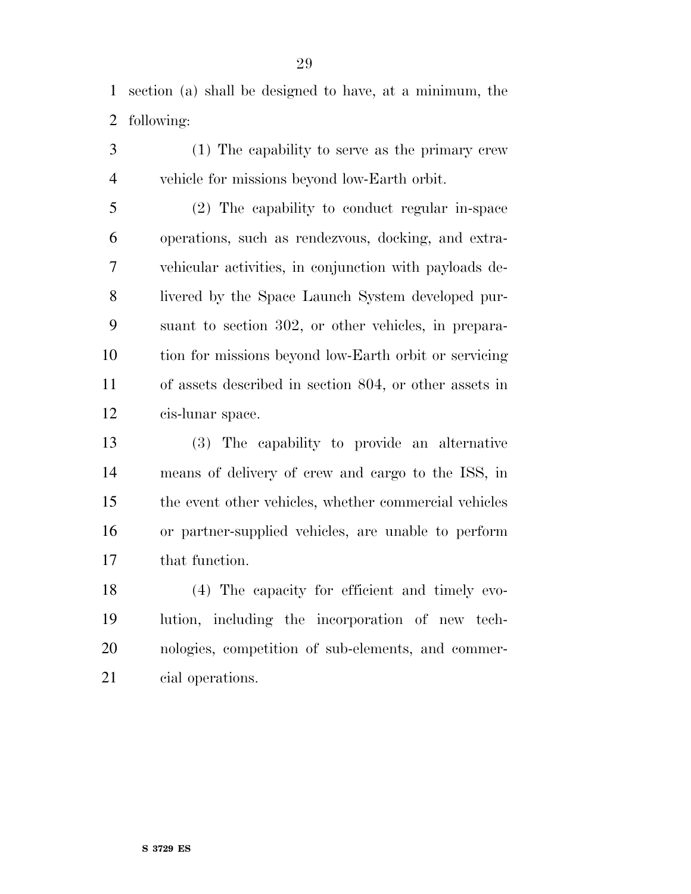section (a) shall be designed to have, at a minimum, the following:

(1) The capability to serve as the primary crew vehicle for missions beyond low-Earth orbit.

(2) The capability to conduct regular in-space operations, such as rendezvous, docking, and extra-vehicular activities, in conjunction with payloads delivered by the Space Launch System developed pursuant to section 302, or other vehicles, in preparation for missions beyond low-Earth orbit or servicing of assets described in section 804, or other assets in cis-lunar space.

(3) The capability to provide an alternative means of delivery of crew and cargo to the ISS, in the event other vehicles, whether commercial vehicles or partner-supplied vehicles, are unable to perform that function.

(4) The capacity for efficient and timely evolution, including the incorporation of new technologies, competition of sub-elements, and commercial operations.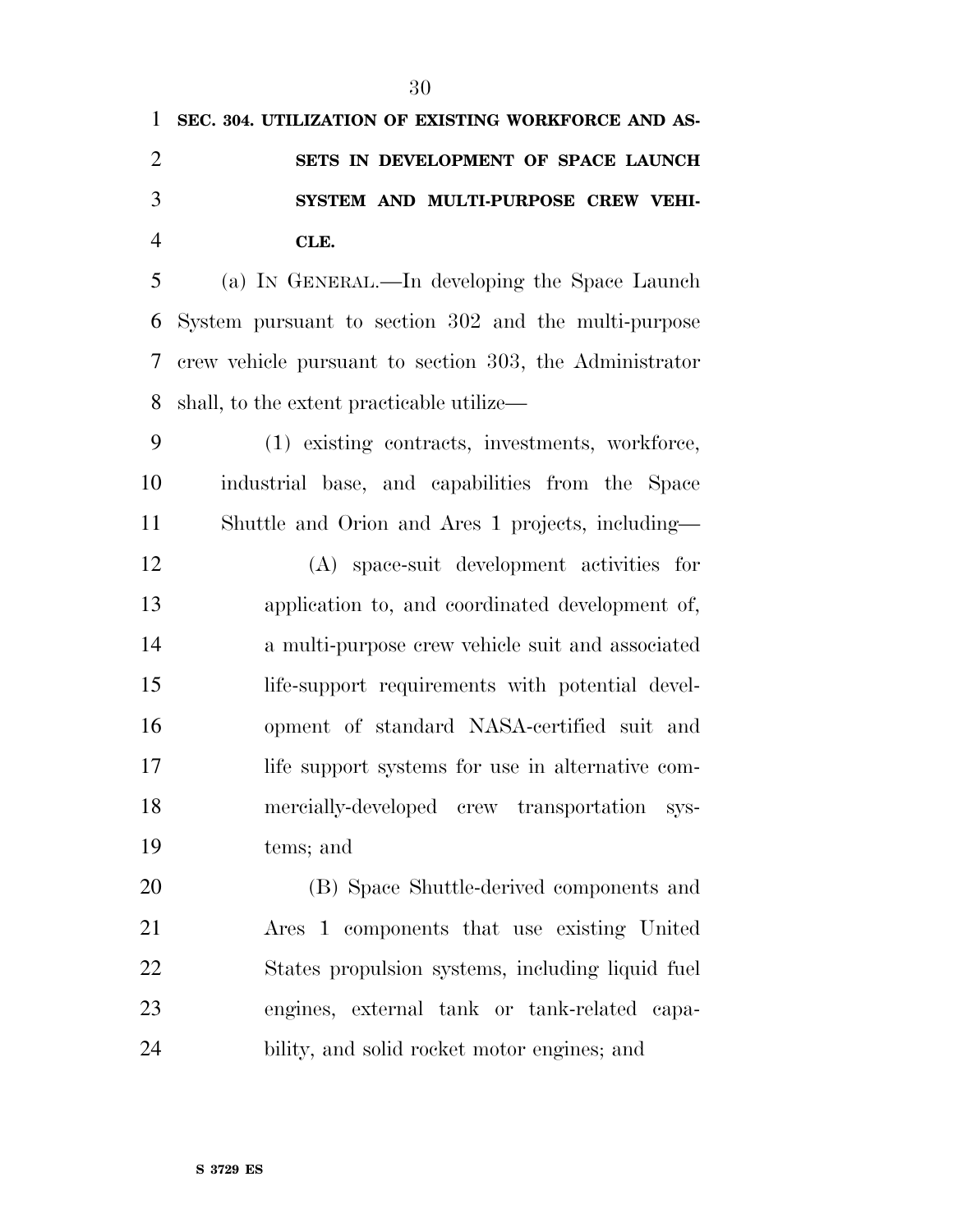**SEC. 304. UTILIZATION OF EXISTING WORKFORCE AND ASSETS IN DEVELOPMENT OF SPACE LAUNCH SYSTEM AND MULTI-PURPOSE CREW VEHICLE.**

(a) IN GENERAL.—In developing the Space Launch System pursuant to section 302 and the multi-purpose crew vehicle pursuant to section 303, the Administrator shall, to the extent practicable utilize—

(1) existing contracts, investments, workforce, industrial base, and capabilities from the Space Shuttle and Orion and Ares 1 projects, including—

(A) space-suit development activities for application to, and coordinated development of, a multi-purpose crew vehicle suit and associated life-support requirements with potential development of standard NASA-certified suit and life support systems for use in alternative commercially-developed crew transportation systems; and

(B) Space Shuttle-derived components and Ares 1 components that use existing United States propulsion systems, including liquid fuel engines, external tank or tank-related capability, and solid rocket motor engines; and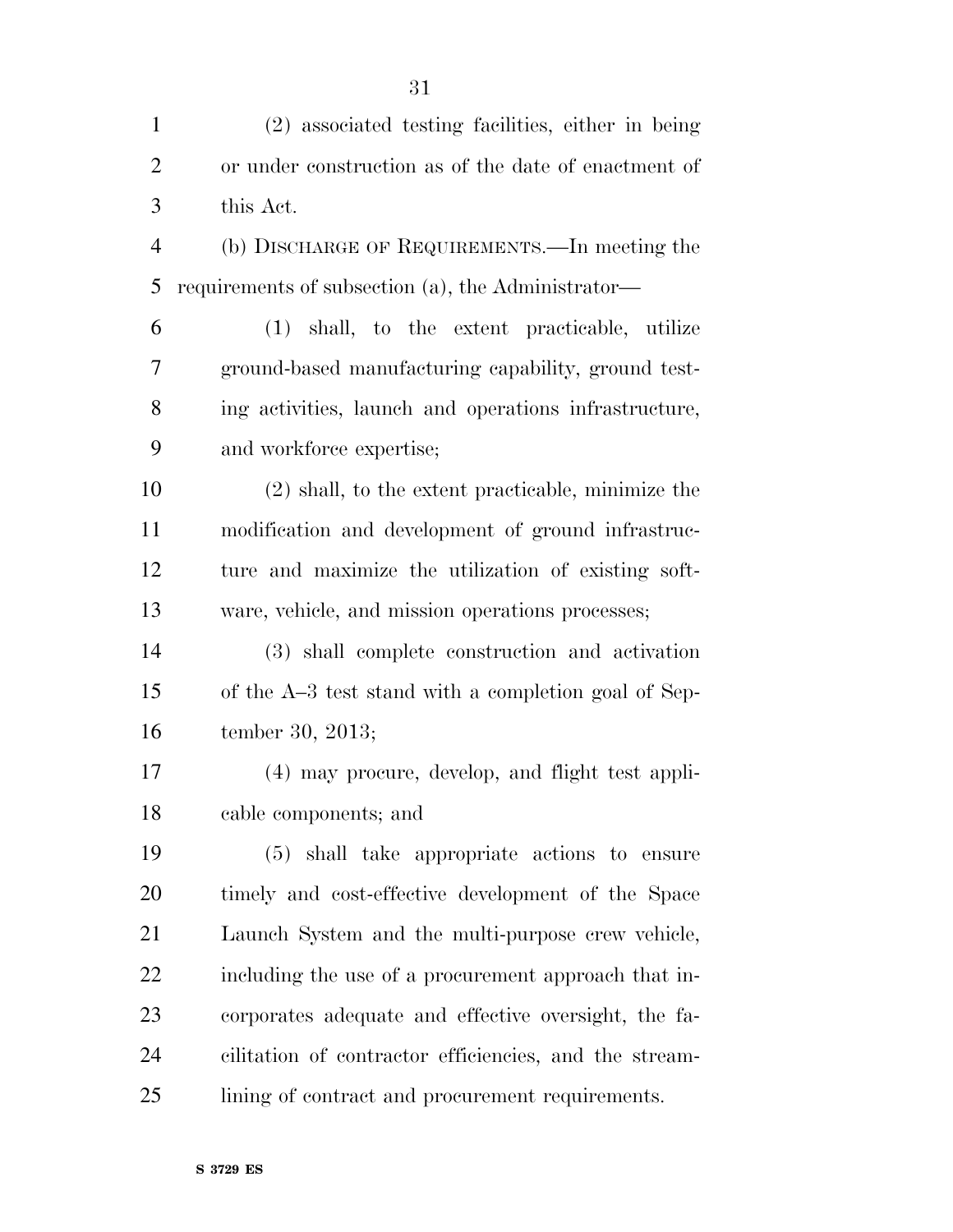(2) associated testing facilities, either in being or under construction as of the date of enactment of this Act.

(b) DISCHARGE OF REQUIREMENTS.—In meeting the requirements of subsection (a), the Administrator—

(1) shall, to the extent practicable, utilize ground-based manufacturing capability, ground testing activities, launch and operations infrastructure, and workforce expertise;

(2) shall, to the extent practicable, minimize the modification and development of ground infrastructure and maximize the utilization of existing software, vehicle, and mission operations processes;

(3) shall complete construction and activation of the A–3 test stand with a completion goal of September 30, 2013;

(4) may procure, develop, and flight test applicable components; and

(5) shall take appropriate actions to ensure timely and cost-effective development of the Space Launch System and the multi-purpose crew vehicle, including the use of a procurement approach that incorporates adequate and effective oversight, the facilitation of contractor efficiencies, and the streamlining of contract and procurement requirements.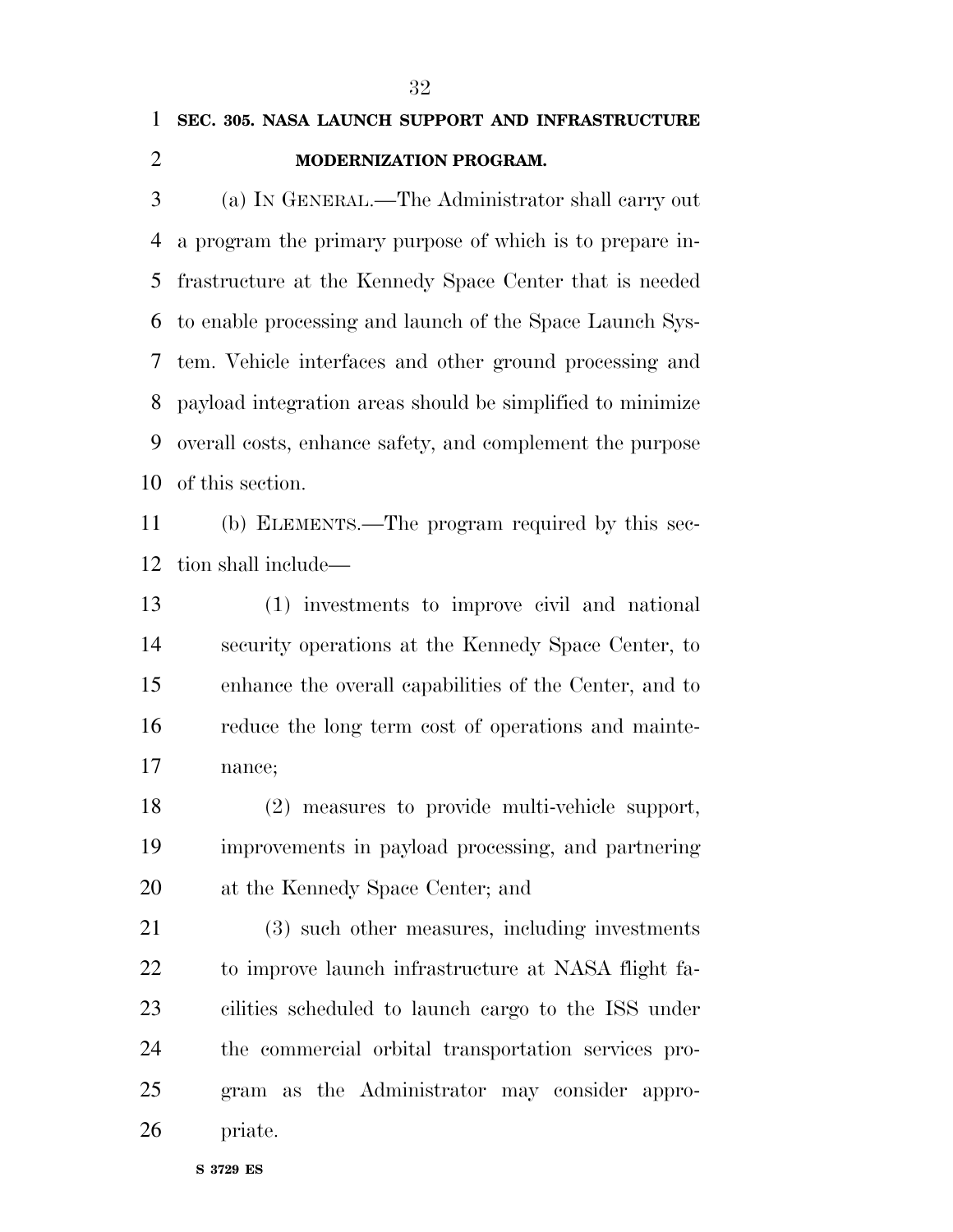**SEC. 305. NASA LAUNCH SUPPORT AND INFRASTRUCTURE MODERNIZATION PROGRAM.**

(a) IN GENERAL.—The Administrator shall carry out a program the primary purpose of which is to prepare infrastructure at the Kennedy Space Center that is needed to enable processing and launch of the Space Launch System. Vehicle interfaces and other ground processing and payload integration areas should be simplified to minimize overall costs, enhance safety, and complement the purpose of this section.

(b) ELEMENTS.—The program required by this section shall include—

(1) investments to improve civil and national security operations at the Kennedy Space Center, to enhance the overall capabilities of the Center, and to reduce the long term cost of operations and maintenance;

(2) measures to provide multi-vehicle support, improvements in payload processing, and partnering at the Kennedy Space Center; and

(3) such other measures, including investments to improve launch infrastructure at NASA flight facilities scheduled to launch cargo to the ISS under the commercial orbital transportation services program as the Administrator may consider appropriate.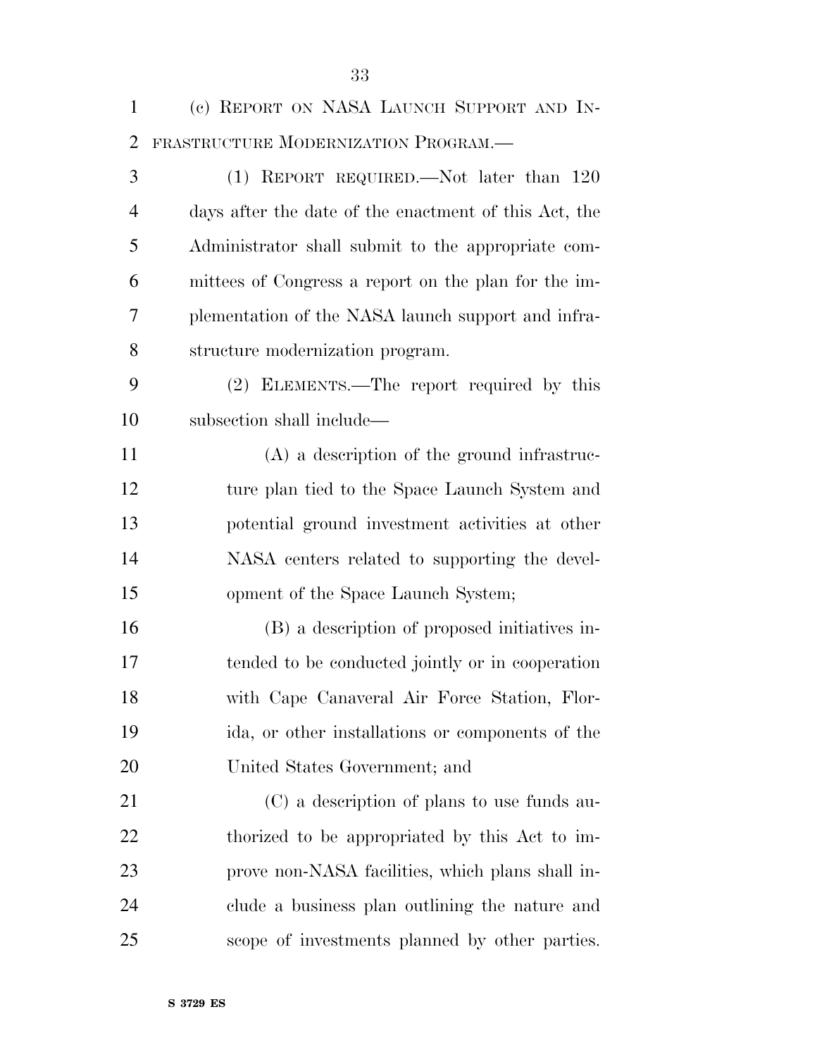(c) REPORT ON NASA LAUNCH SUPPORT AND INFRASTRUCTURE MODERNIZATION PROGRAM.—

(1) REPORT REQUIRED.—Not later than 120 days after the date of the enactment of this Act, the Administrator shall submit to the appropriate committees of Congress a report on the plan for the implementation of the NASA launch support and infrastructure modernization program.

(2) ELEMENTS.—The report required by this subsection shall include—

(A) a description of the ground infrastructure plan tied to the Space Launch System and potential ground investment activities at other NASA centers related to supporting the development of the Space Launch System;

(B) a description of proposed initiatives intended to be conducted jointly or in cooperation with Cape Canaveral Air Force Station, Florida, or other installations or components of the United States Government; and

(C) a description of plans to use funds authorized to be appropriated by this Act to improve non-NASA facilities, which plans shall include a business plan outlining the nature and scope of investments planned by other parties.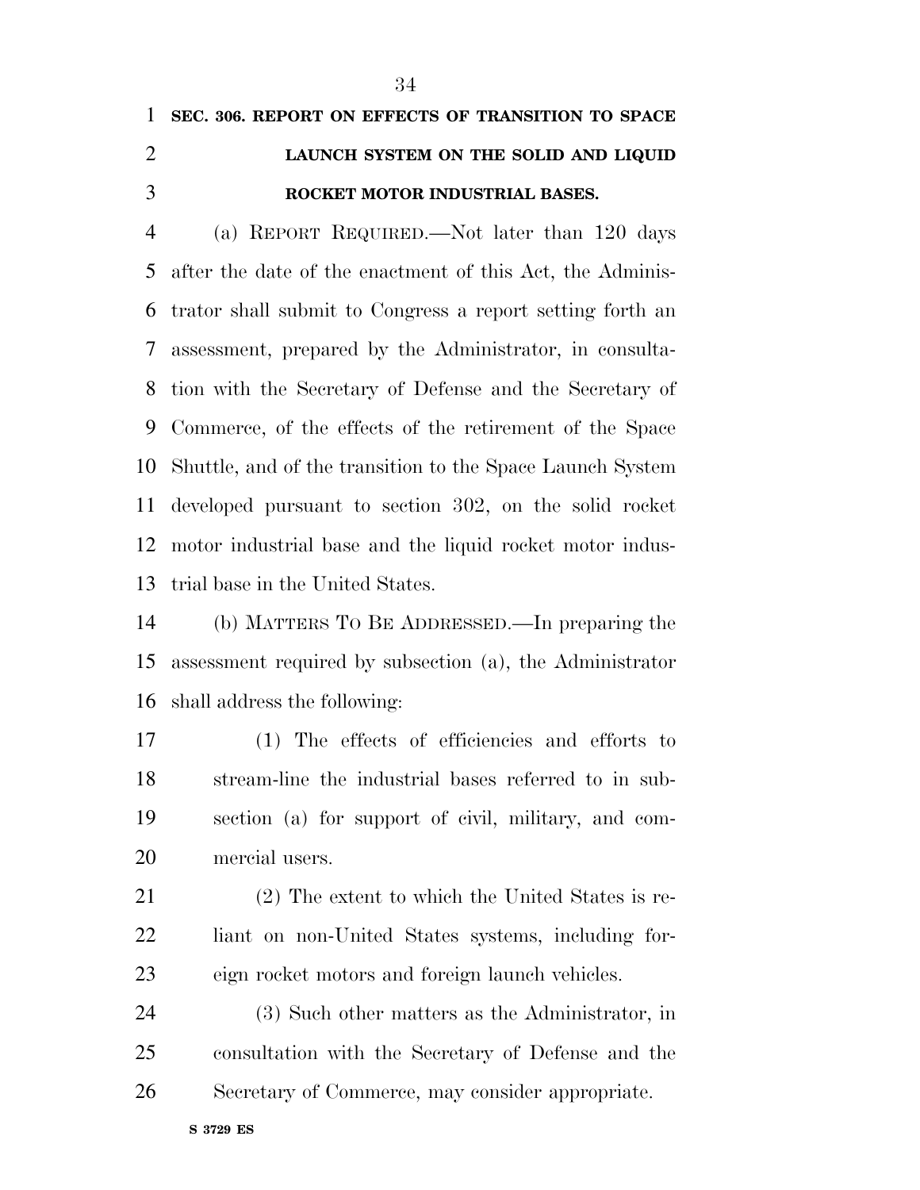**SEC. 306. REPORT ON EFFECTS OF TRANSITION TO SPACE LAUNCH SYSTEM ON THE SOLID AND LIQUID ROCKET MOTOR INDUSTRIAL BASES.**

(a) REPORT REQUIRED.—Not later than 120 days after the date of the enactment of this Act, the Administrator shall submit to Congress a report setting forth an assessment, prepared by the Administrator, in consultation with the Secretary of Defense and the Secretary of Commerce, of the effects of the retirement of the Space Shuttle, and of the transition to the Space Launch System developed pursuant to section 302, on the solid rocket motor industrial base and the liquid rocket motor industrial base in the United States.

(b) MATTERS TO BE ADDRESSED.—In preparing the assessment required by subsection (a), the Administrator shall address the following:

(1) The effects of efficiencies and efforts to stream-line the industrial bases referred to in subsection (a) for support of civil, military, and commercial users.

(2) The extent to which the United States is reliant on non-United States systems, including foreign rocket motors and foreign launch vehicles.

(3) Such other matters as the Administrator, in consultation with the Secretary of Defense and the Secretary of Commerce, may consider appropriate.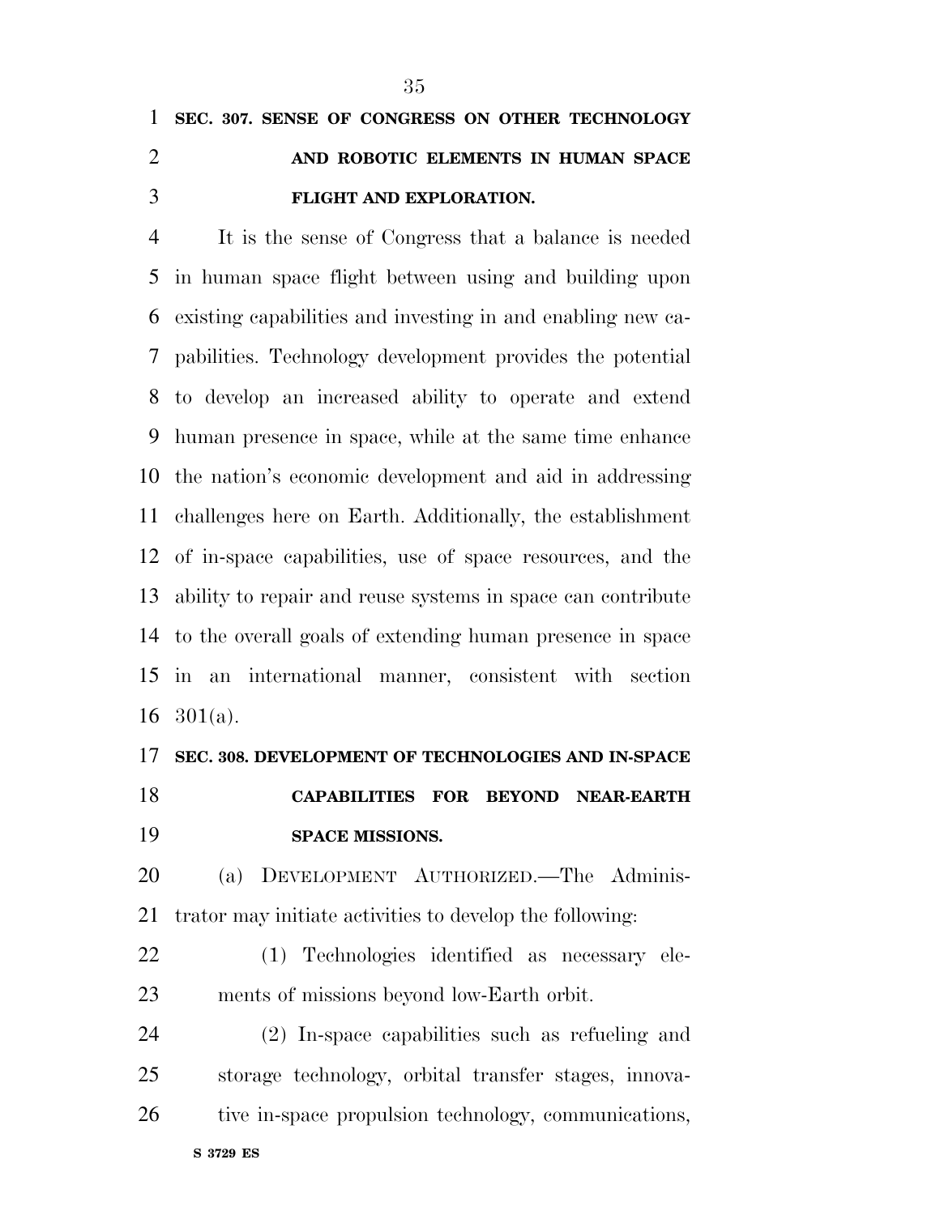## SEC. 307. SENSE OF CONGRESS ON OTHER TECHNOLOGY AND ROBOTIC ELEMENTS IN HUMAN SPACE FLIGHT AND EXPLORATION.

It is the sense of Congress that a balance is needed in human space flight between using and building upon existing capabilities and investing in and enabling new capabilities. Technology development provides the potential to develop an increased ability to operate and extend human presence in space, while at the same time enhance the nation's economic development and aid in addressing challenges here on Earth. Additionally, the establishment of in-space capabilities, use of space resources, and the ability to repair and reuse systems in space can contribute to the overall goals of extending human presence in space in an international manner, consistent with section 301(a).

## SEC. 308. DEVELOPMENT OF TECHNOLOGIES AND IN-SPACE CAPABILITIES FOR BEYOND NEAR-EARTH SPACE MISSIONS.

(a) DEVELOPMENT AUTHORIZED.—The Administrator may initiate activities to develop the following:

(1) Technologies identified as necessary elements of missions beyond low-Earth orbit.

(2) In-space capabilities such as refueling and storage technology, orbital transfer stages, innovative in-space propulsion technology, communications,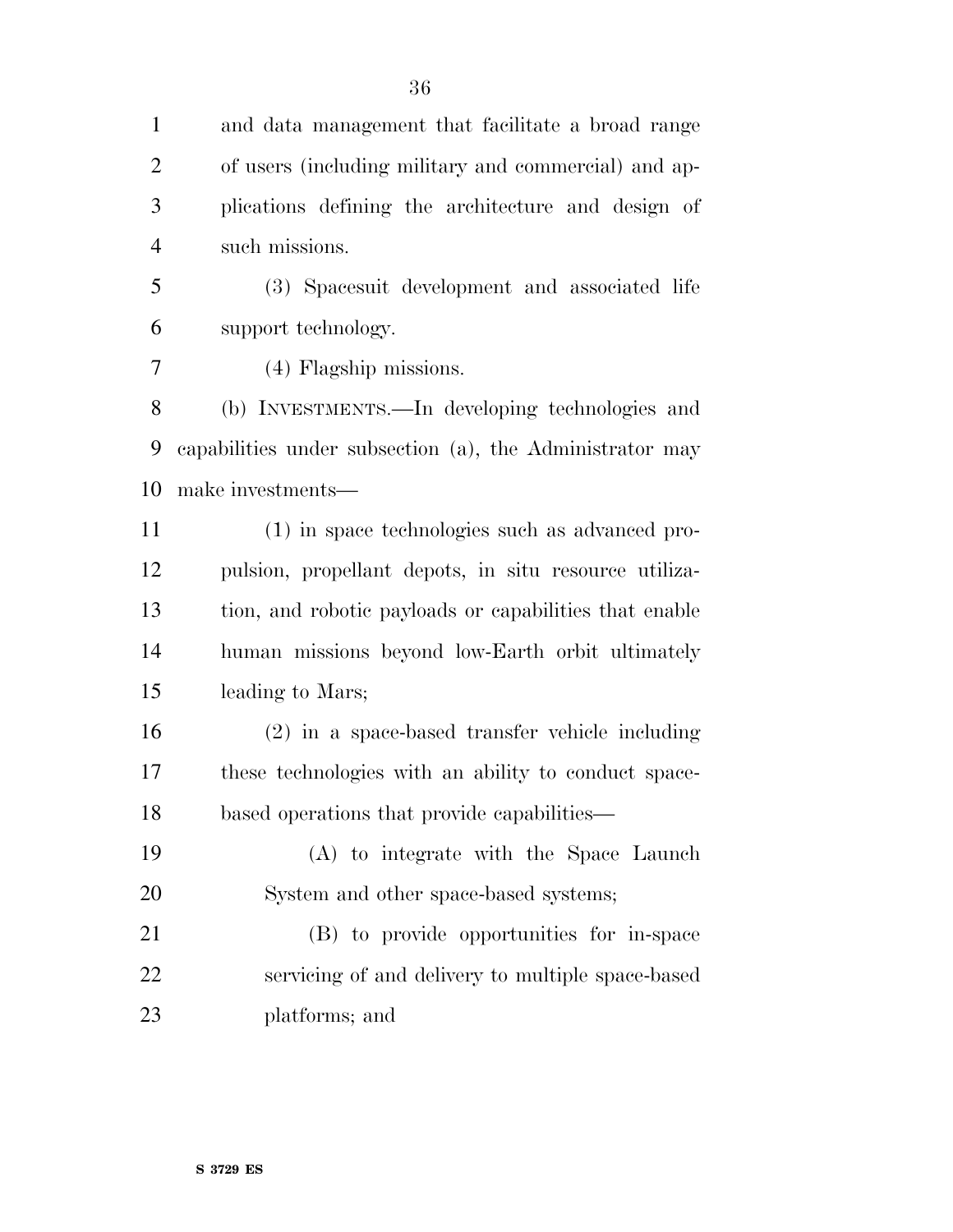and data management that facilitate a broad range of users (including military and commercial) and applications defining the architecture and design of such missions.

(3) Spacesuit development and associated life support technology.

(4) Flagship missions.

(b) INVESTMENTS.—In developing technologies and capabilities under subsection (a), the Administrator may make investments—

(1) in space technologies such as advanced propulsion, propellant depots, in situ resource utilization, and robotic payloads or capabilities that enable human missions beyond low-Earth orbit ultimately leading to Mars;

(2) in a space-based transfer vehicle including these technologies with an ability to conduct space-based operations that provide capabilities—

(A) to integrate with the Space Launch System and other space-based systems;

(B) to provide opportunities for in-space servicing of and delivery to multiple space-based platforms; and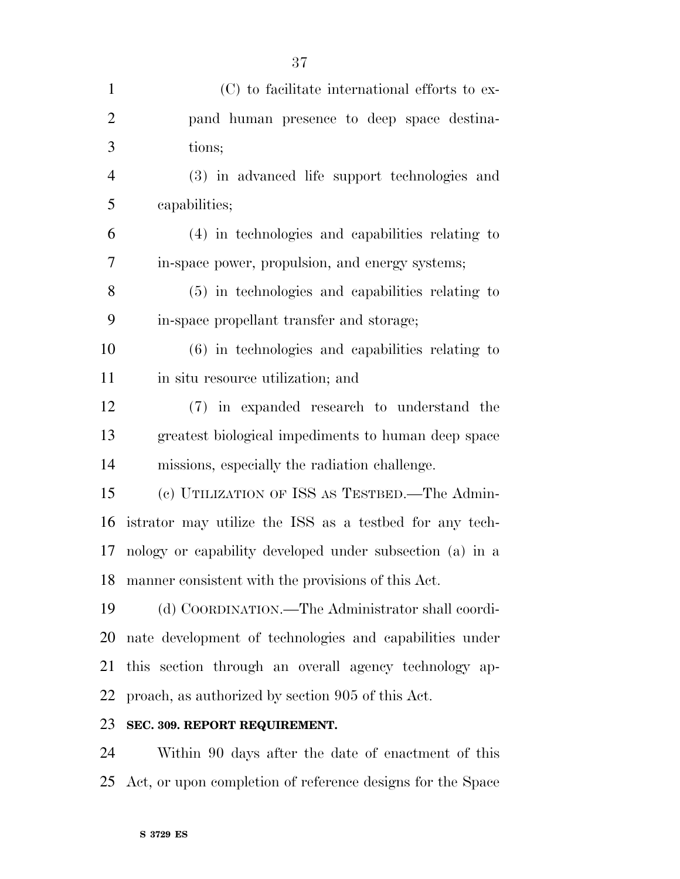(C) to facilitate international efforts to expand human presence to deep space destinations;

(3) in advanced life support technologies and capabilities;

(4) in technologies and capabilities relating to in-space power, propulsion, and energy systems;

(5) in technologies and capabilities relating to in-space propellant transfer and storage;

(6) in technologies and capabilities relating to in situ resource utilization; and

(7) in expanded research to understand the greatest biological impediments to human deep space missions, especially the radiation challenge.

(c) UTILIZATION OF ISS AS TESTBED.—The Administrator may utilize the ISS as a testbed for any technology or capability developed under subsection (a) in a manner consistent with the provisions of this Act.

(d) COORDINATION.—The Administrator shall coordinate development of technologies and capabilities under this section through an overall agency technology approach, as authorized by section 905 of this Act.

**SEC. 309. REPORT REQUIREMENT.**

Within 90 days after the date of enactment of this Act, or upon completion of reference designs for the Space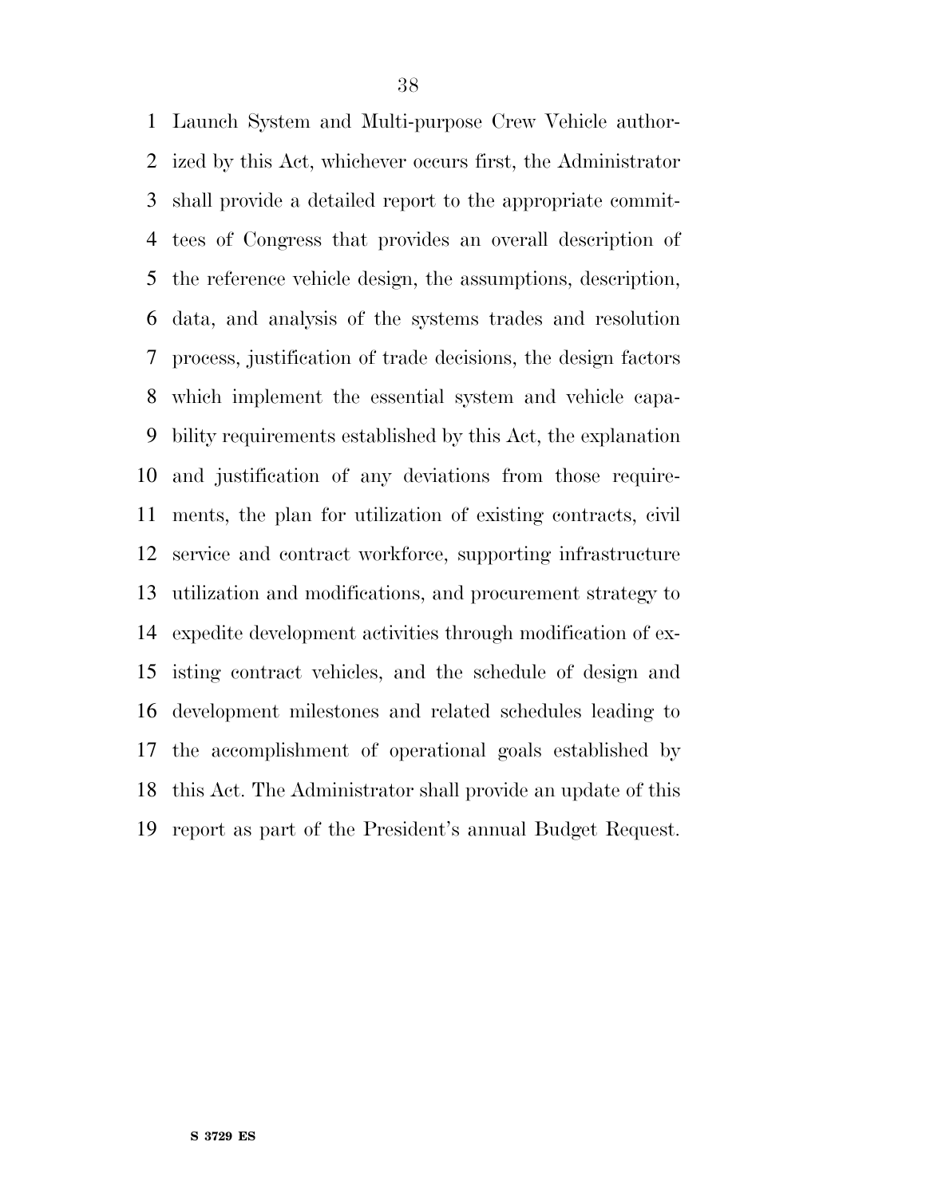Launch System and Multi-purpose Crew Vehicle authorized by this Act, whichever occurs first, the Administrator shall provide a detailed report to the appropriate committees of Congress that provides an overall description of the reference vehicle design, the assumptions, description, data, and analysis of the systems trades and resolution process, justification of trade decisions, the design factors which implement the essential system and vehicle capability requirements established by this Act, the explanation and justification of any deviations from those requirements, the plan for utilization of existing contracts, civil service and contract workforce, supporting infrastructure utilization and modifications, and procurement strategy to expedite development activities through modification of existing contract vehicles, and the schedule of design and development milestones and related schedules leading to the accomplishment of operational goals established by this Act. The Administrator shall provide an update of this report as part of the President's annual Budget Request.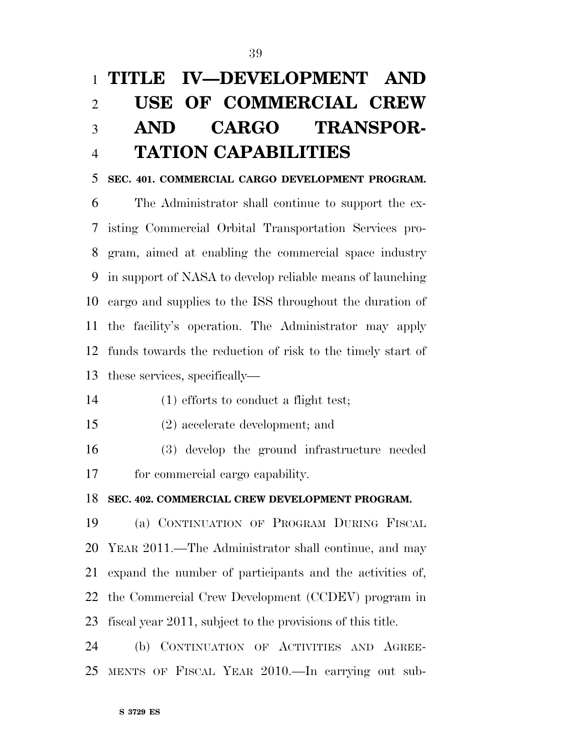# TITLE IV—DEVELOPMENT AND USE OF COMMERCIAL CREW AND CARGO TRANSPORTATION CAPABILITIES

**SEC. 401. COMMERCIAL CARGO DEVELOPMENT PROGRAM.**

The Administrator shall continue to support the existing Commercial Orbital Transportation Services program, aimed at enabling the commercial space industry in support of NASA to develop reliable means of launching cargo and supplies to the ISS throughout the duration of the facility's operation. The Administrator may apply funds towards the reduction of risk to the timely start of these services, specifically—

(1) efforts to conduct a flight test;

(2) accelerate development; and

(3) develop the ground infrastructure needed for commercial cargo capability.

**SEC. 402. COMMERCIAL CREW DEVELOPMENT PROGRAM.**

(a) CONTINUATION OF PROGRAM DURING FISCAL YEAR 2011.—The Administrator shall continue, and may expand the number of participants and the activities of, the Commercial Crew Development (CCDEV) program in fiscal year 2011, subject to the provisions of this title.

(b) CONTINUATION OF ACTIVITIES AND AGREEMENTS OF FISCAL YEAR 2010.—In carrying out sub-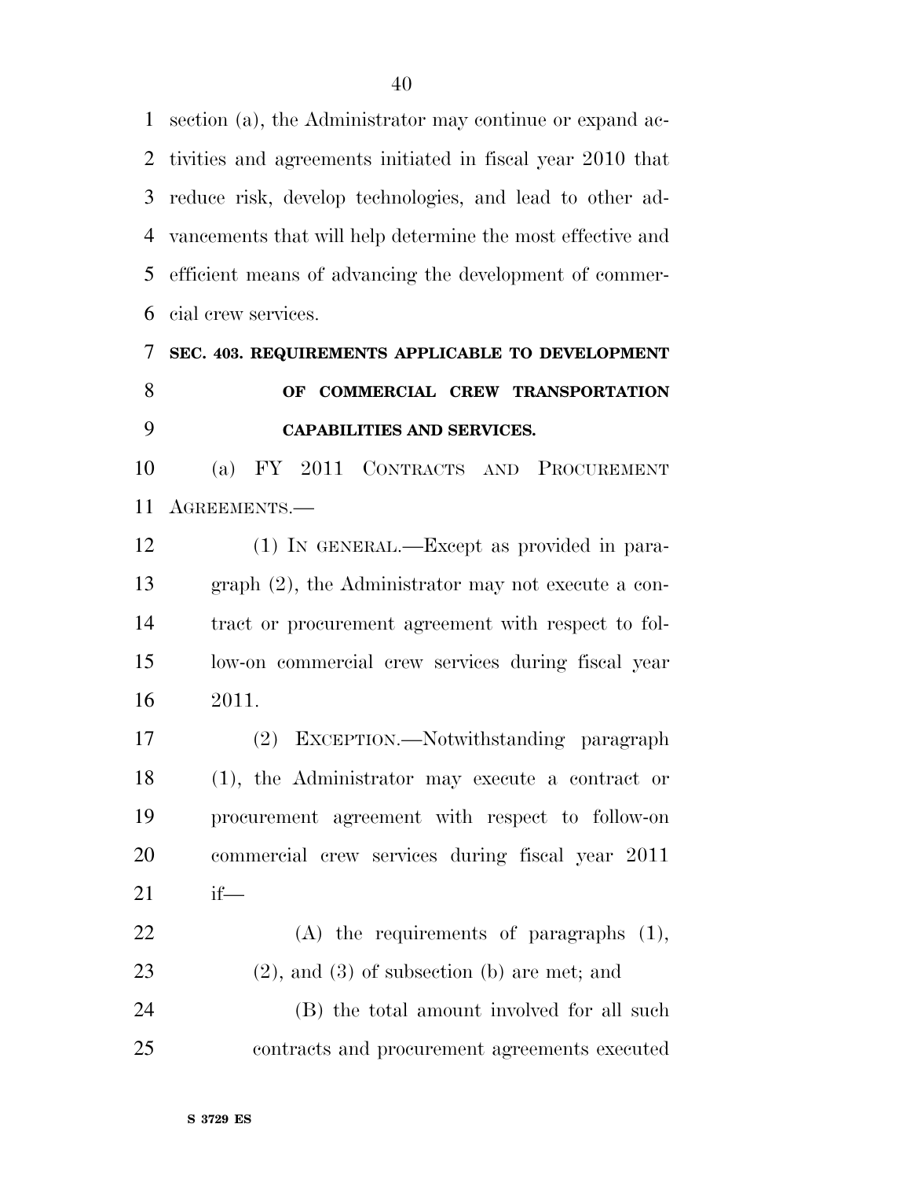section (a), the Administrator may continue or expand activities and agreements initiated in fiscal year 2010 that reduce risk, develop technologies, and lead to other advancements that will help determine the most effective and efficient means of advancing the development of commercial crew services.

**SEC. 403. REQUIREMENTS APPLICABLE TO DEVELOPMENT OF COMMERCIAL CREW TRANSPORTATION CAPABILITIES AND SERVICES.**

(a) FY 2011 CONTRACTS AND PROCUREMENT AGREEMENTS.—

(1) IN GENERAL.—Except as provided in paragraph (2), the Administrator may not execute a contract or procurement agreement with respect to follow-on commercial crew services during fiscal year 2011.

(2) EXCEPTION.—Notwithstanding paragraph (1), the Administrator may execute a contract or procurement agreement with respect to follow-on commercial crew services during fiscal year 2011 if—

(A) the requirements of paragraphs (1), (2), and (3) of subsection (b) are met; and

(B) the total amount involved for all such contracts and procurement agreements executed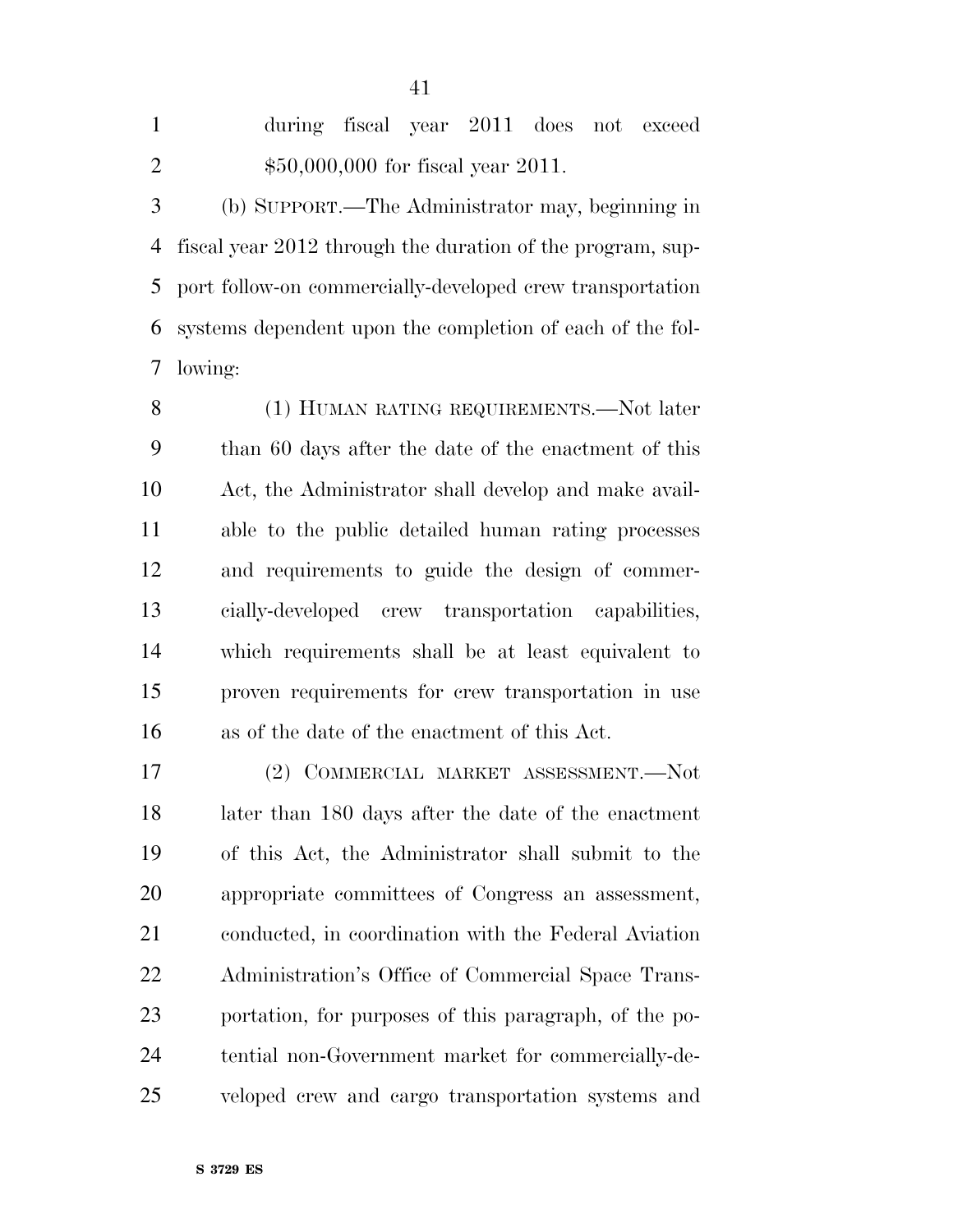during fiscal year 2011 does not exceed $50,000,000 for fiscal year 2011.

(b) SUPPORT.—The Administrator may, beginning in fiscal year 2012 through the duration of the program, support follow-on commercially-developed crew transportation systems dependent upon the completion of each of the following:

(1) HUMAN RATING REQUIREMENTS.—Not later than 60 days after the date of the enactment of this Act, the Administrator shall develop and make available to the public detailed human rating processes and requirements to guide the design of commercially-developed crew transportation capabilities, which requirements shall be at least equivalent to proven requirements for crew transportation in use as of the date of the enactment of this Act.

(2) COMMERCIAL MARKET ASSESSMENT.—Not later than 180 days after the date of the enactment of this Act, the Administrator shall submit to the appropriate committees of Congress an assessment, conducted, in coordination with the Federal Aviation Administration's Office of Commercial Space Transportation, for purposes of this paragraph, of the potential non-Government market for commercially-developed crew and cargo transportation systems and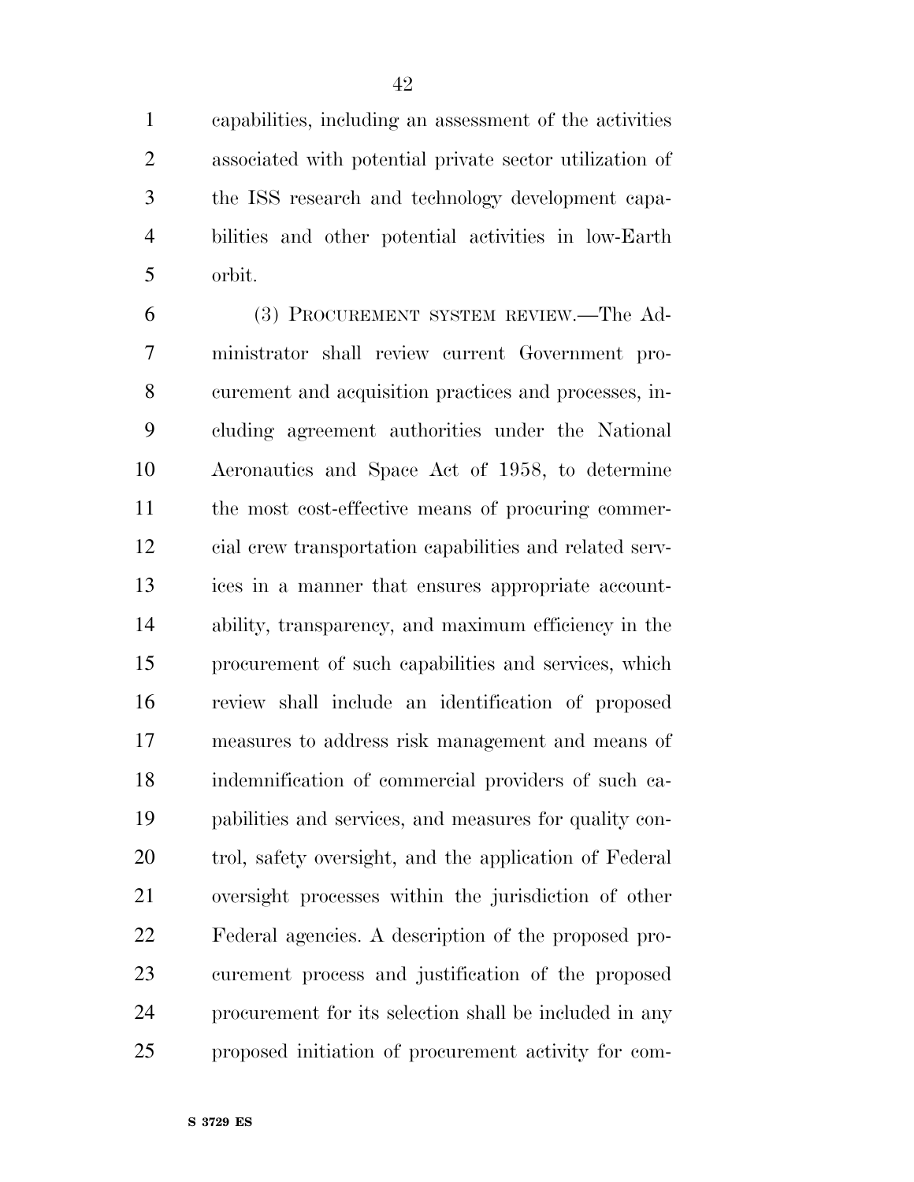capabilities, including an assessment of the activities associated with potential private sector utilization of the ISS research and technology development capabilities and other potential activities in low-Earth orbit.

(3) PROCUREMENT SYSTEM REVIEW.—The Administrator shall review current Government procurement and acquisition practices and processes, including agreement authorities under the National Aeronautics and Space Act of 1958, to determine the most cost-effective means of procuring commercial crew transportation capabilities and related services in a manner that ensures appropriate accountability, transparency, and maximum efficiency in the procurement of such capabilities and services, which review shall include an identification of proposed measures to address risk management and means of indemnification of commercial providers of such capabilities and services, and measures for quality control, safety oversight, and the application of Federal oversight processes within the jurisdiction of other Federal agencies. A description of the proposed procurement process and justification of the proposed procurement for its selection shall be included in any proposed initiation of procurement activity for com-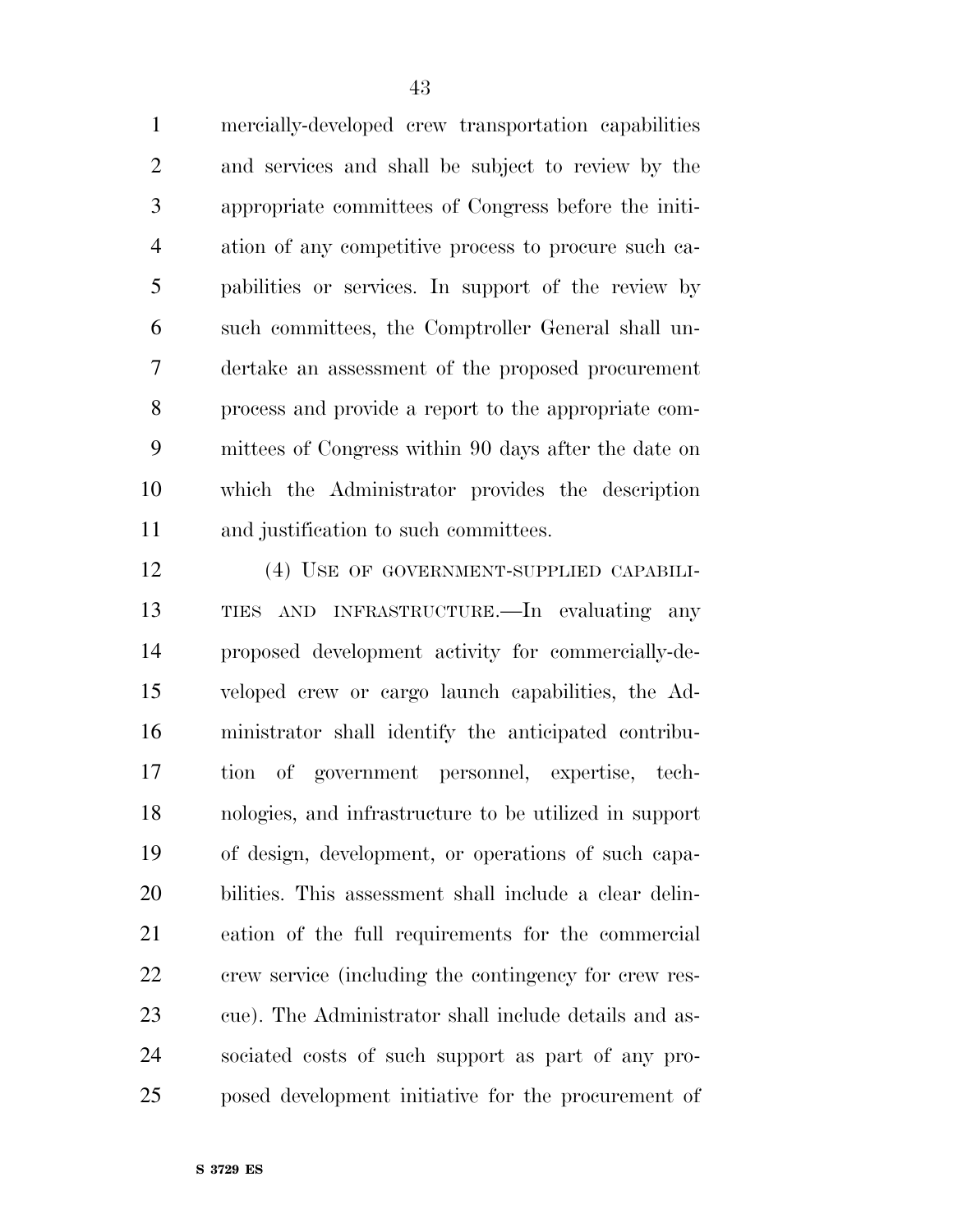mercially-developed crew transportation capabilities and services and shall be subject to review by the appropriate committees of Congress before the initiation of any competitive process to procure such capabilities or services. In support of the review by such committees, the Comptroller General shall undertake an assessment of the proposed procurement process and provide a report to the appropriate committees of Congress within 90 days after the date on which the Administrator provides the description and justification to such committees.

(4) USE OF GOVERNMENT-SUPPLIED CAPABILITIES AND INFRASTRUCTURE.—In evaluating any proposed development activity for commercially-developed crew or cargo launch capabilities, the Administrator shall identify the anticipated contribution of government personnel, expertise, technologies, and infrastructure to be utilized in support of design, development, or operations of such capabilities. This assessment shall include a clear delineation of the full requirements for the commercial crew service (including the contingency for crew rescue). The Administrator shall include details and associated costs of such support as part of any proposed development initiative for the procurement of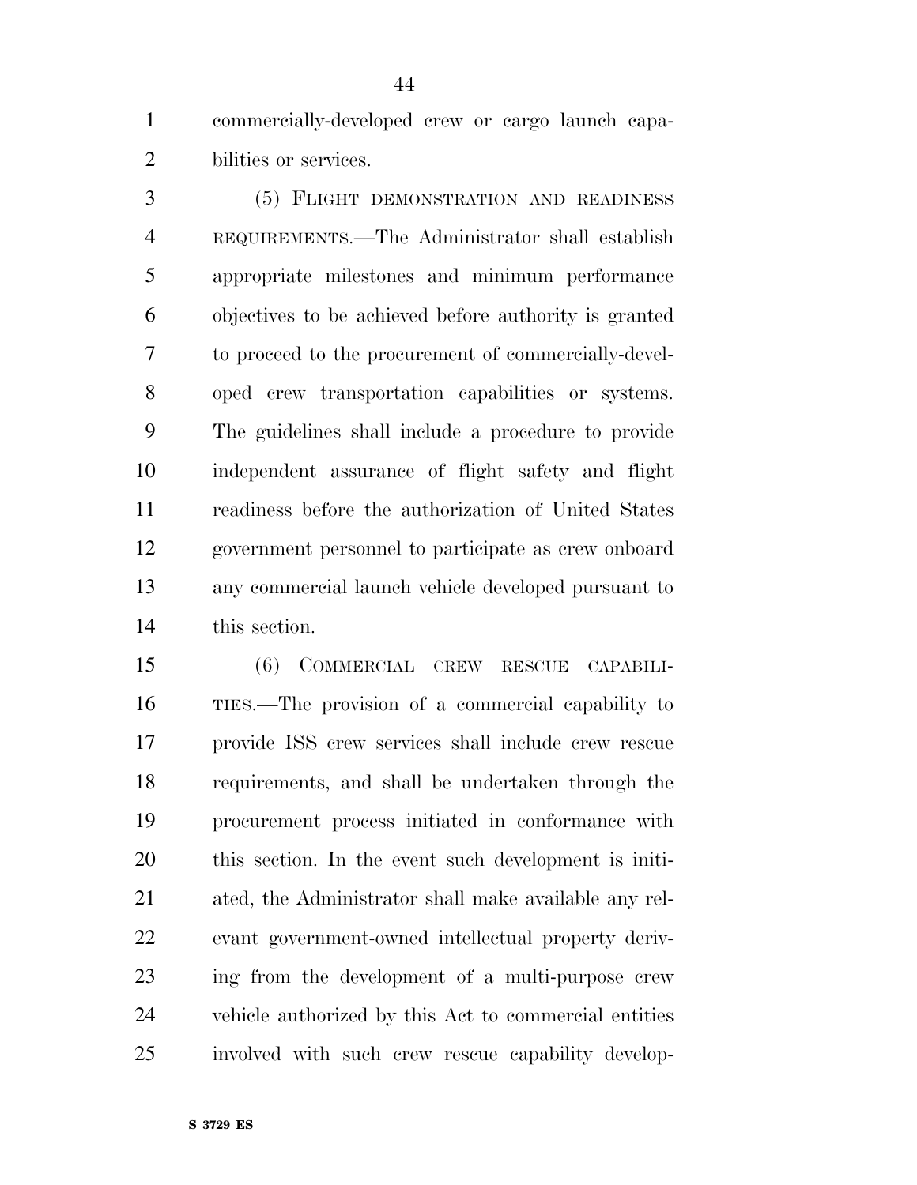commercially-developed crew or cargo launch capabilities or services.

(5) FLIGHT DEMONSTRATION AND READINESS REQUIREMENTS.—The Administrator shall establish appropriate milestones and minimum performance objectives to be achieved before authority is granted to proceed to the procurement of commercially-developed crew transportation capabilities or systems. The guidelines shall include a procedure to provide independent assurance of flight safety and flight readiness before the authorization of United States government personnel to participate as crew onboard any commercial launch vehicle developed pursuant to this section.

(6) COMMERCIAL CREW RESCUE CAPABILITIES.—The provision of a commercial capability to provide ISS crew services shall include crew rescue requirements, and shall be undertaken through the procurement process initiated in conformance with this section. In the event such development is initiated, the Administrator shall make available any relevant government-owned intellectual property deriving from the development of a multi-purpose crew vehicle authorized by this Act to commercial entities involved with such crew rescue capability develop-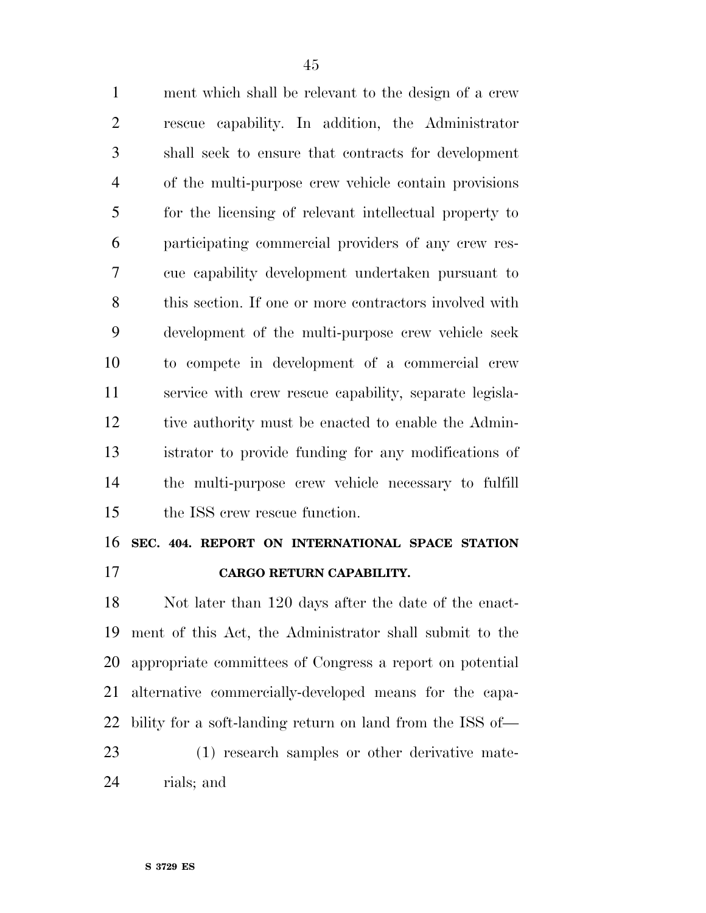ment which shall be relevant to the design of a crew rescue capability. In addition, the Administrator shall seek to ensure that contracts for development of the multi-purpose crew vehicle contain provisions for the licensing of relevant intellectual property to participating commercial providers of any crew rescue capability development undertaken pursuant to this section. If one or more contractors involved with development of the multi-purpose crew vehicle seek to compete in development of a commercial crew service with crew rescue capability, separate legislative authority must be enacted to enable the Administrator to provide funding for any modifications of the multi-purpose crew vehicle necessary to fulfill the ISS crew rescue function.

**SEC. 404. REPORT ON INTERNATIONAL SPACE STATION CARGO RETURN CAPABILITY.**

Not later than 120 days after the date of the enactment of this Act, the Administrator shall submit to the appropriate committees of Congress a report on potential alternative commercially-developed means for the capability for a soft-landing return on land from the ISS of—

(1) research samples or other derivative materials; and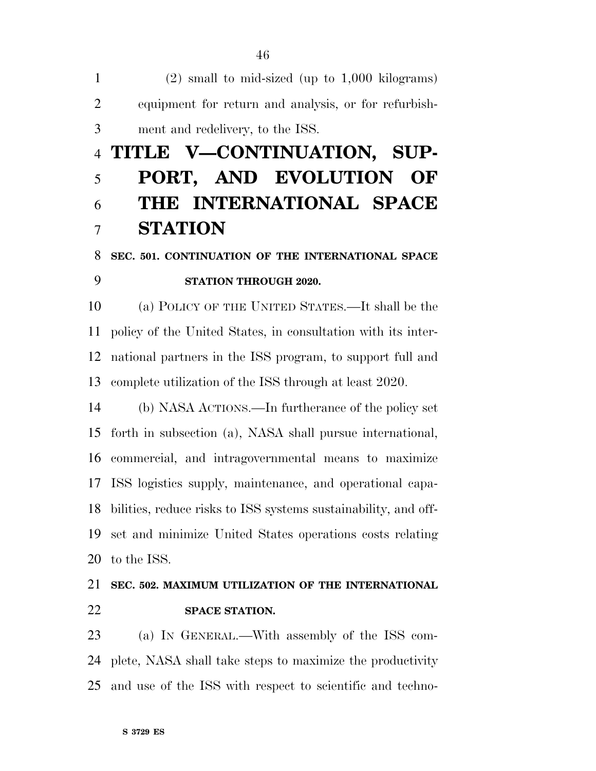(2) small to mid-sized (up to 1,000 kilograms) equipment for return and analysis, or for refurbishment and redelivery, to the ISS.

# TITLE V—CONTINUATION, SUPPORT, AND EVOLUTION OF THE INTERNATIONAL SPACE STATION

### SEC. 501. CONTINUATION OF THE INTERNATIONAL SPACE STATION THROUGH 2020.

(a) POLICY OF THE UNITED STATES.—It shall be the policy of the United States, in consultation with its international partners in the ISS program, to support full and complete utilization of the ISS through at least 2020.

(b) NASA ACTIONS.—In furtherance of the policy set forth in subsection (a), NASA shall pursue international, commercial, and intragovernmental means to maximize ISS logistics supply, maintenance, and operational capabilities, reduce risks to ISS systems sustainability, and offset and minimize United States operations costs relating to the ISS.

### SEC. 502. MAXIMUM UTILIZATION OF THE INTERNATIONAL SPACE STATION.

(a) IN GENERAL.—With assembly of the ISS complete, NASA shall take steps to maximize the productivity and use of the ISS with respect to scientific and techno-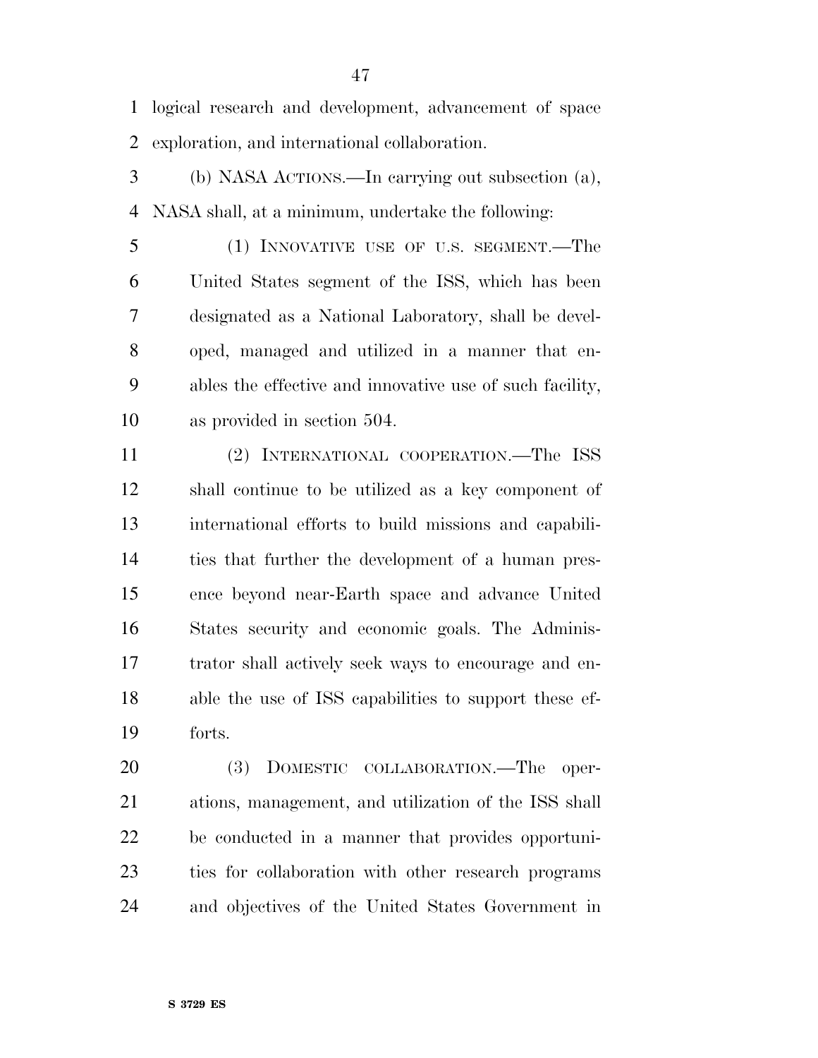logical research and development, advancement of space exploration, and international collaboration.

(b) NASA ACTIONS.—In carrying out subsection (a), NASA shall, at a minimum, undertake the following:

(1) INNOVATIVE USE OF U.S. SEGMENT.—The United States segment of the ISS, which has been designated as a National Laboratory, shall be developed, managed and utilized in a manner that enables the effective and innovative use of such facility, as provided in section 504.

(2) INTERNATIONAL COOPERATION.—The ISS shall continue to be utilized as a key component of international efforts to build missions and capabilities that further the development of a human presence beyond near-Earth space and advance United States security and economic goals. The Administrator shall actively seek ways to encourage and enable the use of ISS capabilities to support these efforts.

(3) DOMESTIC COLLABORATION.—The operations, management, and utilization of the ISS shall be conducted in a manner that provides opportunities for collaboration with other research programs and objectives of the United States Government in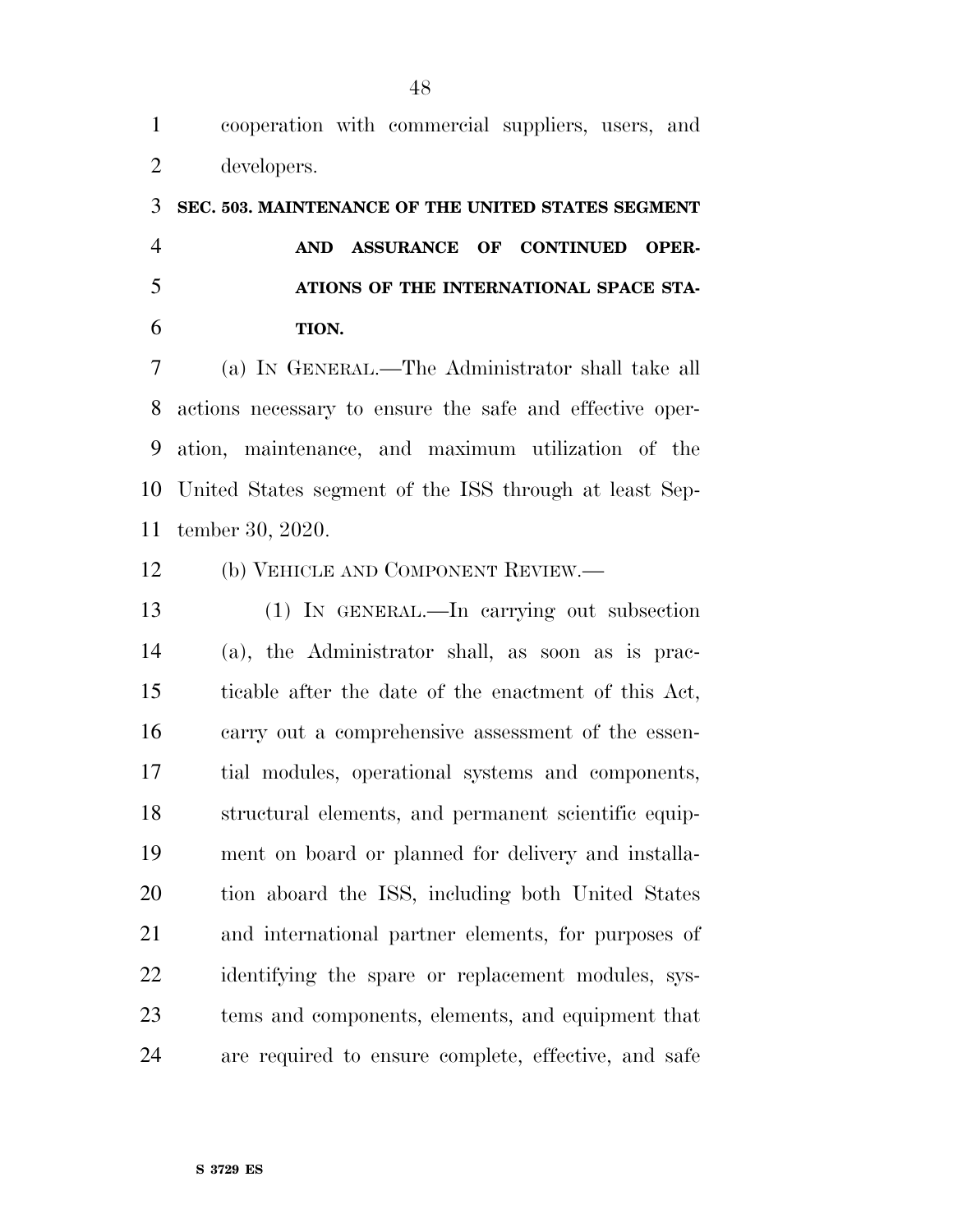cooperation with commercial suppliers, users, and developers.

### SEC. 503. MAINTENANCE OF THE UNITED STATES SEGMENT AND ASSURANCE OF CONTINUED OPERATIONS OF THE INTERNATIONAL SPACE STATION.

(a) IN GENERAL.—The Administrator shall take all actions necessary to ensure the safe and effective operation, maintenance, and maximum utilization of the United States segment of the ISS through at least September 30, 2020.

(b) VEHICLE AND COMPONENT REVIEW.—

(1) IN GENERAL.—In carrying out subsection (a), the Administrator shall, as soon as is practicable after the date of the enactment of this Act, carry out a comprehensive assessment of the essential modules, operational systems and components, structural elements, and permanent scientific equipment on board or planned for delivery and installation aboard the ISS, including both United States and international partner elements, for purposes of identifying the spare or replacement modules, systems and components, elements, and equipment that are required to ensure complete, effective, and safe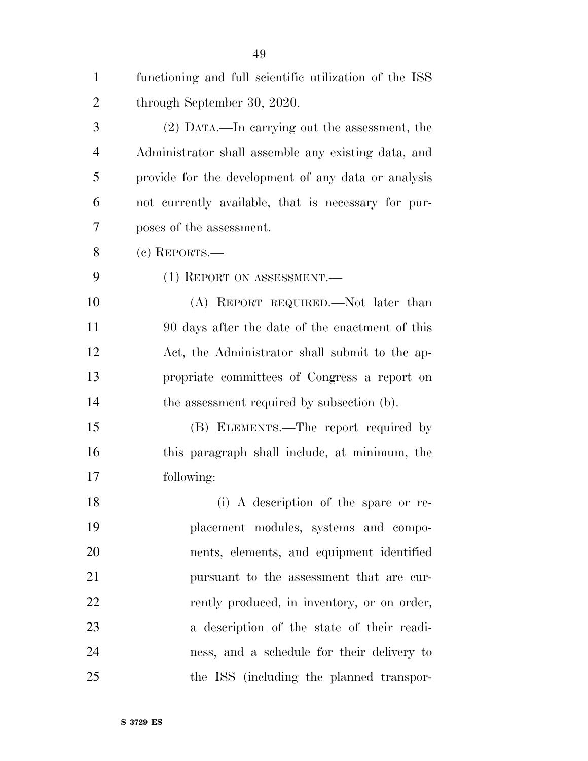functioning and full scientific utilization of the ISS through September 30, 2020.

(2) DATA.—In carrying out the assessment, the Administrator shall assemble any existing data, and provide for the development of any data or analysis not currently available, that is necessary for purposes of the assessment.

(c) REPORTS.—

(1) REPORT ON ASSESSMENT.—

(A) REPORT REQUIRED.—Not later than 90 days after the date of the enactment of this Act, the Administrator shall submit to the appropriate committees of Congress a report on the assessment required by subsection (b).

(B) ELEMENTS.—The report required by this paragraph shall include, at minimum, the following:

(i) A description of the spare or replacement modules, systems and components, elements, and equipment identified pursuant to the assessment that are currently produced, in inventory, or on order, a description of the state of their readiness, and a schedule for their delivery to the ISS (including the planned transpor-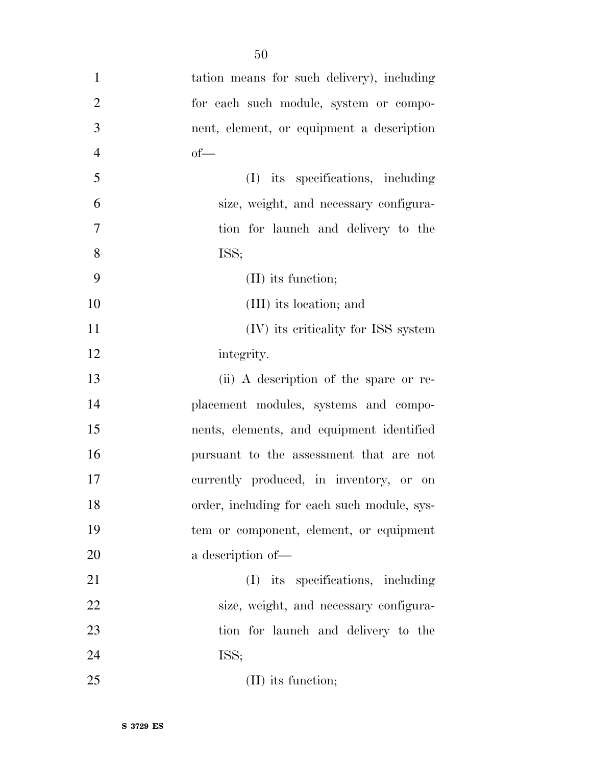tation means for such delivery), including for each such module, system or component, element, or equipment a description of—

(I) its specifications, including size, weight, and necessary configuration for launch and delivery to the ISS;

(II) its function;

(III) its location; and

(IV) its criticality for ISS system integrity.

(ii) A description of the spare or replacement modules, systems and components, elements, and equipment identified pursuant to the assessment that are not currently produced, in inventory, or on order, including for each such module, system or component, element, or equipment a description of—

(I) its specifications, including size, weight, and necessary configuration for launch and delivery to the ISS;

(II) its function;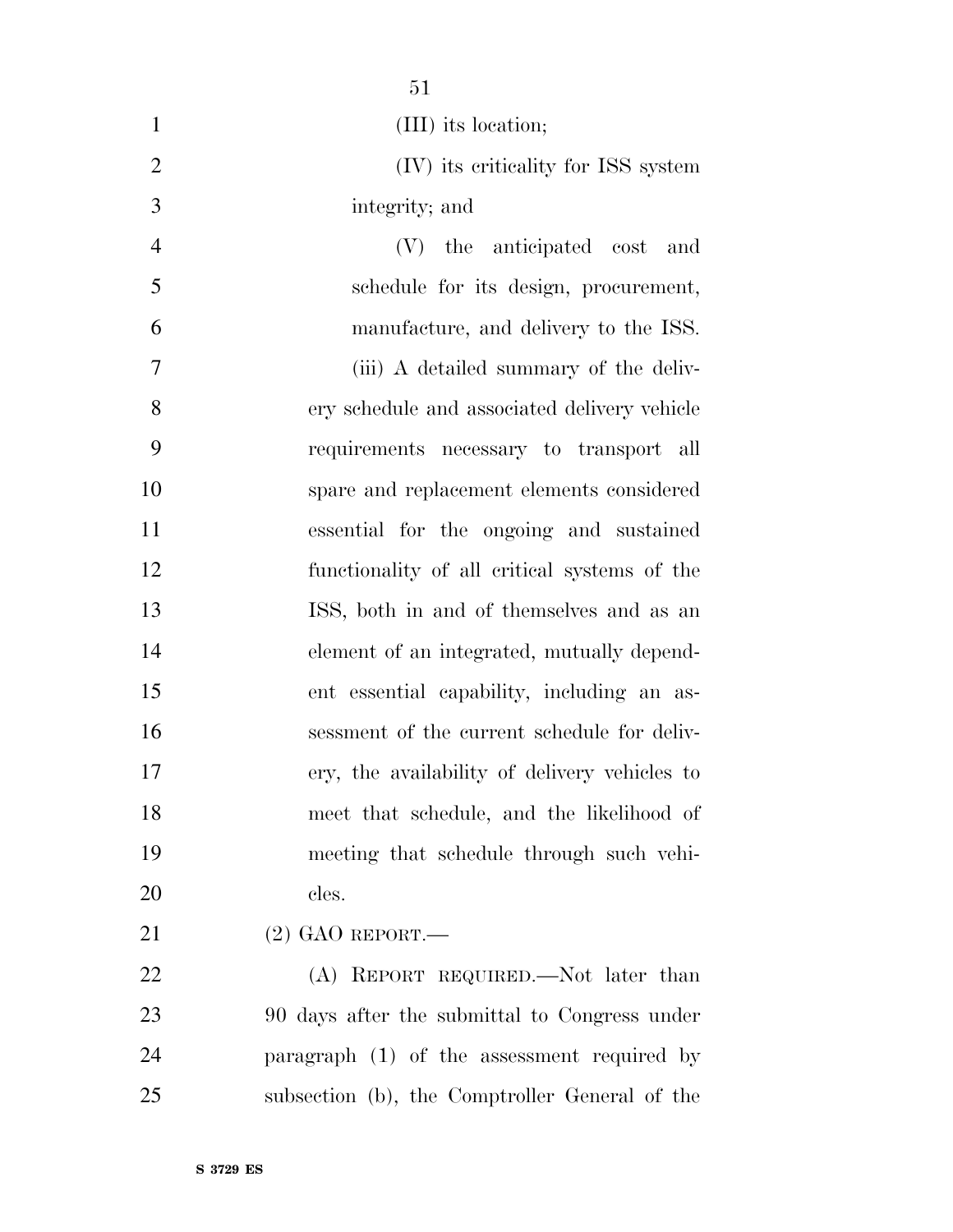(III) its location;

(IV) its criticality for ISS system integrity; and

(V) the anticipated cost and schedule for its design, procurement, manufacture, and delivery to the ISS.

(iii) A detailed summary of the delivery schedule and associated delivery vehicle requirements necessary to transport all spare and replacement elements considered essential for the ongoing and sustained functionality of all critical systems of the ISS, both in and of themselves and as an element of an integrated, mutually dependent essential capability, including an assessment of the current schedule for delivery, the availability of delivery vehicles to meet that schedule, and the likelihood of meeting that schedule through such vehicles.

(2) GAO REPORT.—

(A) REPORT REQUIRED.—Not later than 90 days after the submittal to Congress under paragraph (1) of the assessment required by subsection (b), the Comptroller General of the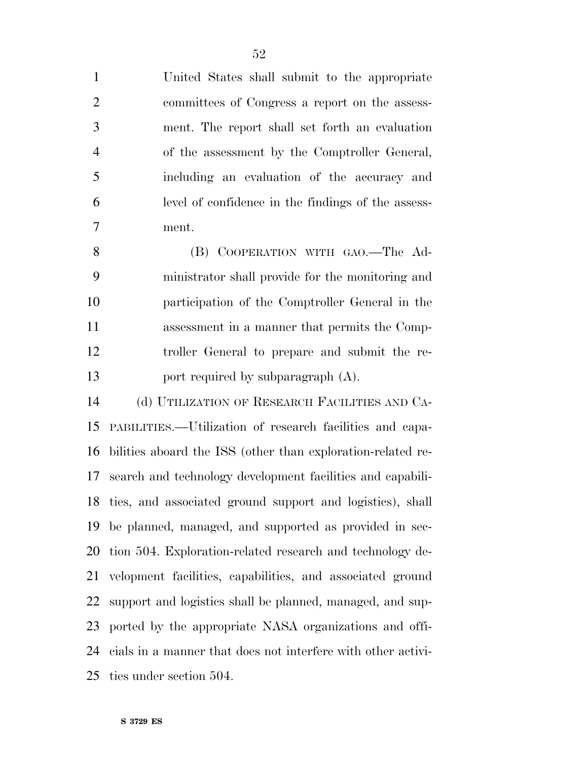United States shall submit to the appropriate committees of Congress a report on the assessment. The report shall set forth an evaluation of the assessment by the Comptroller General, including an evaluation of the accuracy and level of confidence in the findings of the assessment.

(B) COOPERATION WITH GAO.—The Administrator shall provide for the monitoring and participation of the Comptroller General in the assessment in a manner that permits the Comptroller General to prepare and submit the report required by subparagraph (A).

(d) UTILIZATION OF RESEARCH FACILITIES AND CAPABILITIES.—Utilization of research facilities and capabilities aboard the ISS (other than exploration-related research and technology development facilities and capabilities, and associated ground support and logistics), shall be planned, managed, and supported as provided in section 504. Exploration-related research and technology development facilities, capabilities, and associated ground support and logistics shall be planned, managed, and supported by the appropriate NASA organizations and officials in a manner that does not interfere with other activities under section 504.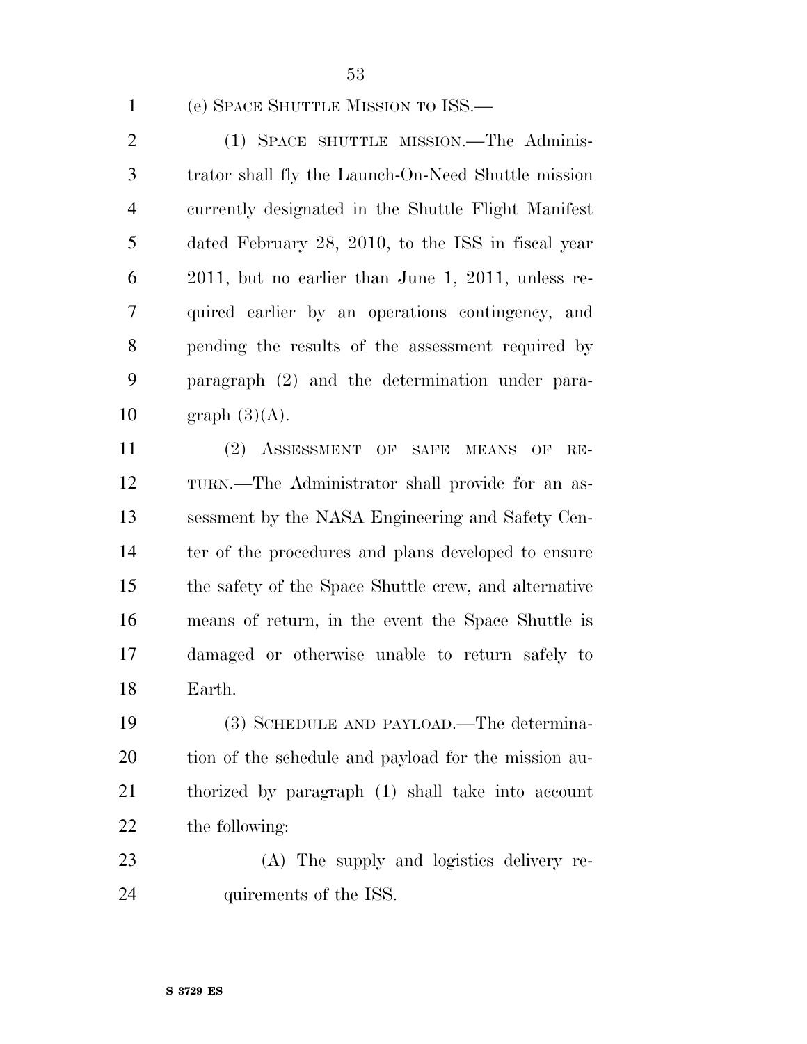(e) SPACE SHUTTLE MISSION TO ISS.—

(1) SPACE SHUTTLE MISSION.—The Administrator shall fly the Launch-On-Need Shuttle mission currently designated in the Shuttle Flight Manifest dated February 28, 2010, to the ISS in fiscal year 2011, but no earlier than June 1, 2011, unless required earlier by an operations contingency, and pending the results of the assessment required by paragraph (2) and the determination under paragraph (3)(A).

(2) ASSESSMENT OF SAFE MEANS OF RETURN.—The Administrator shall provide for an assessment by the NASA Engineering and Safety Center of the procedures and plans developed to ensure the safety of the Space Shuttle crew, and alternative means of return, in the event the Space Shuttle is damaged or otherwise unable to return safely to Earth.

(3) SCHEDULE AND PAYLOAD.—The determination of the schedule and payload for the mission authorized by paragraph (1) shall take into account the following:

(A) The supply and logistics delivery requirements of the ISS.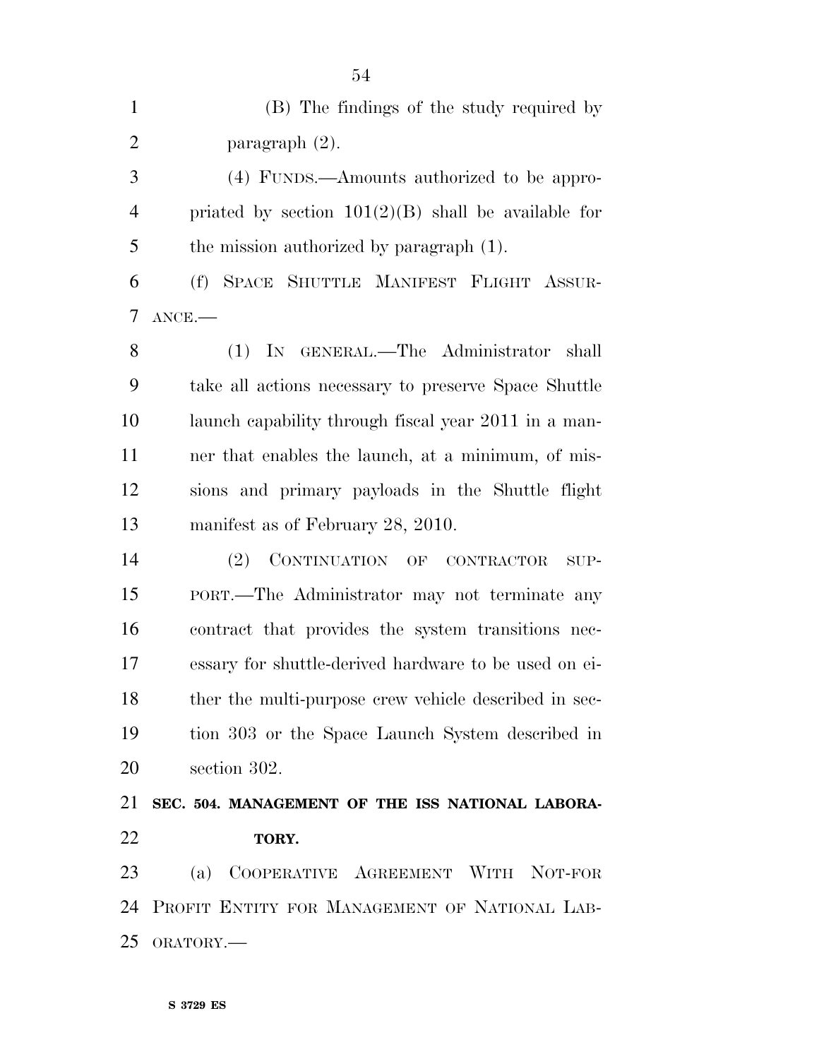(B) The findings of the study required by paragraph (2).

(4) FUNDS.—Amounts authorized to be appropriated by section 101(2)(B) shall be available for the mission authorized by paragraph (1).

(f) SPACE SHUTTLE MANIFEST FLIGHT ASSURANCE.—

(1) IN GENERAL.—The Administrator shall take all actions necessary to preserve Space Shuttle launch capability through fiscal year 2011 in a manner that enables the launch, at a minimum, of missions and primary payloads in the Shuttle flight manifest as of February 28, 2010.

(2) CONTINUATION OF CONTRACTOR SUPPORT.—The Administrator may not terminate any contract that provides the system transitions necessary for shuttle-derived hardware to be used on either the multi-purpose crew vehicle described in section 303 or the Space Launch System described in section 302.

**SEC. 504. MANAGEMENT OF THE ISS NATIONAL LABORATORY.**

(a) COOPERATIVE AGREEMENT WITH NOT-FOR PROFIT ENTITY FOR MANAGEMENT OF NATIONAL LABORATORY.—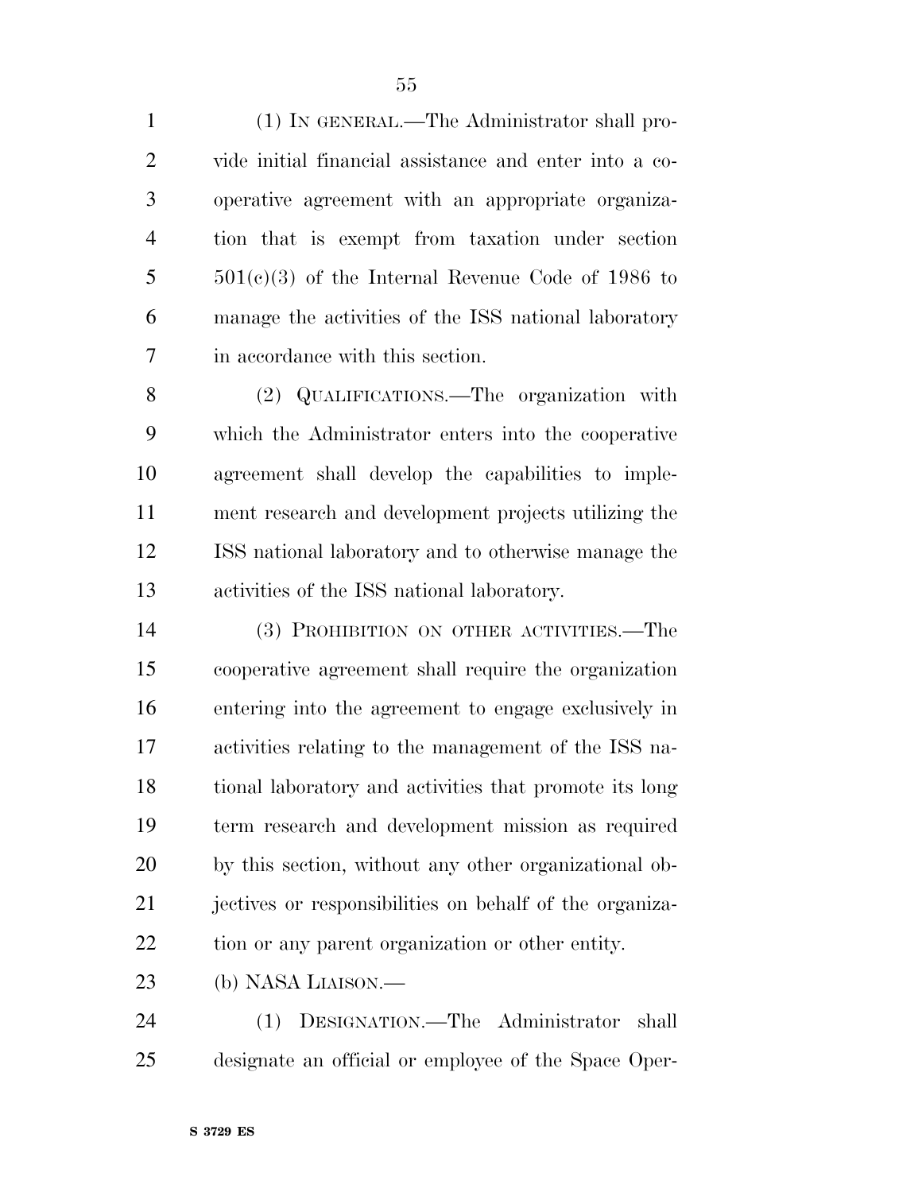(1) IN GENERAL.—The Administrator shall provide initial financial assistance and enter into a cooperative agreement with an appropriate organization that is exempt from taxation under section 501(c)(3) of the Internal Revenue Code of 1986 to manage the activities of the ISS national laboratory in accordance with this section.

(2) QUALIFICATIONS.—The organization with which the Administrator enters into the cooperative agreement shall develop the capabilities to implement research and development projects utilizing the ISS national laboratory and to otherwise manage the activities of the ISS national laboratory.

(3) PROHIBITION ON OTHER ACTIVITIES.—The cooperative agreement shall require the organization entering into the agreement to engage exclusively in activities relating to the management of the ISS national laboratory and activities that promote its long term research and development mission as required by this section, without any other organizational objectives or responsibilities on behalf of the organization or any parent organization or other entity.

(b) NASA LIAISON.—

(1) DESIGNATION.—The Administrator shall designate an official or employee of the Space Oper-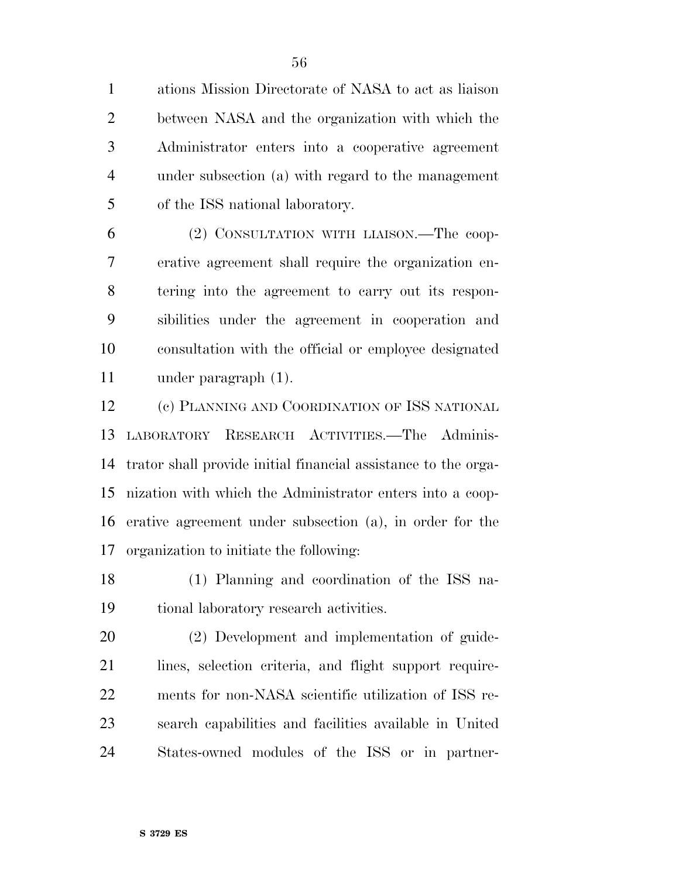ations Mission Directorate of NASA to act as liaison between NASA and the organization with which the Administrator enters into a cooperative agreement under subsection (a) with regard to the management of the ISS national laboratory.

(2) CONSULTATION WITH LIAISON.—The cooperative agreement shall require the organization entering into the agreement to carry out its responsibilities under the agreement in cooperation and consultation with the official or employee designated under paragraph (1).

(c) PLANNING AND COORDINATION OF ISS NATIONAL LABORATORY RESEARCH ACTIVITIES.—The Administrator shall provide initial financial assistance to the organization with which the Administrator enters into a cooperative agreement under subsection (a), in order for the organization to initiate the following:

(1) Planning and coordination of the ISS national laboratory research activities.

(2) Development and implementation of guidelines, selection criteria, and flight support requirements for non-NASA scientific utilization of ISS research capabilities and facilities available in United States-owned modules of the ISS or in partner-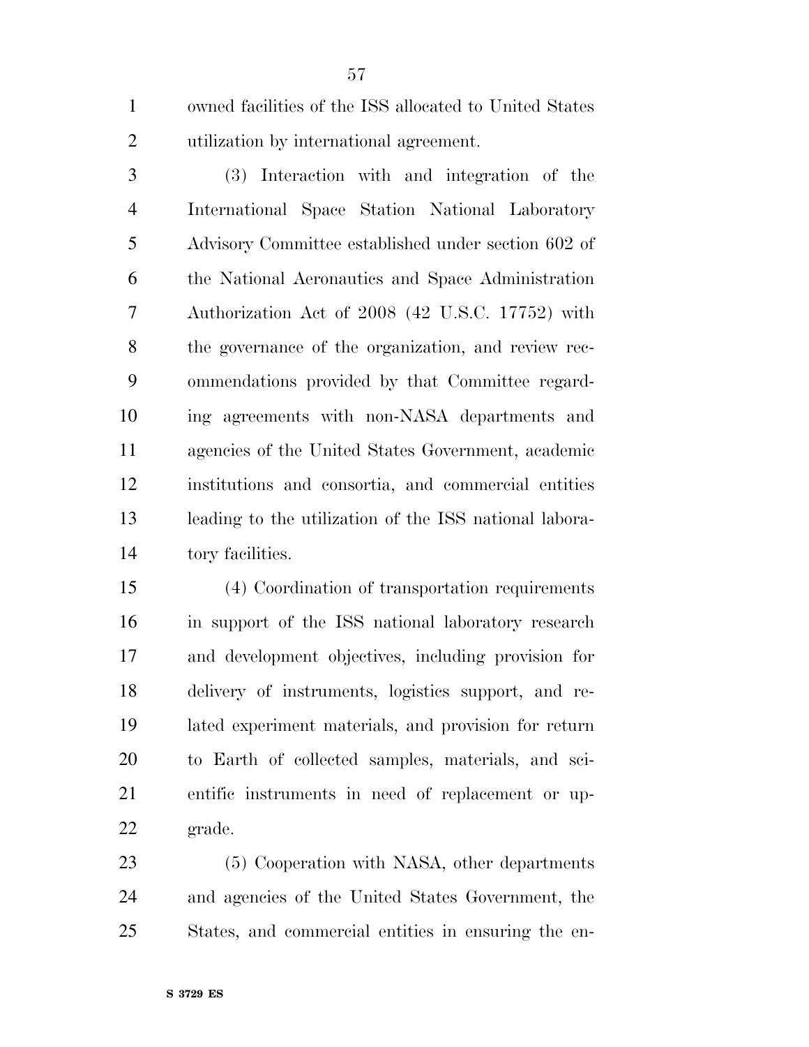owned facilities of the ISS allocated to United States utilization by international agreement.

(3) Interaction with and integration of the International Space Station National Laboratory Advisory Committee established under section 602 of the National Aeronautics and Space Administration Authorization Act of 2008 (42 U.S.C. 17752) with the governance of the organization, and review recommendations provided by that Committee regarding agreements with non-NASA departments and agencies of the United States Government, academic institutions and consortia, and commercial entities leading to the utilization of the ISS national laboratory facilities.

(4) Coordination of transportation requirements in support of the ISS national laboratory research and development objectives, including provision for delivery of instruments, logistics support, and related experiment materials, and provision for return to Earth of collected samples, materials, and scientific instruments in need of replacement or upgrade.

(5) Cooperation with NASA, other departments and agencies of the United States Government, the States, and commercial entities in ensuring the en-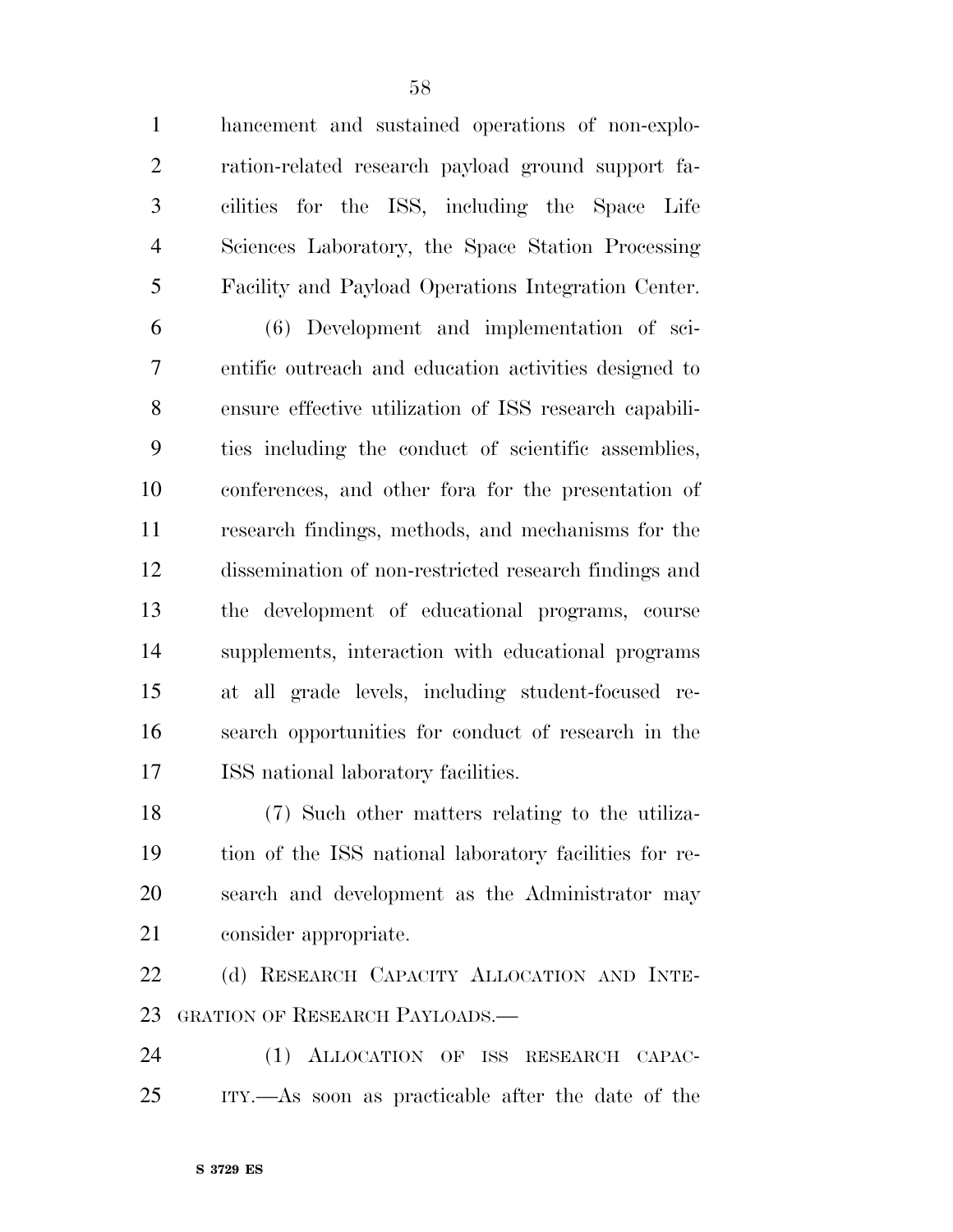hancement and sustained operations of non-exploration-related research payload ground support facilities for the ISS, including the Space Life Sciences Laboratory, the Space Station Processing Facility and Payload Operations Integration Center.

(6) Development and implementation of scientific outreach and education activities designed to ensure effective utilization of ISS research capabilities including the conduct of scientific assemblies, conferences, and other fora for the presentation of research findings, methods, and mechanisms for the dissemination of non-restricted research findings and the development of educational programs, course supplements, interaction with educational programs at all grade levels, including student-focused research opportunities for conduct of research in the ISS national laboratory facilities.

(7) Such other matters relating to the utilization of the ISS national laboratory facilities for research and development as the Administrator may consider appropriate.

(d) RESEARCH CAPACITY ALLOCATION AND INTEGRATION OF RESEARCH PAYLOADS.—

(1) ALLOCATION OF ISS RESEARCH CAPACITY.—As soon as practicable after the date of the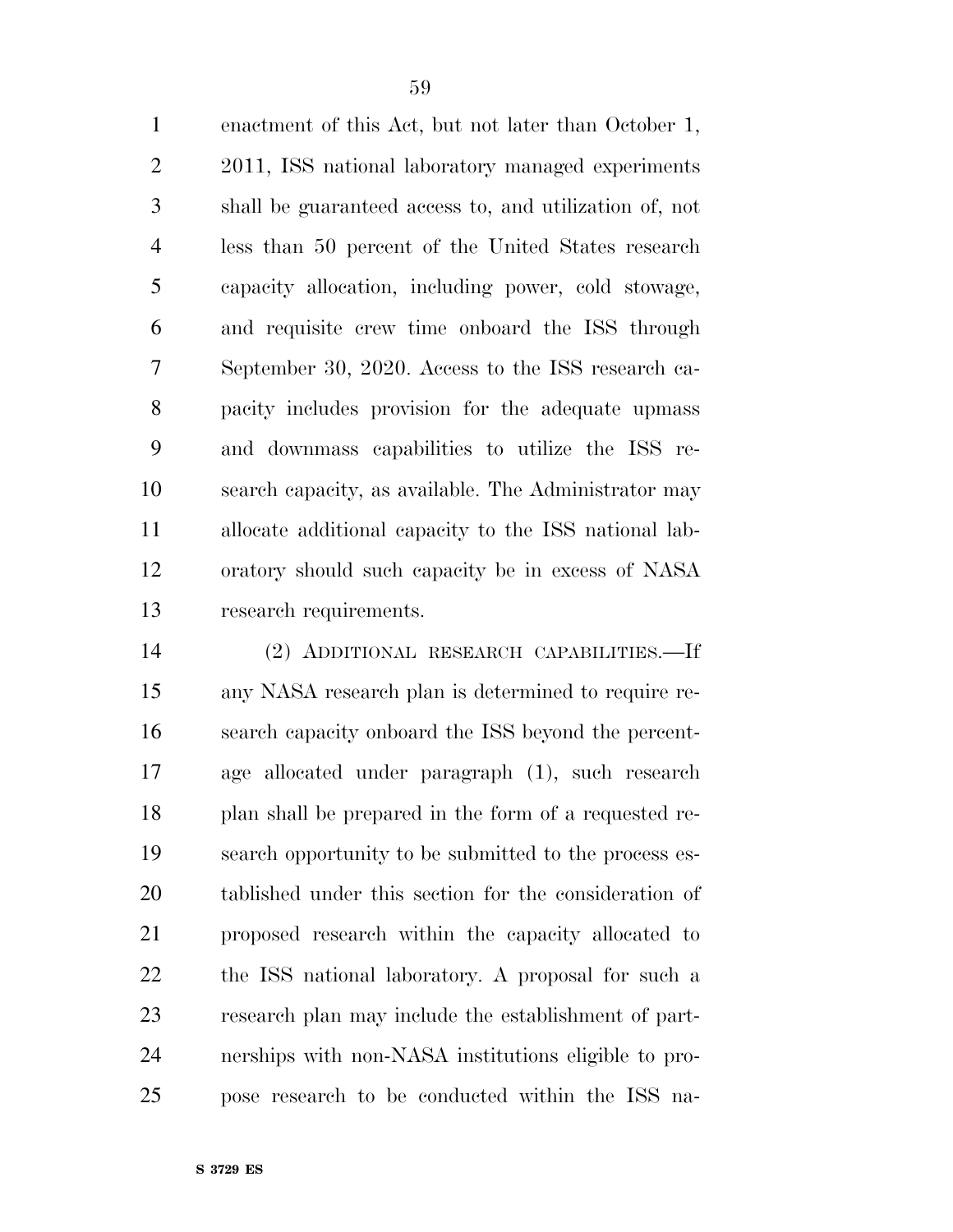enactment of this Act, but not later than October 1, 2011, ISS national laboratory managed experiments shall be guaranteed access to, and utilization of, not less than 50 percent of the United States research capacity allocation, including power, cold stowage, and requisite crew time onboard the ISS through September 30, 2020. Access to the ISS research capacity includes provision for the adequate upmass and downmass capabilities to utilize the ISS research capacity, as available. The Administrator may allocate additional capacity to the ISS national laboratory should such capacity be in excess of NASA research requirements.

(2) ADDITIONAL RESEARCH CAPABILITIES.—If any NASA research plan is determined to require research capacity onboard the ISS beyond the percentage allocated under paragraph (1), such research plan shall be prepared in the form of a requested research opportunity to be submitted to the process established under this section for the consideration of proposed research within the capacity allocated to the ISS national laboratory. A proposal for such a research plan may include the establishment of partnerships with non-NASA institutions eligible to propose research to be conducted within the ISS na-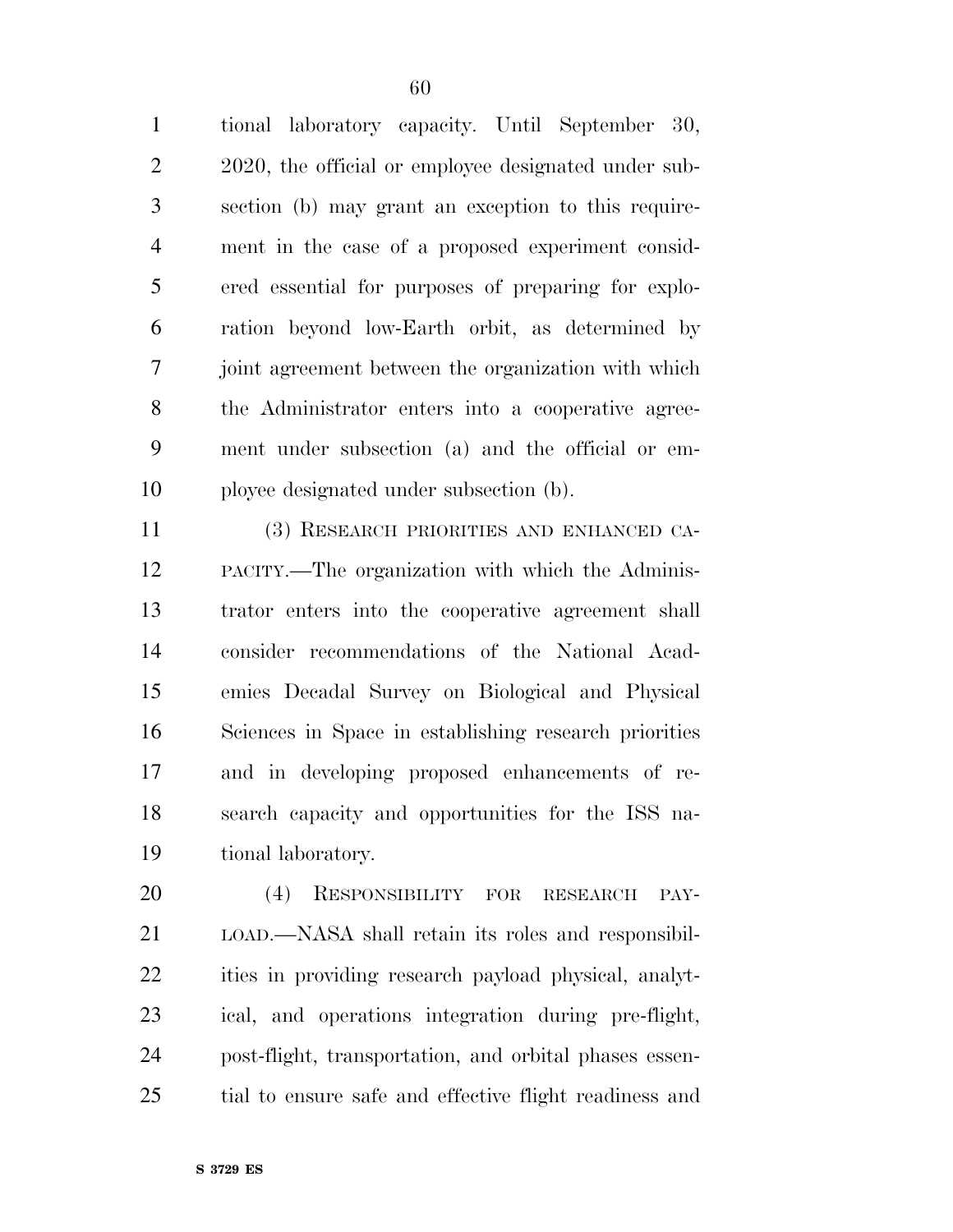tional laboratory capacity. Until September 30, 2020, the official or employee designated under subsection (b) may grant an exception to this requirement in the case of a proposed experiment considered essential for purposes of preparing for exploration beyond low-Earth orbit, as determined by joint agreement between the organization with which the Administrator enters into a cooperative agreement under subsection (a) and the official or employee designated under subsection (b).

(3) RESEARCH PRIORITIES AND ENHANCED CAPACITY.—The organization with which the Administrator enters into the cooperative agreement shall consider recommendations of the National Academies Decadal Survey on Biological and Physical Sciences in Space in establishing research priorities and in developing proposed enhancements of research capacity and opportunities for the ISS national laboratory.

(4) RESPONSIBILITY FOR RESEARCH PAYLOAD.—NASA shall retain its roles and responsibilities in providing research payload physical, analytical, and operations integration during pre-flight, post-flight, transportation, and orbital phases essential to ensure safe and effective flight readiness and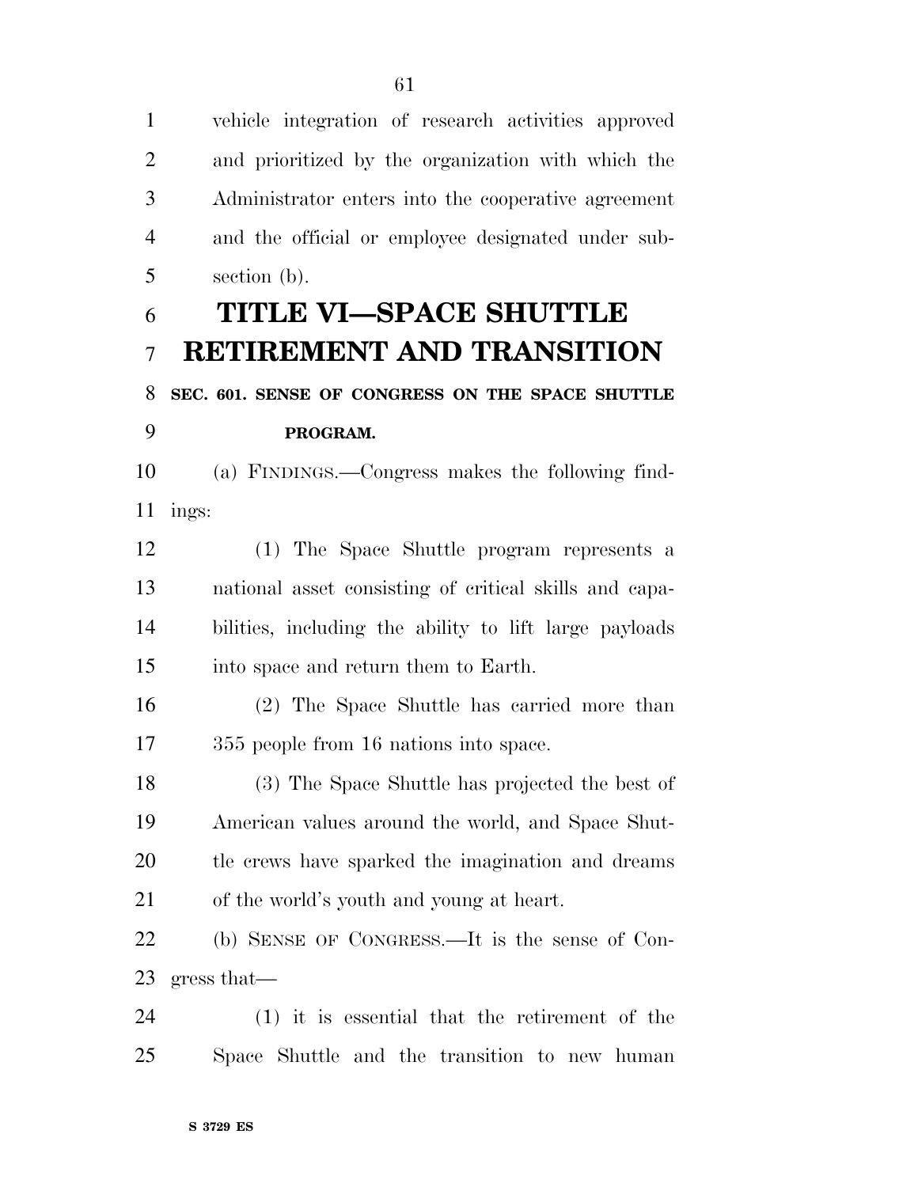vehicle integration of research activities approved and prioritized by the organization with which the Administrator enters into the cooperative agreement and the official or employee designated under subsection (b).

# TITLE VI—SPACE SHUTTLE RETIREMENT AND TRANSITION

### SEC. 601. SENSE OF CONGRESS ON THE SPACE SHUTTLE PROGRAM.

(a) FINDINGS.—Congress makes the following findings:

(1) The Space Shuttle program represents a national asset consisting of critical skills and capabilities, including the ability to lift large payloads into space and return them to Earth.

(2) The Space Shuttle has carried more than 355 people from 16 nations into space.

(3) The Space Shuttle has projected the best of American values around the world, and Space Shuttle crews have sparked the imagination and dreams of the world's youth and young at heart.

(b) SENSE OF CONGRESS.—It is the sense of Congress that—

(1) it is essential that the retirement of the Space Shuttle and the transition to new human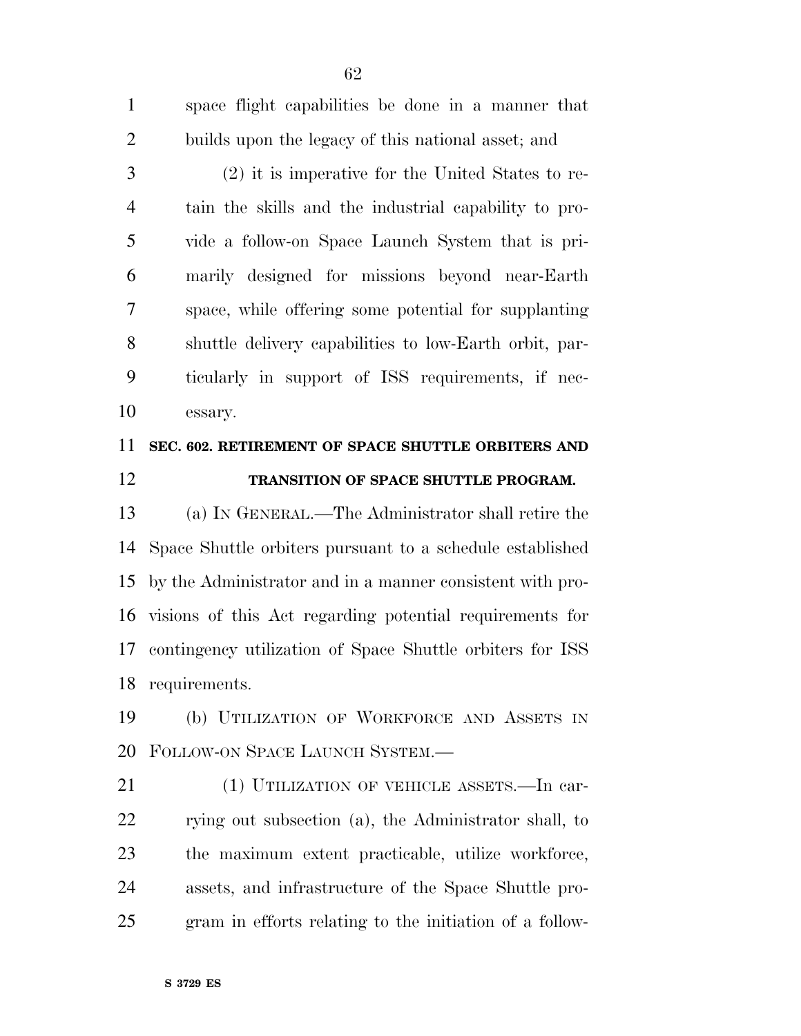space flight capabilities be done in a manner that builds upon the legacy of this national asset; and

(2) it is imperative for the United States to retain the skills and the industrial capability to provide a follow-on Space Launch System that is primarily designed for missions beyond near-Earth space, while offering some potential for supplanting shuttle delivery capabilities to low-Earth orbit, particularly in support of ISS requirements, if necessary.

## SEC. 602. RETIREMENT OF SPACE SHUTTLE ORBITERS AND TRANSITION OF SPACE SHUTTLE PROGRAM.

(a) IN GENERAL.—The Administrator shall retire the Space Shuttle orbiters pursuant to a schedule established by the Administrator and in a manner consistent with provisions of this Act regarding potential requirements for contingency utilization of Space Shuttle orbiters for ISS requirements.

(b) UTILIZATION OF WORKFORCE AND ASSETS IN FOLLOW-ON SPACE LAUNCH SYSTEM.—

(1) UTILIZATION OF VEHICLE ASSETS.—In carrying out subsection (a), the Administrator shall, to the maximum extent practicable, utilize workforce, assets, and infrastructure of the Space Shuttle program in efforts relating to the initiation of a follow-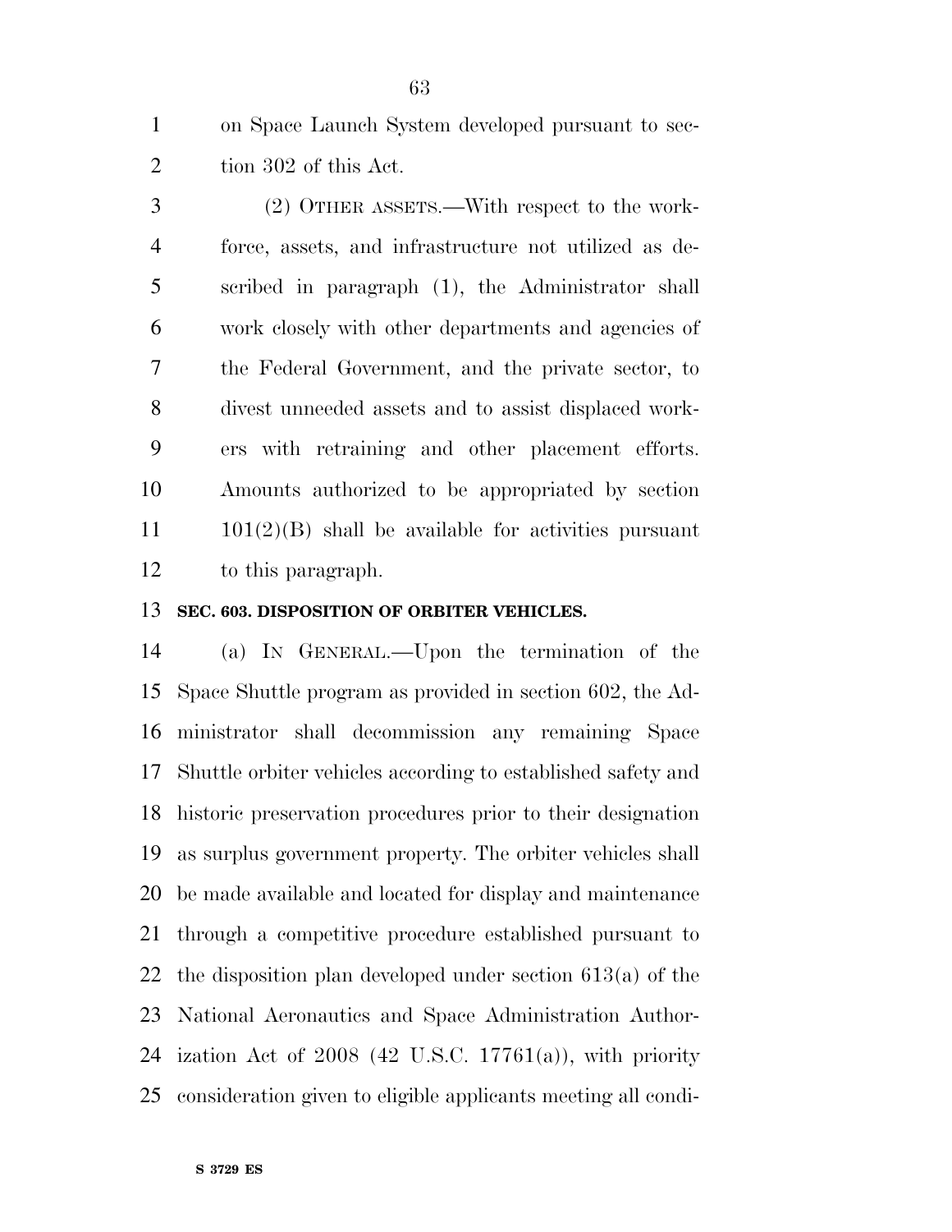on Space Launch System developed pursuant to section 302 of this Act.

(2) OTHER ASSETS.—With respect to the workforce, assets, and infrastructure not utilized as described in paragraph (1), the Administrator shall work closely with other departments and agencies of the Federal Government, and the private sector, to divest unneeded assets and to assist displaced workers with retraining and other placement efforts. Amounts authorized to be appropriated by section 101(2)(B) shall be available for activities pursuant to this paragraph.

**SEC. 603. DISPOSITION OF ORBITER VEHICLES.**

(a) IN GENERAL.—Upon the termination of the Space Shuttle program as provided in section 602, the Administrator shall decommission any remaining Space Shuttle orbiter vehicles according to established safety and historic preservation procedures prior to their designation as surplus government property. The orbiter vehicles shall be made available and located for display and maintenance through a competitive procedure established pursuant to the disposition plan developed under section 613(a) of the National Aeronautics and Space Administration Authorization Act of 2008 (42 U.S.C. 17761(a)), with priority consideration given to eligible applicants meeting all condi-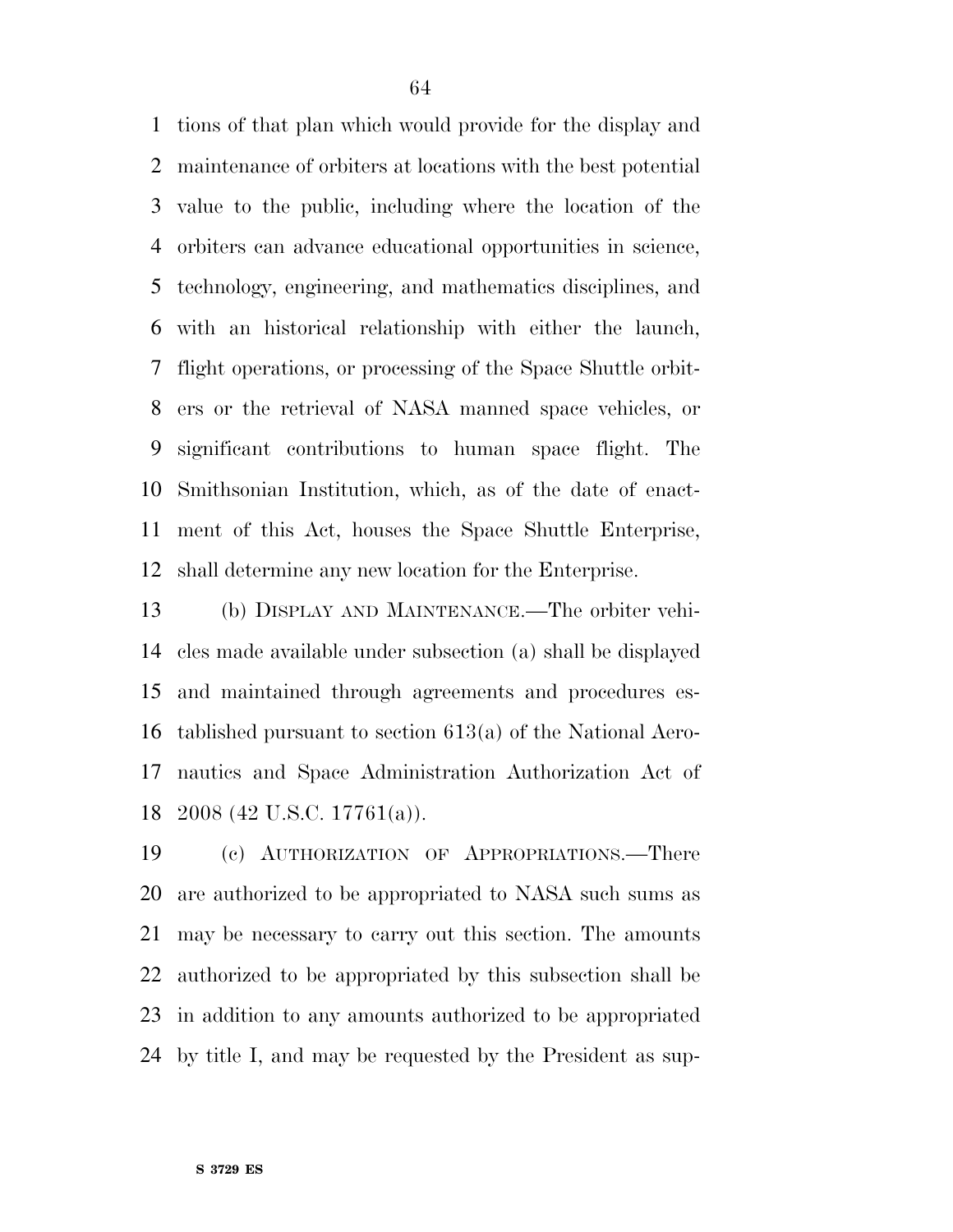tions of that plan which would provide for the display and maintenance of orbiters at locations with the best potential value to the public, including where the location of the orbiters can advance educational opportunities in science, technology, engineering, and mathematics disciplines, and with an historical relationship with either the launch, flight operations, or processing of the Space Shuttle orbiters or the retrieval of NASA manned space vehicles, or significant contributions to human space flight. The Smithsonian Institution, which, as of the date of enactment of this Act, houses the Space Shuttle Enterprise, shall determine any new location for the Enterprise.

(b) DISPLAY AND MAINTENANCE.—The orbiter vehicles made available under subsection (a) shall be displayed and maintained through agreements and procedures established pursuant to section 613(a) of the National Aeronautics and Space Administration Authorization Act of 2008 (42 U.S.C. 17761(a)).

(c) AUTHORIZATION OF APPROPRIATIONS.—There are authorized to be appropriated to NASA such sums as may be necessary to carry out this section. The amounts authorized to be appropriated by this subsection shall be in addition to any amounts authorized to be appropriated by title I, and may be requested by the President as sup-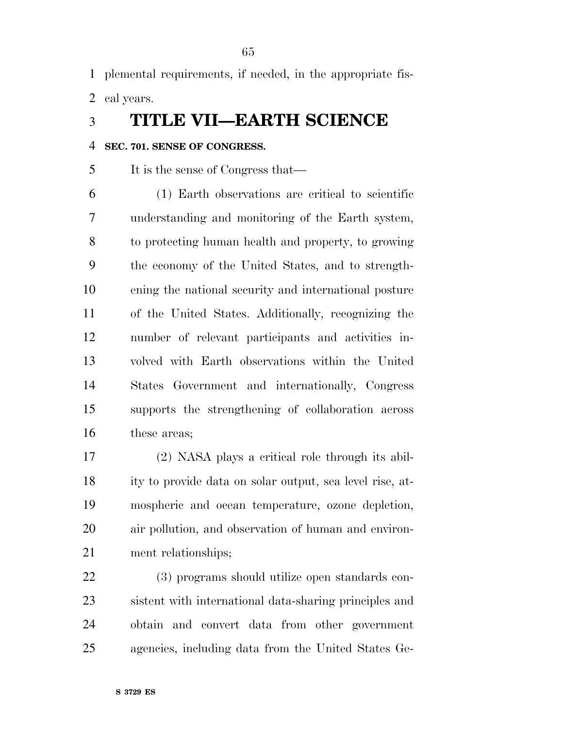plemental requirements, if needed, in the appropriate fiscal years.

# TITLE VII—EARTH SCIENCE

**SEC. 701. SENSE OF CONGRESS.**

It is the sense of Congress that—

(1) Earth observations are critical to scientific understanding and monitoring of the Earth system, to protecting human health and property, to growing the economy of the United States, and to strengthening the national security and international posture of the United States. Additionally, recognizing the number of relevant participants and activities involved with Earth observations within the United States Government and internationally, Congress supports the strengthening of collaboration across these areas;

(2) NASA plays a critical role through its ability to provide data on solar output, sea level rise, atmospheric and ocean temperature, ozone depletion, air pollution, and observation of human and environment relationships;

(3) programs should utilize open standards consistent with international data-sharing principles and obtain and convert data from other government agencies, including data from the United States Ge-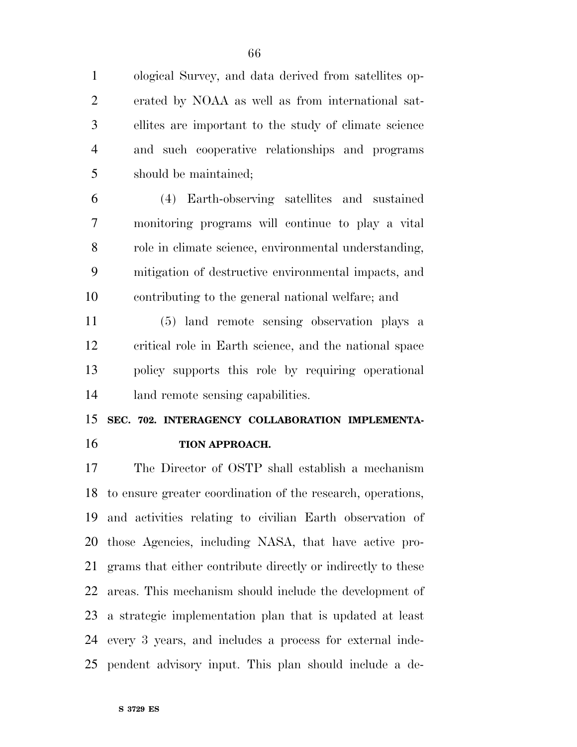ological Survey, and data derived from satellites operated by NOAA as well as from international satellites are important to the study of climate science and such cooperative relationships and programs should be maintained;

(4) Earth-observing satellites and sustained monitoring programs will continue to play a vital role in climate science, environmental understanding, mitigation of destructive environmental impacts, and contributing to the general national welfare; and

(5) land remote sensing observation plays a critical role in Earth science, and the national space policy supports this role by requiring operational land remote sensing capabilities.

**SEC. 702. INTERAGENCY COLLABORATION IMPLEMENTATION APPROACH.**

The Director of OSTP shall establish a mechanism to ensure greater coordination of the research, operations, and activities relating to civilian Earth observation of those Agencies, including NASA, that have active programs that either contribute directly or indirectly to these areas. This mechanism should include the development of a strategic implementation plan that is updated at least every 3 years, and includes a process for external independent advisory input. This plan should include a de-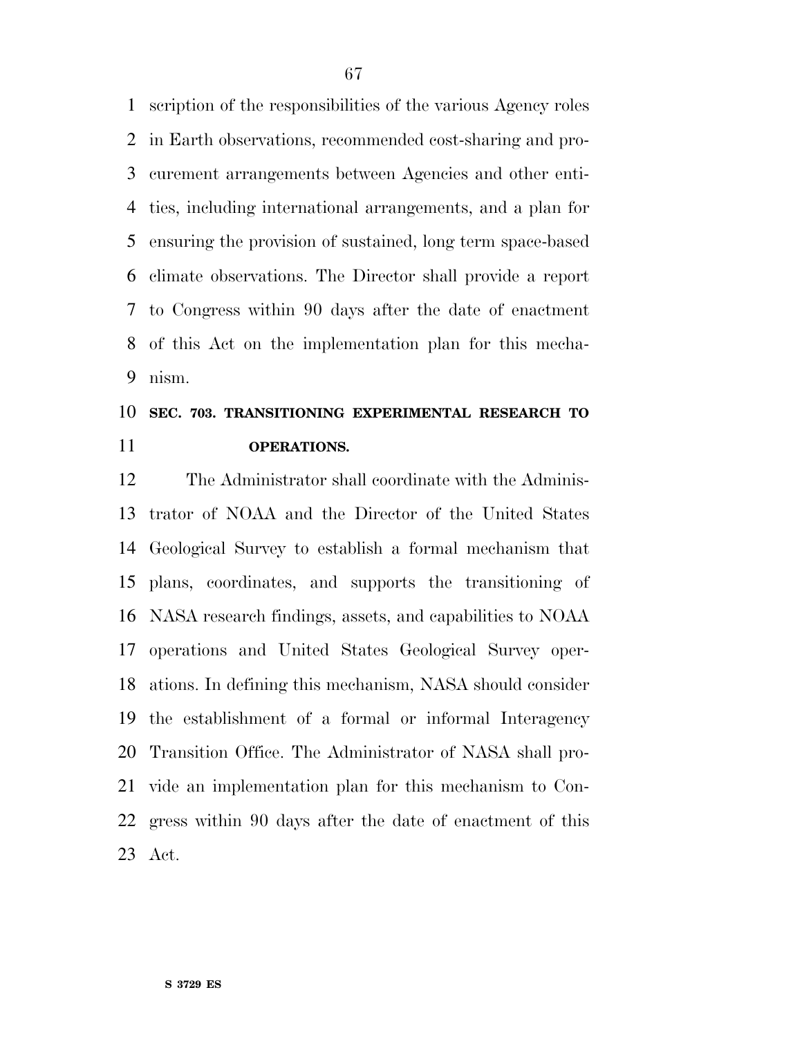scription of the responsibilities of the various Agency roles in Earth observations, recommended cost-sharing and procurement arrangements between Agencies and other entities, including international arrangements, and a plan for ensuring the provision of sustained, long term space-based climate observations. The Director shall provide a report to Congress within 90 days after the date of enactment of this Act on the implementation plan for this mechanism.

**SEC. 703. TRANSITIONING EXPERIMENTAL RESEARCH TO OPERATIONS.**

The Administrator shall coordinate with the Administrator of NOAA and the Director of the United States Geological Survey to establish a formal mechanism that plans, coordinates, and supports the transitioning of NASA research findings, assets, and capabilities to NOAA operations and United States Geological Survey operations. In defining this mechanism, NASA should consider the establishment of a formal or informal Interagency Transition Office. The Administrator of NASA shall provide an implementation plan for this mechanism to Congress within 90 days after the date of enactment of this Act.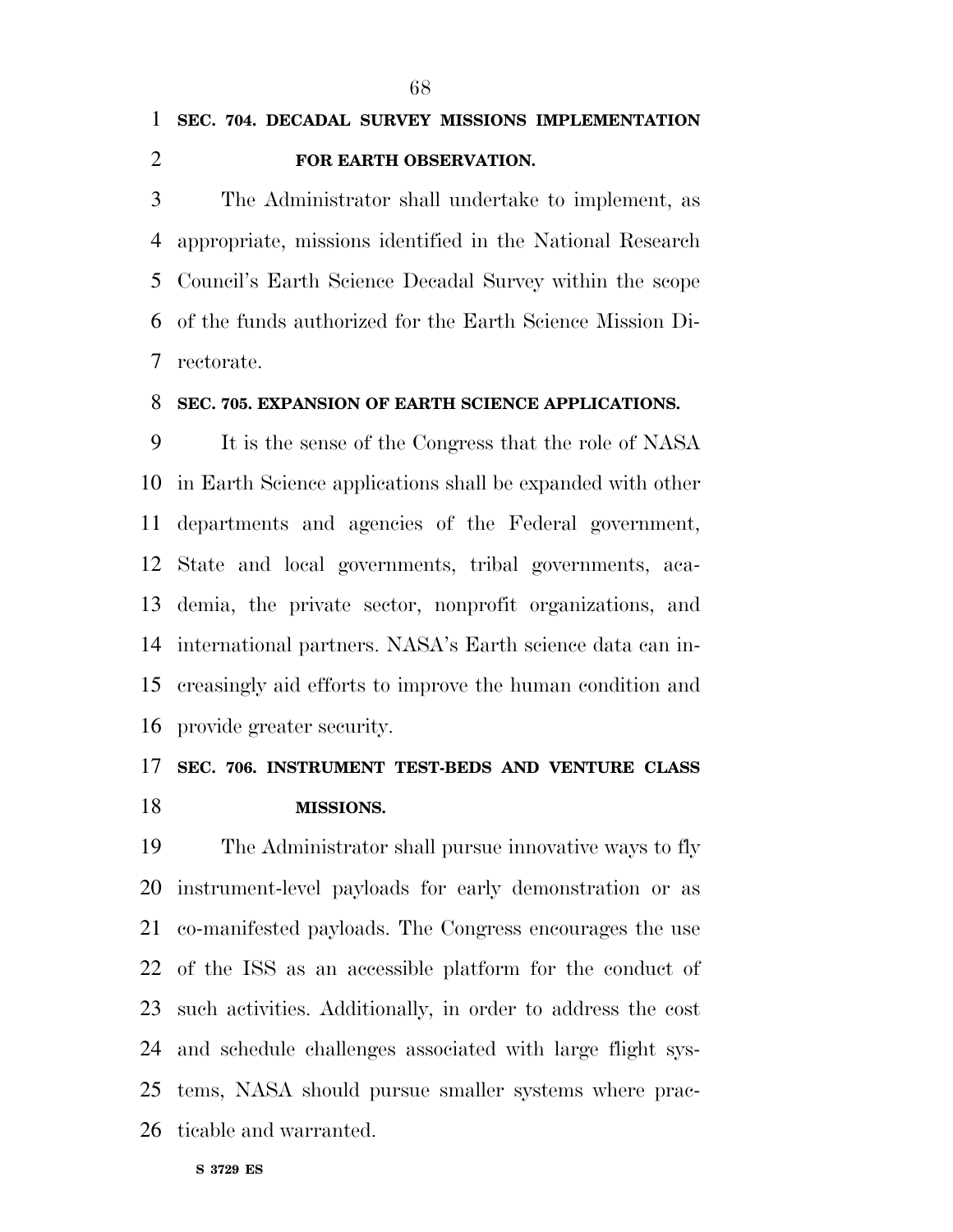**SEC. 704. DECADAL SURVEY MISSIONS IMPLEMENTATION FOR EARTH OBSERVATION.**

The Administrator shall undertake to implement, as appropriate, missions identified in the National Research Council's Earth Science Decadal Survey within the scope of the funds authorized for the Earth Science Mission Directorate.

**SEC. 705. EXPANSION OF EARTH SCIENCE APPLICATIONS.**

It is the sense of the Congress that the role of NASA in Earth Science applications shall be expanded with other departments and agencies of the Federal government, State and local governments, tribal governments, academia, the private sector, nonprofit organizations, and international partners. NASA's Earth science data can increasingly aid efforts to improve the human condition and provide greater security.

**SEC. 706. INSTRUMENT TEST-BEDS AND VENTURE CLASS MISSIONS.**

The Administrator shall pursue innovative ways to fly instrument-level payloads for early demonstration or as co-manifested payloads. The Congress encourages the use of the ISS as an accessible platform for the conduct of such activities. Additionally, in order to address the cost and schedule challenges associated with large flight systems, NASA should pursue smaller systems where practicable and warranted.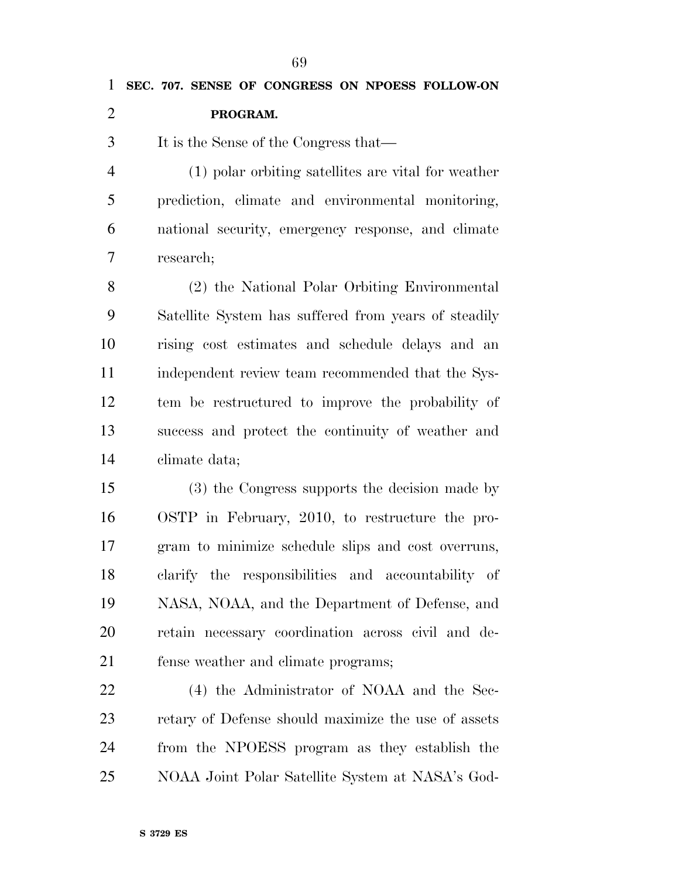**SEC. 707. SENSE OF CONGRESS ON NPOESS FOLLOW-ON PROGRAM.**

It is the Sense of the Congress that—

(1) polar orbiting satellites are vital for weather prediction, climate and environmental monitoring, national security, emergency response, and climate research;

(2) the National Polar Orbiting Environmental Satellite System has suffered from years of steadily rising cost estimates and schedule delays and an independent review team recommended that the System be restructured to improve the probability of success and protect the continuity of weather and climate data;

(3) the Congress supports the decision made by OSTP in February, 2010, to restructure the program to minimize schedule slips and cost overruns, clarify the responsibilities and accountability of NASA, NOAA, and the Department of Defense, and retain necessary coordination across civil and defense weather and climate programs;

(4) the Administrator of NOAA and the Secretary of Defense should maximize the use of assets from the NPOESS program as they establish the NOAA Joint Polar Satellite System at NASA's God-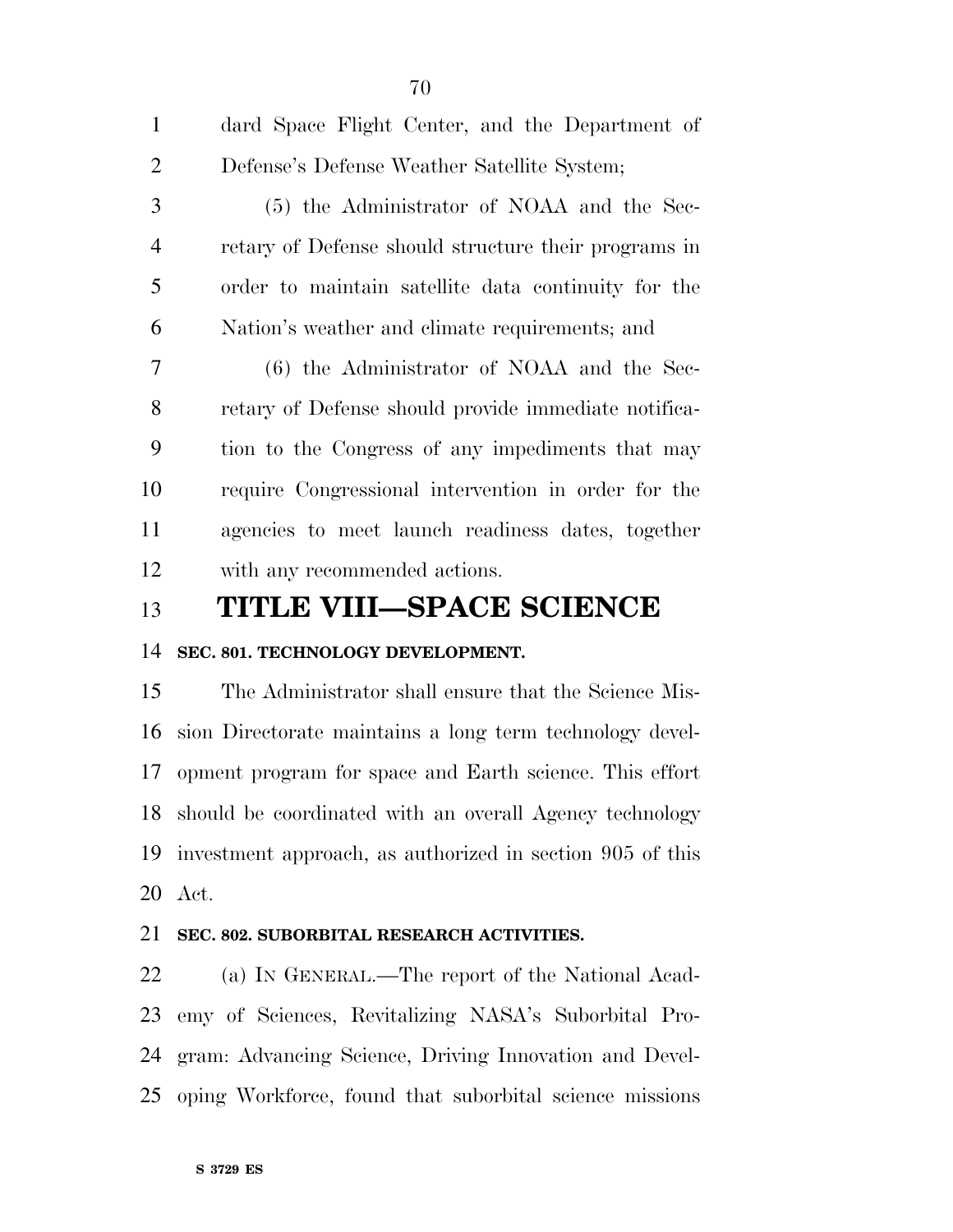dard Space Flight Center, and the Department of Defense's Defense Weather Satellite System;

(5) the Administrator of NOAA and the Secretary of Defense should structure their programs in order to maintain satellite data continuity for the Nation's weather and climate requirements; and

(6) the Administrator of NOAA and the Secretary of Defense should provide immediate notification to the Congress of any impediments that may require Congressional intervention in order for the agencies to meet launch readiness dates, together with any recommended actions.

# TITLE VIII—SPACE SCIENCE

### SEC. 801. TECHNOLOGY DEVELOPMENT.

The Administrator shall ensure that the Science Mission Directorate maintains a long term technology development program for space and Earth science. This effort should be coordinated with an overall Agency technology investment approach, as authorized in section 905 of this Act.

### SEC. 802. SUBORBITAL RESEARCH ACTIVITIES.

(a) IN GENERAL.—The report of the National Academy of Sciences, Revitalizing NASA's Suborbital Program: Advancing Science, Driving Innovation and Developing Workforce, found that suborbital science missions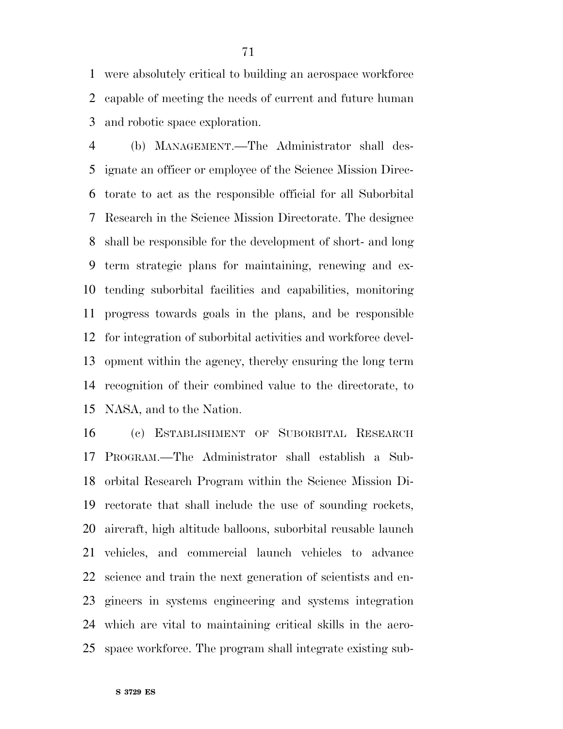were absolutely critical to building an aerospace workforce capable of meeting the needs of current and future human and robotic space exploration.

(b) MANAGEMENT.—The Administrator shall designate an officer or employee of the Science Mission Directorate to act as the responsible official for all Suborbital Research in the Science Mission Directorate. The designee shall be responsible for the development of short- and long term strategic plans for maintaining, renewing and extending suborbital facilities and capabilities, monitoring progress towards goals in the plans, and be responsible for integration of suborbital activities and workforce development within the agency, thereby ensuring the long term recognition of their combined value to the directorate, to NASA, and to the Nation.

(c) ESTABLISHMENT OF SUBORBITAL RESEARCH PROGRAM.—The Administrator shall establish a Suborbital Research Program within the Science Mission Directorate that shall include the use of sounding rockets, aircraft, high altitude balloons, suborbital reusable launch vehicles, and commercial launch vehicles to advance science and train the next generation of scientists and engineers in systems engineering and systems integration which are vital to maintaining critical skills in the aerospace workforce. The program shall integrate existing sub-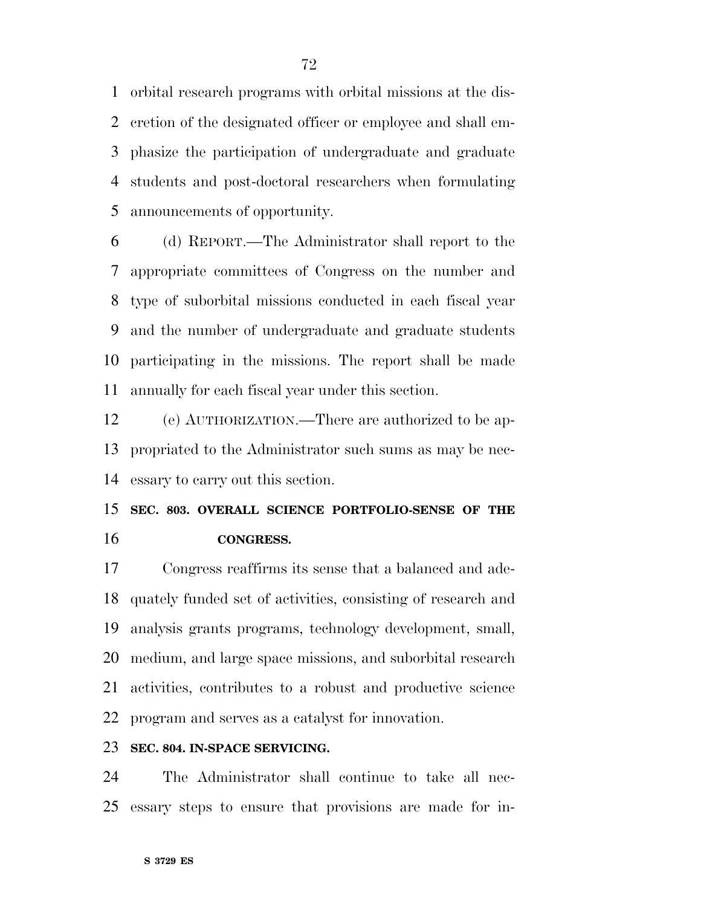orbital research programs with orbital missions at the discretion of the designated officer or employee and shall emphasize the participation of undergraduate and graduate students and post-doctoral researchers when formulating announcements of opportunity.

(d) REPORT.—The Administrator shall report to the appropriate committees of Congress on the number and type of suborbital missions conducted in each fiscal year and the number of undergraduate and graduate students participating in the missions. The report shall be made annually for each fiscal year under this section.

(e) AUTHORIZATION.—There are authorized to be appropriated to the Administrator such sums as may be necessary to carry out this section.

### SEC. 803. OVERALL SCIENCE PORTFOLIO-SENSE OF THE CONGRESS.

Congress reaffirms its sense that a balanced and adequately funded set of activities, consisting of research and analysis grants programs, technology development, small, medium, and large space missions, and suborbital research activities, contributes to a robust and productive science program and serves as a catalyst for innovation.

### SEC. 804. IN-SPACE SERVICING.

The Administrator shall continue to take all necessary steps to ensure that provisions are made for in-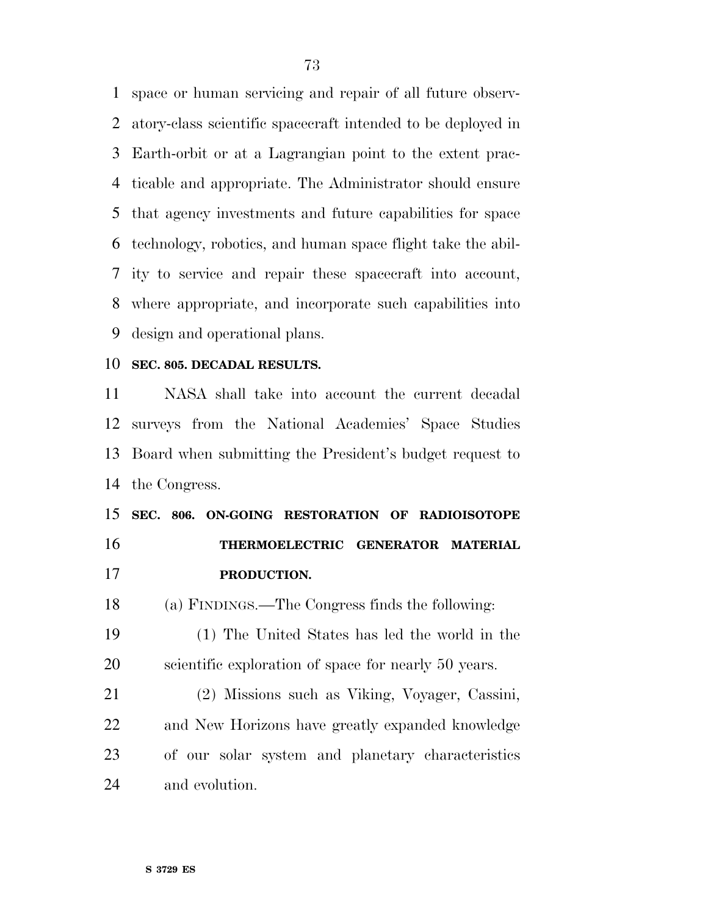space or human servicing and repair of all future observatory-class scientific spacecraft intended to be deployed in Earth-orbit or at a Lagrangian point to the extent practicable and appropriate. The Administrator should ensure that agency investments and future capabilities for space technology, robotics, and human space flight take the ability to service and repair these spacecraft into account, where appropriate, and incorporate such capabilities into design and operational plans.

**SEC. 805. DECADAL RESULTS.**

NASA shall take into account the current decadal surveys from the National Academies' Space Studies Board when submitting the President's budget request to the Congress.

**SEC. 806. ON-GOING RESTORATION OF RADIOISOTOPE THERMOELECTRIC GENERATOR MATERIAL PRODUCTION.**

(a) FINDINGS.—The Congress finds the following:

(1) The United States has led the world in the scientific exploration of space for nearly 50 years.

(2) Missions such as Viking, Voyager, Cassini, and New Horizons have greatly expanded knowledge of our solar system and planetary characteristics and evolution.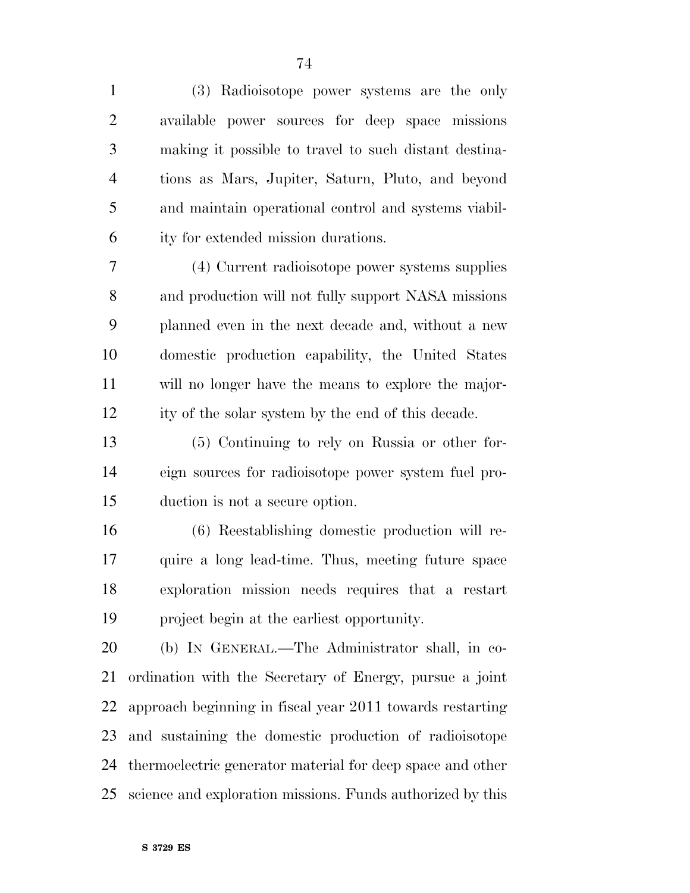(3) Radioisotope power systems are the only available power sources for deep space missions making it possible to travel to such distant destinations as Mars, Jupiter, Saturn, Pluto, and beyond and maintain operational control and systems viability for extended mission durations.

(4) Current radioisotope power systems supplies and production will not fully support NASA missions planned even in the next decade and, without a new domestic production capability, the United States will no longer have the means to explore the majority of the solar system by the end of this decade.

(5) Continuing to rely on Russia or other foreign sources for radioisotope power system fuel production is not a secure option.

(6) Reestablishing domestic production will require a long lead-time. Thus, meeting future space exploration mission needs requires that a restart project begin at the earliest opportunity.

(b) IN GENERAL.—The Administrator shall, in coordination with the Secretary of Energy, pursue a joint approach beginning in fiscal year 2011 towards restarting and sustaining the domestic production of radioisotope thermoelectric generator material for deep space and other science and exploration missions. Funds authorized by this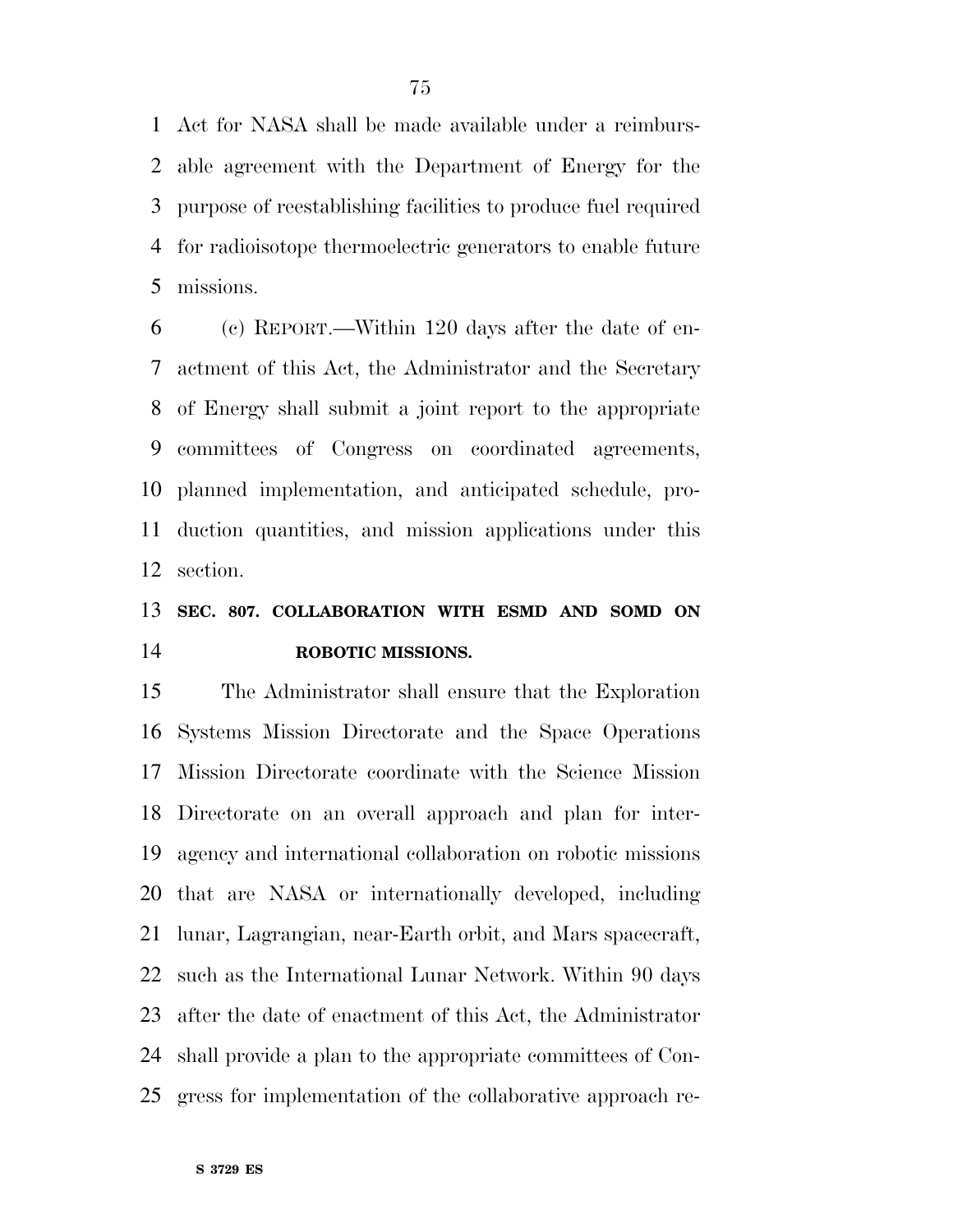Act for NASA shall be made available under a reimbursable agreement with the Department of Energy for the purpose of reestablishing facilities to produce fuel required for radioisotope thermoelectric generators to enable future missions.

(c) REPORT.—Within 120 days after the date of enactment of this Act, the Administrator and the Secretary of Energy shall submit a joint report to the appropriate committees of Congress on coordinated agreements, planned implementation, and anticipated schedule, production quantities, and mission applications under this section.

### SEC. 807. COLLABORATION WITH ESMD AND SOMD ON ROBOTIC MISSIONS.

The Administrator shall ensure that the Exploration Systems Mission Directorate and the Space Operations Mission Directorate coordinate with the Science Mission Directorate on an overall approach and plan for interagency and international collaboration on robotic missions that are NASA or internationally developed, including lunar, Lagrangian, near-Earth orbit, and Mars spacecraft, such as the International Lunar Network. Within 90 days after the date of enactment of this Act, the Administrator shall provide a plan to the appropriate committees of Congress for implementation of the collaborative approach re-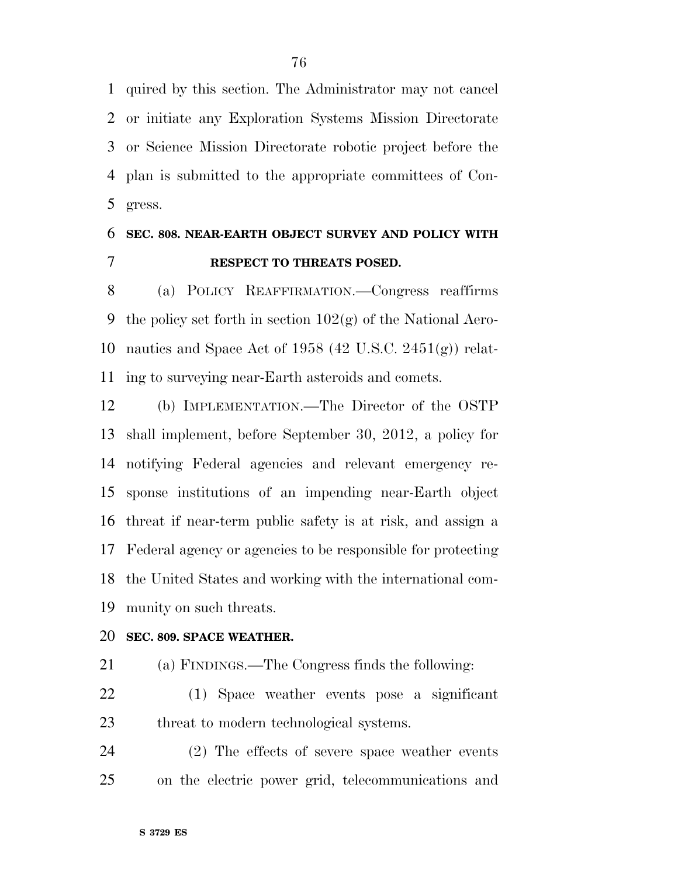quired by this section. The Administrator may not cancel or initiate any Exploration Systems Mission Directorate or Science Mission Directorate robotic project before the plan is submitted to the appropriate committees of Congress.

### SEC. 808. NEAR-EARTH OBJECT SURVEY AND POLICY WITH RESPECT TO THREATS POSED.

(a) POLICY REAFFIRMATION.—Congress reaffirms the policy set forth in section 102(g) of the National Aeronautics and Space Act of 1958 (42 U.S.C. 2451(g)) relating to surveying near-Earth asteroids and comets.

(b) IMPLEMENTATION.—The Director of the OSTP shall implement, before September 30, 2012, a policy for notifying Federal agencies and relevant emergency response institutions of an impending near-Earth object threat if near-term public safety is at risk, and assign a Federal agency or agencies to be responsible for protecting the United States and working with the international community on such threats.

### SEC. 809. SPACE WEATHER.

(a) FINDINGS.—The Congress finds the following:

(1) Space weather events pose a significant threat to modern technological systems.

(2) The effects of severe space weather events on the electric power grid, telecommunications and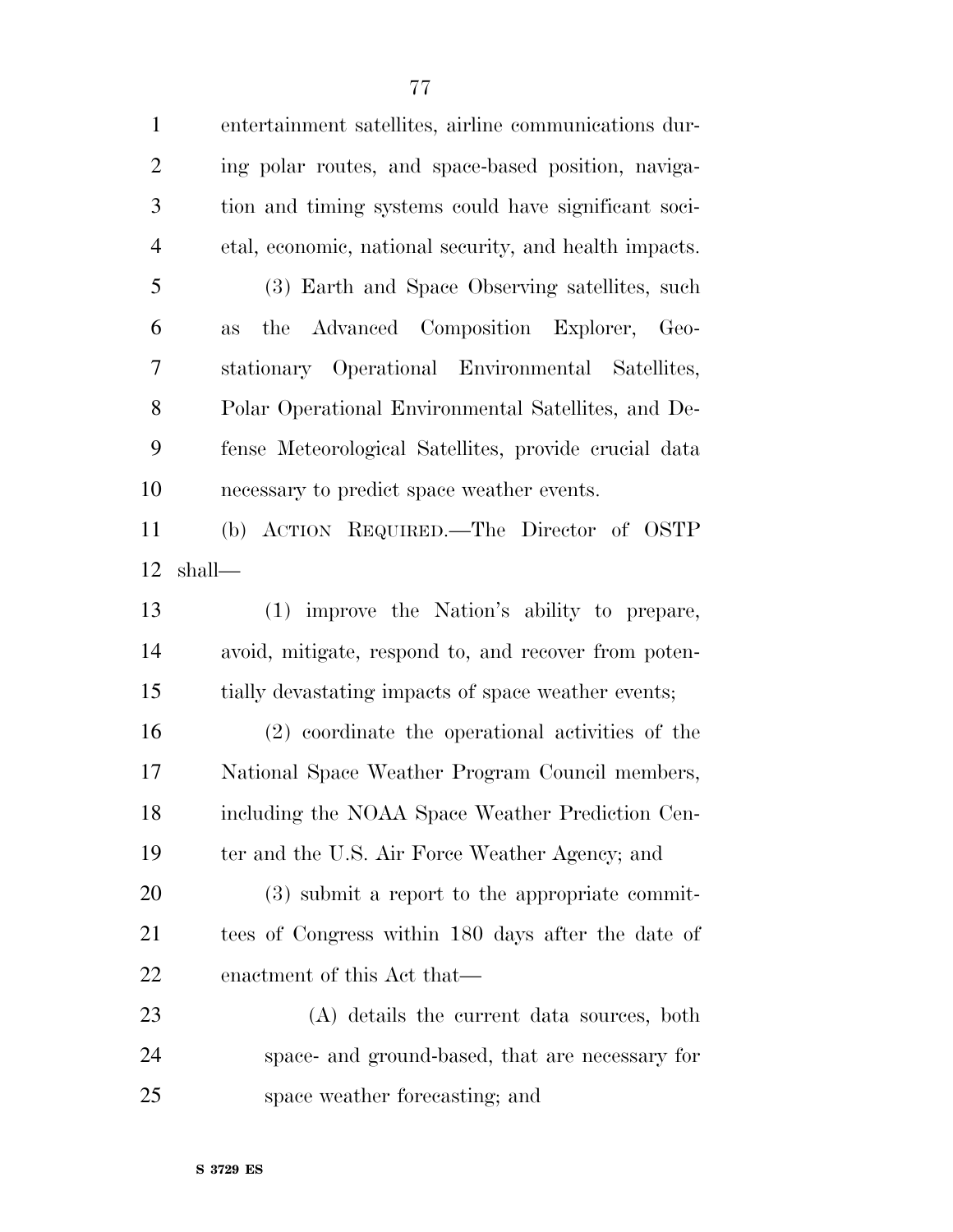entertainment satellites, airline communications during polar routes, and space-based position, navigation and timing systems could have significant societal, economic, national security, and health impacts.

(3) Earth and Space Observing satellites, such as the Advanced Composition Explorer, Geostationary Operational Environmental Satellites, Polar Operational Environmental Satellites, and Defense Meteorological Satellites, provide crucial data necessary to predict space weather events.

(b) ACTION REQUIRED.—The Director of OSTP shall—

(1) improve the Nation's ability to prepare, avoid, mitigate, respond to, and recover from potentially devastating impacts of space weather events;

(2) coordinate the operational activities of the National Space Weather Program Council members, including the NOAA Space Weather Prediction Center and the U.S. Air Force Weather Agency; and

(3) submit a report to the appropriate committees of Congress within 180 days after the date of enactment of this Act that—

(A) details the current data sources, both space- and ground-based, that are necessary for space weather forecasting; and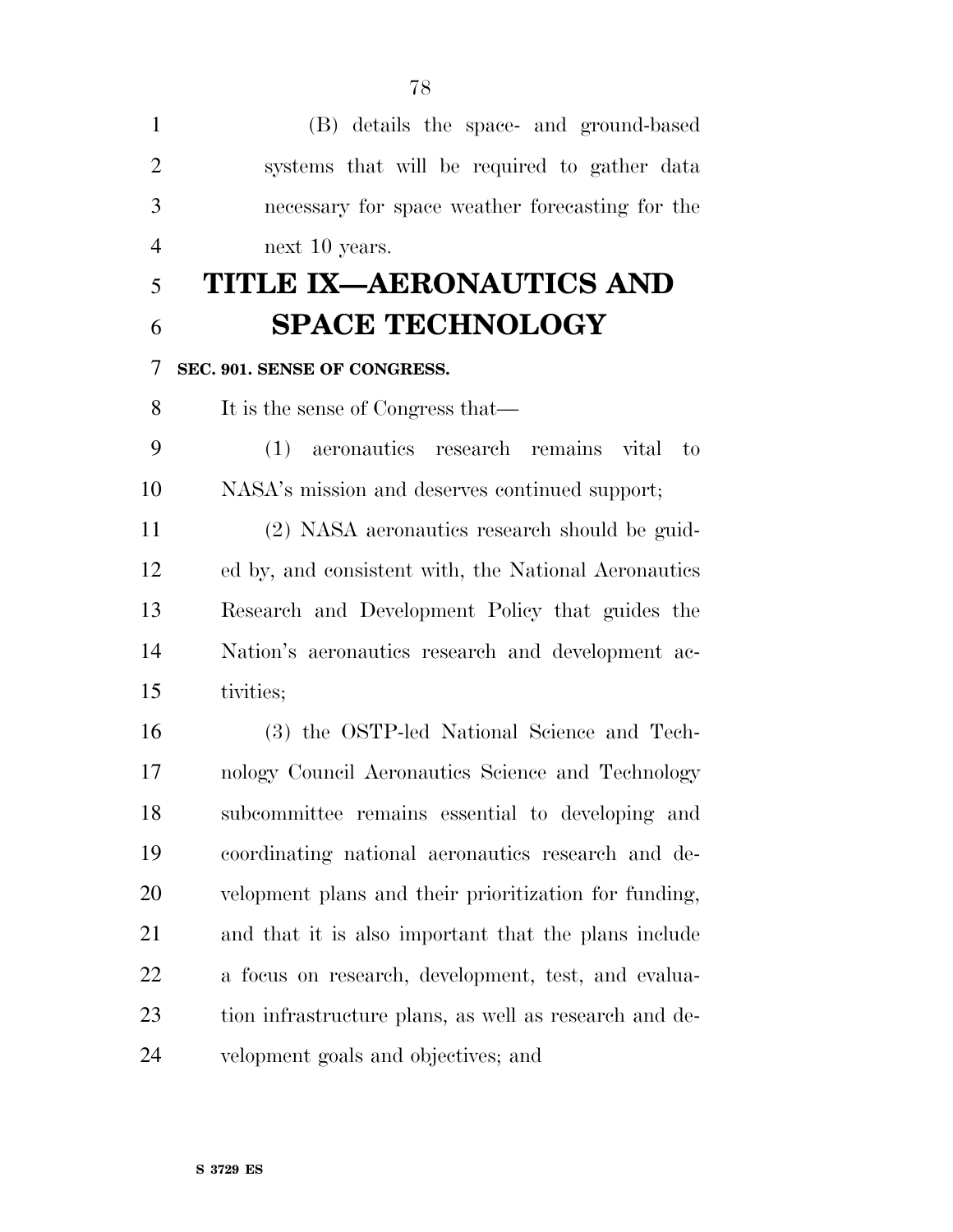(B) details the space- and ground-based systems that will be required to gather data necessary for space weather forecasting for the next 10 years.

# TITLE IX—AERONAUTICS AND SPACE TECHNOLOGY

### SEC. 901. SENSE OF CONGRESS.

It is the sense of Congress that—

(1) aeronautics research remains vital to NASA's mission and deserves continued support;

(2) NASA aeronautics research should be guided by, and consistent with, the National Aeronautics Research and Development Policy that guides the Nation's aeronautics research and development activities;

(3) the OSTP-led National Science and Technology Council Aeronautics Science and Technology subcommittee remains essential to developing and coordinating national aeronautics research and development plans and their prioritization for funding, and that it is also important that the plans include a focus on research, development, test, and evaluation infrastructure plans, as well as research and development goals and objectives; and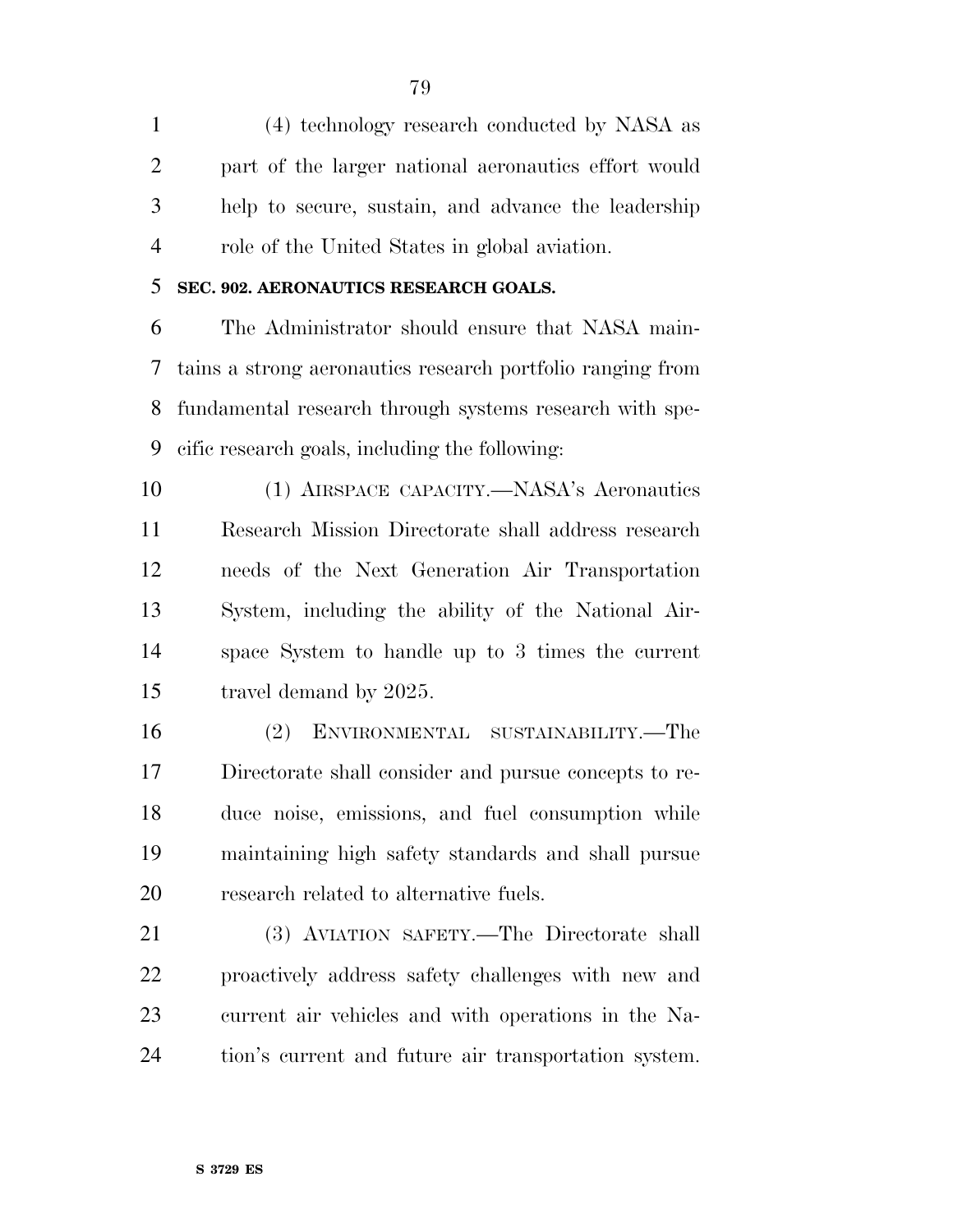(4) technology research conducted by NASA as part of the larger national aeronautics effort would help to secure, sustain, and advance the leadership role of the United States in global aviation.

### SEC. 902. AERONAUTICS RESEARCH GOALS.

The Administrator should ensure that NASA maintains a strong aeronautics research portfolio ranging from fundamental research through systems research with specific research goals, including the following:

(1) AIRSPACE CAPACITY.—NASA's Aeronautics Research Mission Directorate shall address research needs of the Next Generation Air Transportation System, including the ability of the National Airspace System to handle up to 3 times the current travel demand by 2025.

(2) ENVIRONMENTAL SUSTAINABILITY.—The Directorate shall consider and pursue concepts to reduce noise, emissions, and fuel consumption while maintaining high safety standards and shall pursue research related to alternative fuels.

(3) AVIATION SAFETY.—The Directorate shall proactively address safety challenges with new and current air vehicles and with operations in the Nation's current and future air transportation system.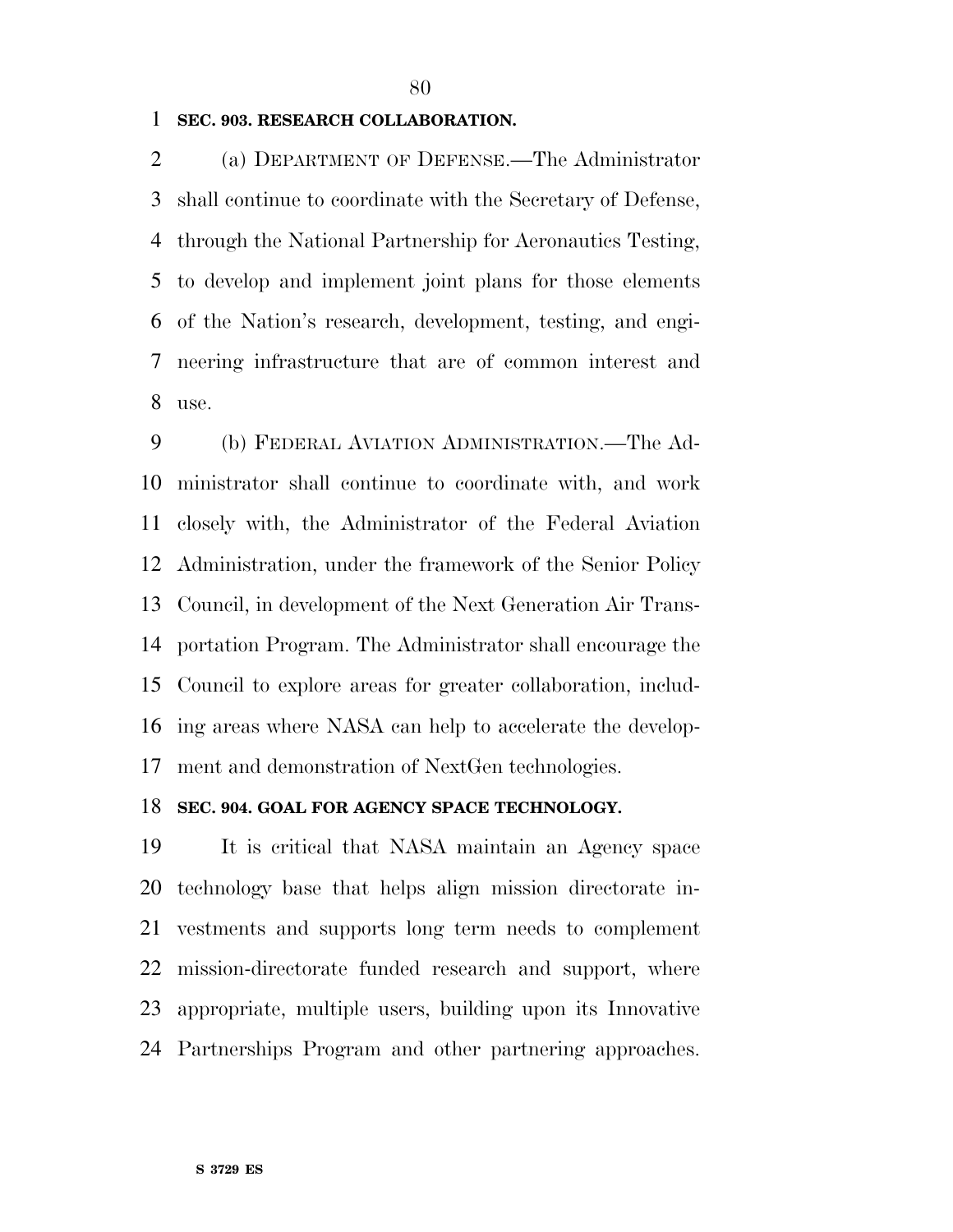### SEC. 903. RESEARCH COLLABORATION.

(a) DEPARTMENT OF DEFENSE.—The Administrator shall continue to coordinate with the Secretary of Defense, through the National Partnership for Aeronautics Testing, to develop and implement joint plans for those elements of the Nation's research, development, testing, and engineering infrastructure that are of common interest and use.

(b) FEDERAL AVIATION ADMINISTRATION.—The Administrator shall continue to coordinate with, and work closely with, the Administrator of the Federal Aviation Administration, under the framework of the Senior Policy Council, in development of the Next Generation Air Transportation Program. The Administrator shall encourage the Council to explore areas for greater collaboration, including areas where NASA can help to accelerate the development and demonstration of NextGen technologies.

### SEC. 904. GOAL FOR AGENCY SPACE TECHNOLOGY.

It is critical that NASA maintain an Agency space technology base that helps align mission directorate investments and supports long term needs to complement mission-directorate funded research and support, where appropriate, multiple users, building upon its Innovative Partnerships Program and other partnering approaches.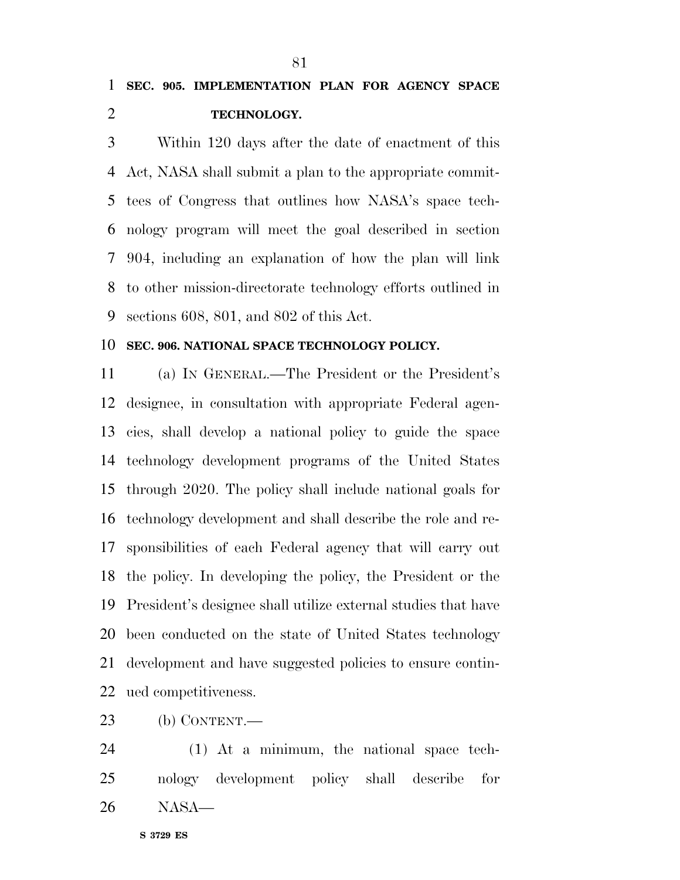**SEC. 905. IMPLEMENTATION PLAN FOR AGENCY SPACE TECHNOLOGY.**

Within 120 days after the date of enactment of this Act, NASA shall submit a plan to the appropriate committees of Congress that outlines how NASA's space technology program will meet the goal described in section 904, including an explanation of how the plan will link to other mission-directorate technology efforts outlined in sections 608, 801, and 802 of this Act.

**SEC. 906. NATIONAL SPACE TECHNOLOGY POLICY.**

(a) IN GENERAL.—The President or the President's designee, in consultation with appropriate Federal agencies, shall develop a national policy to guide the space technology development programs of the United States through 2020. The policy shall include national goals for technology development and shall describe the role and responsibilities of each Federal agency that will carry out the policy. In developing the policy, the President or the President's designee shall utilize external studies that have been conducted on the state of United States technology development and have suggested policies to ensure continued competitiveness.

(b) CONTENT.—

(1) At a minimum, the national space technology development policy shall describe for NASA—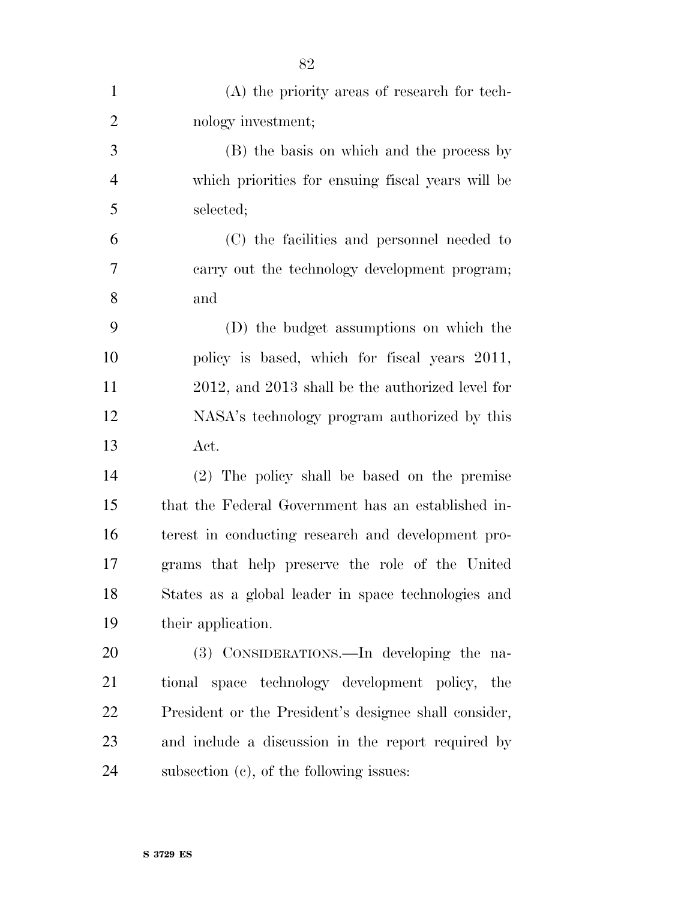(A) the priority areas of research for technology investment;

(B) the basis on which and the process by which priorities for ensuing fiscal years will be selected;

(C) the facilities and personnel needed to carry out the technology development program; and

(D) the budget assumptions on which the policy is based, which for fiscal years 2011, 2012, and 2013 shall be the authorized level for NASA's technology program authorized by this Act.

(2) The policy shall be based on the premise that the Federal Government has an established interest in conducting research and development programs that help preserve the role of the United States as a global leader in space technologies and their application.

(3) CONSIDERATIONS.—In developing the national space technology development policy, the President or the President's designee shall consider, and include a discussion in the report required by subsection (c), of the following issues: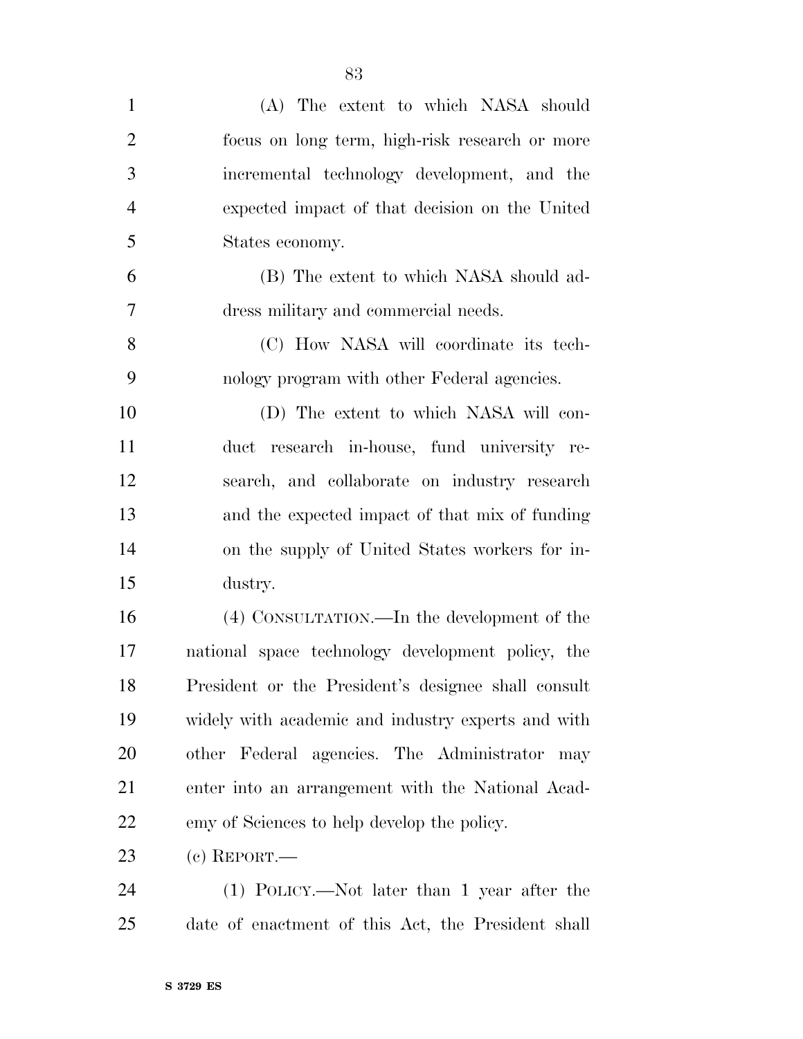(A) The extent to which NASA should focus on long term, high-risk research or more incremental technology development, and the expected impact of that decision on the United States economy.

(B) The extent to which NASA should address military and commercial needs.

(C) How NASA will coordinate its technology program with other Federal agencies.

(D) The extent to which NASA will conduct research in-house, fund university research, and collaborate on industry research and the expected impact of that mix of funding on the supply of United States workers for industry.

(4) CONSULTATION.—In the development of the national space technology development policy, the President or the President's designee shall consult widely with academic and industry experts and with other Federal agencies. The Administrator may enter into an arrangement with the National Academy of Sciences to help develop the policy.

(c) REPORT.—

(1) POLICY.—Not later than 1 year after the date of enactment of this Act, the President shall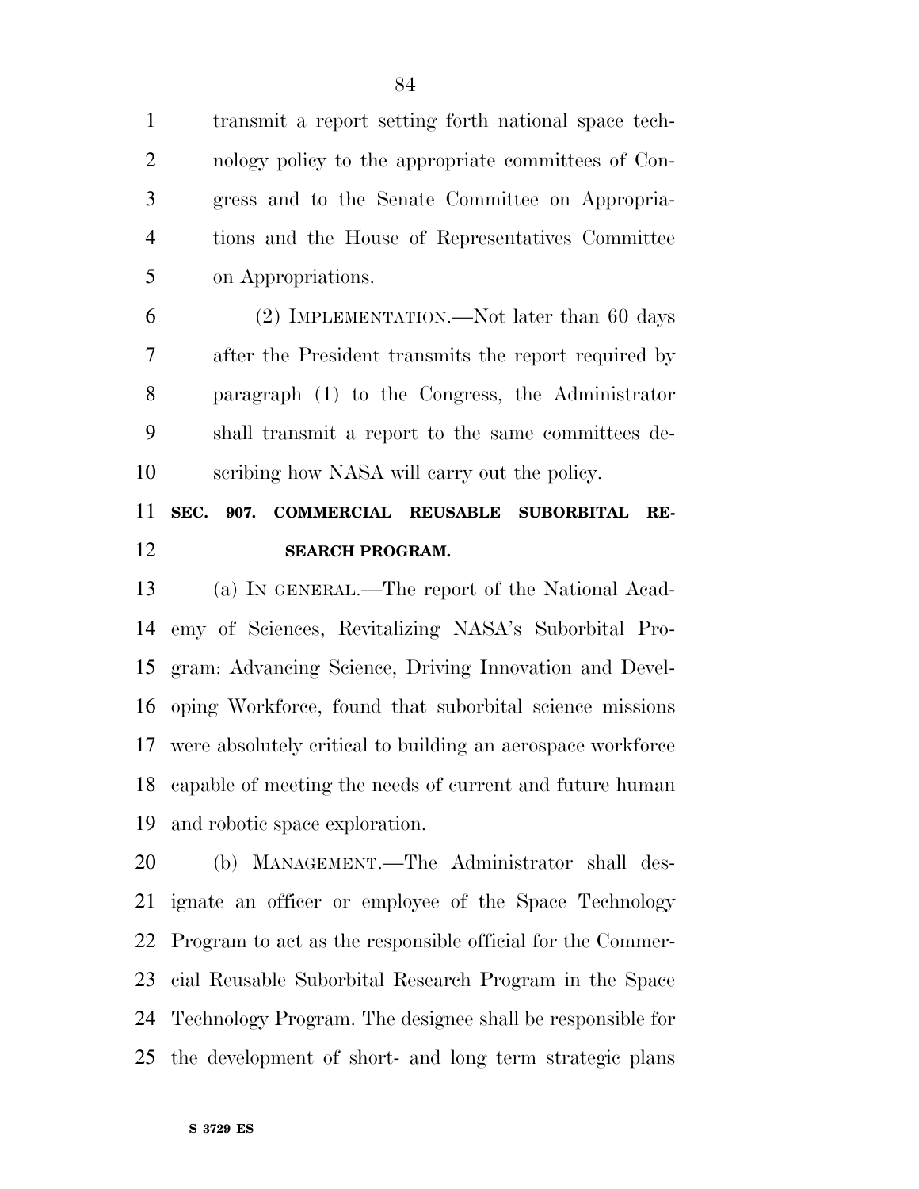transmit a report setting forth national space technology policy to the appropriate committees of Congress and to the Senate Committee on Appropriations and the House of Representatives Committee on Appropriations.

(2) IMPLEMENTATION.—Not later than 60 days after the President transmits the report required by paragraph (1) to the Congress, the Administrator shall transmit a report to the same committees describing how NASA will carry out the policy.

**SEC. 907. COMMERCIAL REUSABLE SUBORBITAL RESEARCH PROGRAM.**

(a) IN GENERAL.—The report of the National Academy of Sciences, Revitalizing NASA's Suborbital Program: Advancing Science, Driving Innovation and Developing Workforce, found that suborbital science missions were absolutely critical to building an aerospace workforce capable of meeting the needs of current and future human and robotic space exploration.

(b) MANAGEMENT.—The Administrator shall designate an officer or employee of the Space Technology Program to act as the responsible official for the Commercial Reusable Suborbital Research Program in the Space Technology Program. The designee shall be responsible for the development of short- and long term strategic plans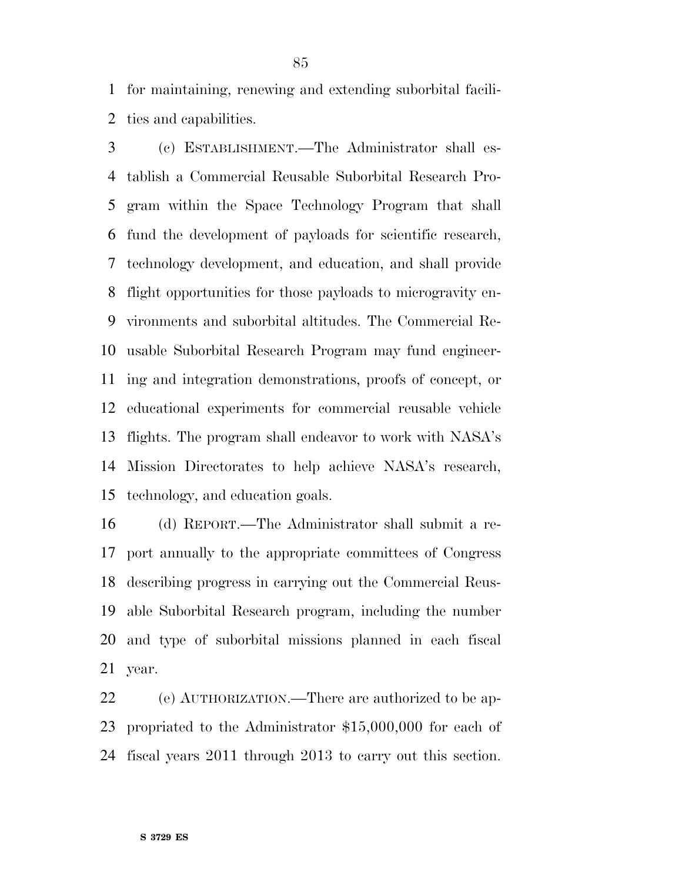for maintaining, renewing and extending suborbital facilities and capabilities.

(c) ESTABLISHMENT.—The Administrator shall establish a Commercial Reusable Suborbital Research Program within the Space Technology Program that shall fund the development of payloads for scientific research, technology development, and education, and shall provide flight opportunities for those payloads to microgravity environments and suborbital altitudes. The Commercial Reusable Suborbital Research Program may fund engineering and integration demonstrations, proofs of concept, or educational experiments for commercial reusable vehicle flights. The program shall endeavor to work with NASA's Mission Directorates to help achieve NASA's research, technology, and education goals.

(d) REPORT.—The Administrator shall submit a report annually to the appropriate committees of Congress describing progress in carrying out the Commercial Reusable Suborbital Research program, including the number and type of suborbital missions planned in each fiscal year.

(e) AUTHORIZATION.—There are authorized to be appropriated to the Administrator $15,000,000 for each of fiscal years 2011 through 2013 to carry out this section.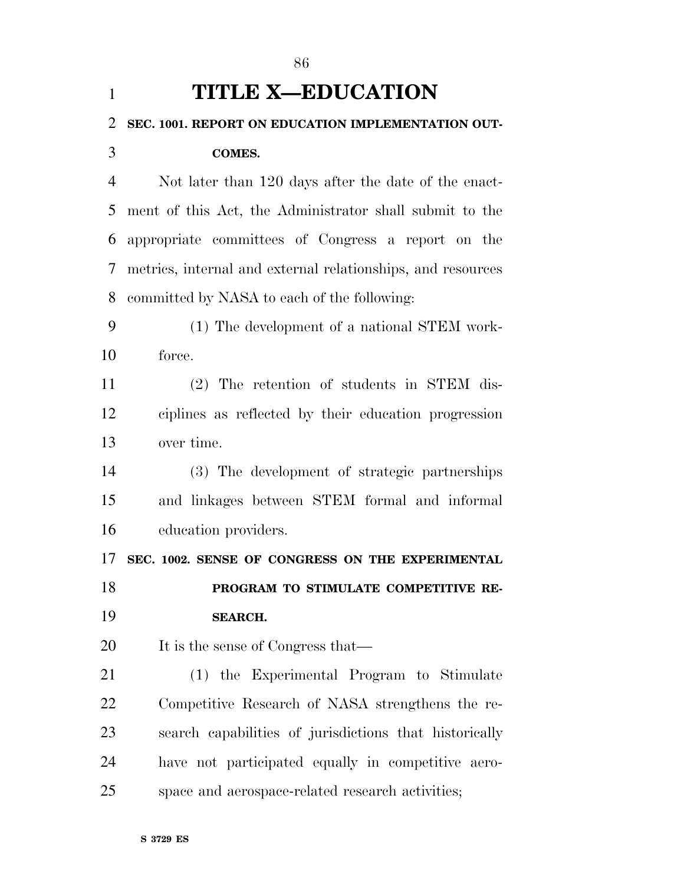# TITLE X—EDUCATION

**SEC. 1001. REPORT ON EDUCATION IMPLEMENTATION OUTCOMES.**

Not later than 120 days after the date of the enactment of this Act, the Administrator shall submit to the appropriate committees of Congress a report on the metrics, internal and external relationships, and resources committed by NASA to each of the following:

(1) The development of a national STEM workforce.

(2) The retention of students in STEM disciplines as reflected by their education progression over time.

(3) The development of strategic partnerships and linkages between STEM formal and informal education providers.

**SEC. 1002. SENSE OF CONGRESS ON THE EXPERIMENTAL PROGRAM TO STIMULATE COMPETITIVE RESEARCH.**

It is the sense of Congress that—

(1) the Experimental Program to Stimulate Competitive Research of NASA strengthens the research capabilities of jurisdictions that historically have not participated equally in competitive aerospace and aerospace-related research activities;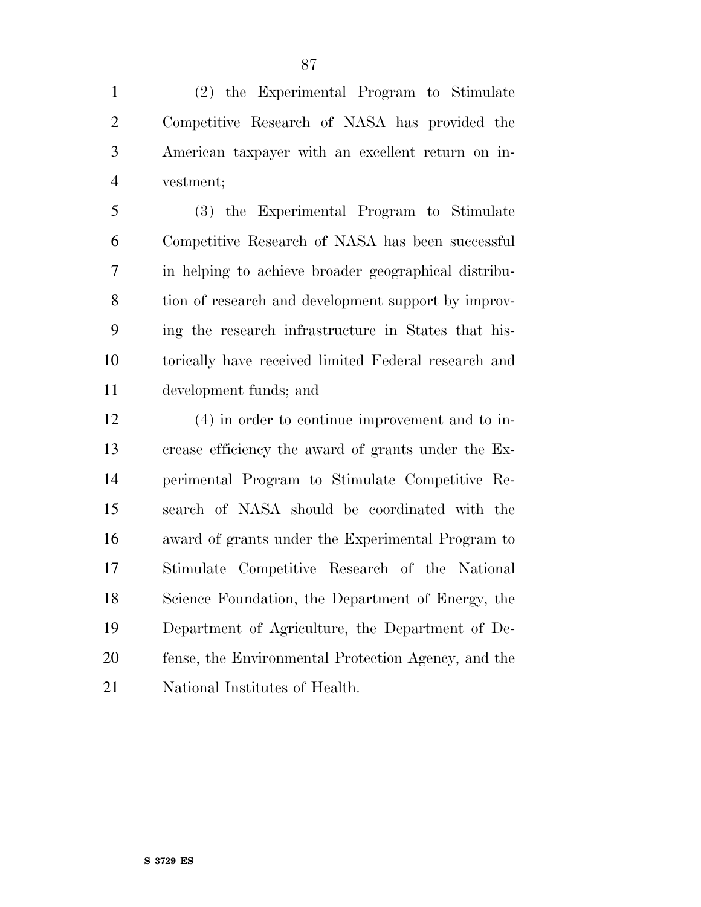(2) the Experimental Program to Stimulate Competitive Research of NASA has provided the American taxpayer with an excellent return on investment;

(3) the Experimental Program to Stimulate Competitive Research of NASA has been successful in helping to achieve broader geographical distribution of research and development support by improving the research infrastructure in States that historically have received limited Federal research and development funds; and

(4) in order to continue improvement and to increase efficiency the award of grants under the Experimental Program to Stimulate Competitive Research of NASA should be coordinated with the award of grants under the Experimental Program to Stimulate Competitive Research of the National Science Foundation, the Department of Energy, the Department of Agriculture, the Department of Defense, the Environmental Protection Agency, and the National Institutes of Health.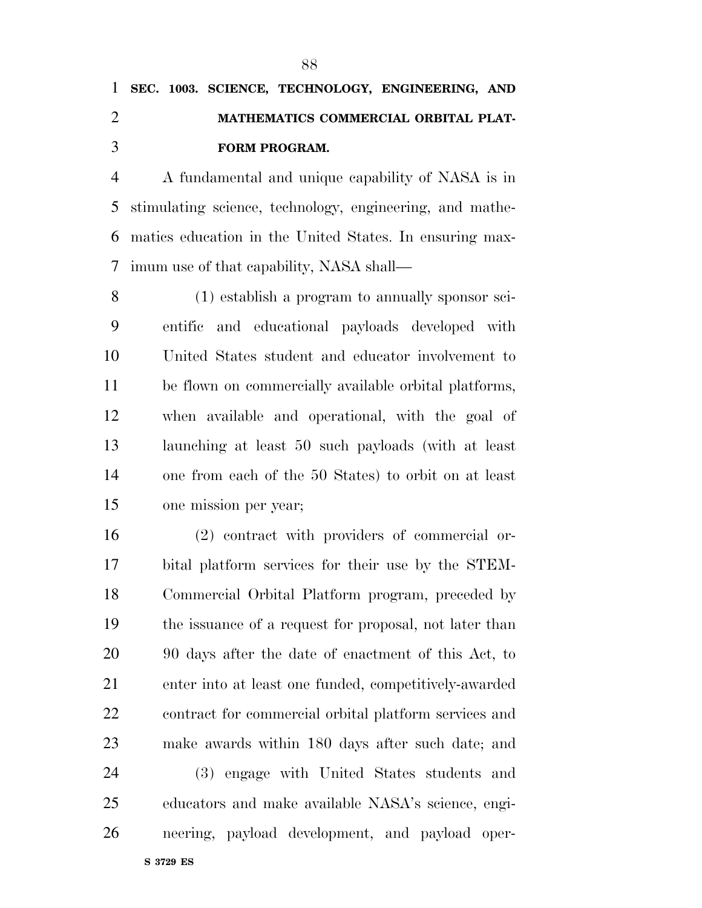### SEC. 1003. SCIENCE, TECHNOLOGY, ENGINEERING, AND MATHEMATICS COMMERCIAL ORBITAL PLATFORM PROGRAM.

A fundamental and unique capability of NASA is in stimulating science, technology, engineering, and mathematics education in the United States. In ensuring maximum use of that capability, NASA shall—

(1) establish a program to annually sponsor scientific and educational payloads developed with United States student and educator involvement to be flown on commercially available orbital platforms, when available and operational, with the goal of launching at least 50 such payloads (with at least one from each of the 50 States) to orbit on at least one mission per year;

(2) contract with providers of commercial orbital platform services for their use by the STEM-Commercial Orbital Platform program, preceded by the issuance of a request for proposal, not later than 90 days after the date of enactment of this Act, to enter into at least one funded, competitively-awarded contract for commercial orbital platform services and make awards within 180 days after such date; and

(3) engage with United States students and educators and make available NASA's science, engineering, payload development, and payload oper-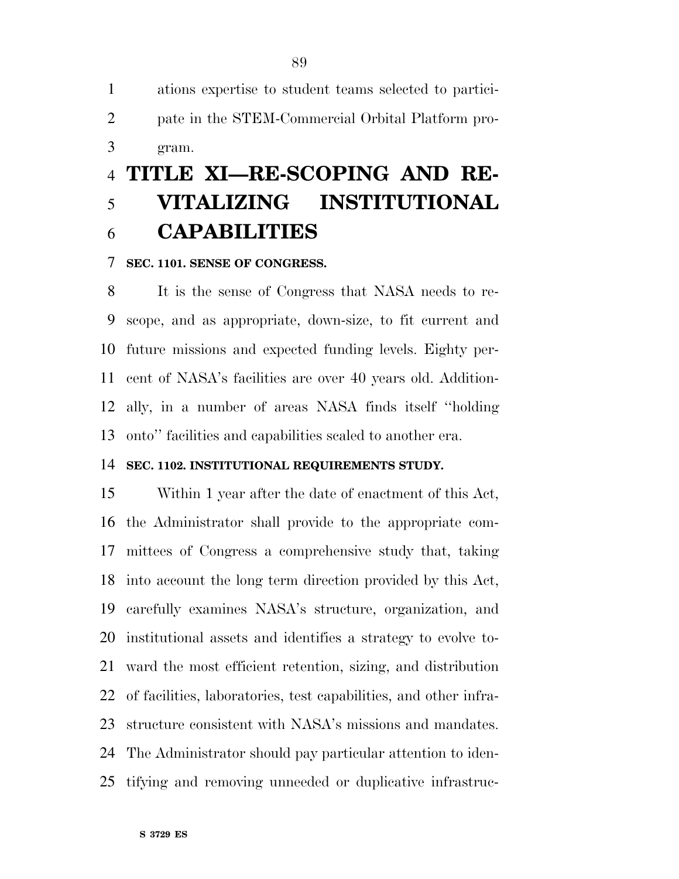ations expertise to student teams selected to participate in the STEM-Commercial Orbital Platform program.

# TITLE XI—RE-SCOPING AND RE-VITALIZING INSTITUTIONAL CAPABILITIES

### SEC. 1101. SENSE OF CONGRESS.

It is the sense of Congress that NASA needs to re-scope, and as appropriate, down-size, to fit current and future missions and expected funding levels. Eighty percent of NASA's facilities are over 40 years old. Additionally, in a number of areas NASA finds itself ''holding onto'' facilities and capabilities scaled to another era.

### SEC. 1102. INSTITUTIONAL REQUIREMENTS STUDY.

Within 1 year after the date of enactment of this Act, the Administrator shall provide to the appropriate committees of Congress a comprehensive study that, taking into account the long term direction provided by this Act, carefully examines NASA's structure, organization, and institutional assets and identifies a strategy to evolve toward the most efficient retention, sizing, and distribution of facilities, laboratories, test capabilities, and other infrastructure consistent with NASA's missions and mandates. The Administrator should pay particular attention to identifying and removing unneeded or duplicative infrastruc-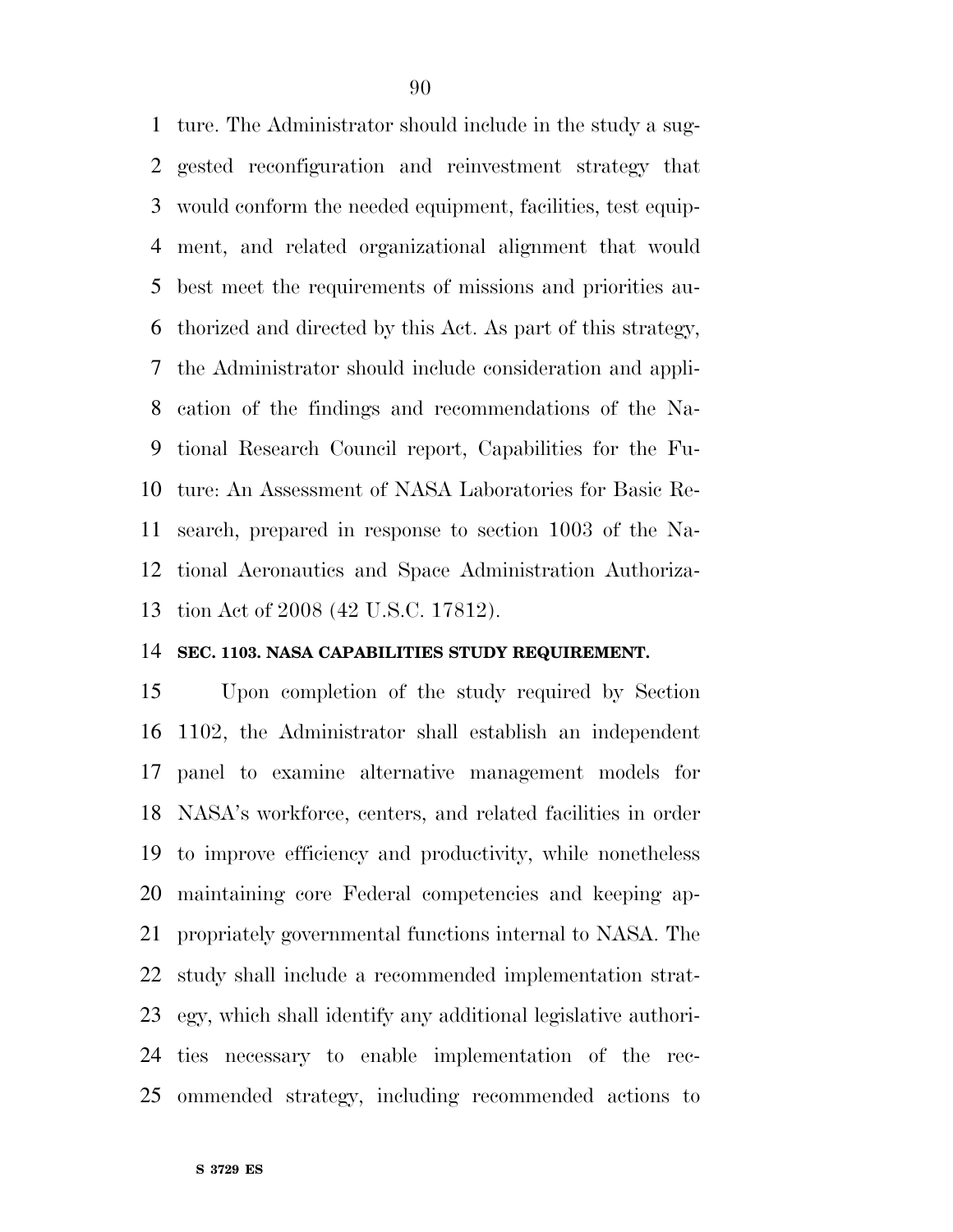ture. The Administrator should include in the study a suggested reconfiguration and reinvestment strategy that would conform the needed equipment, facilities, test equipment, and related organizational alignment that would best meet the requirements of missions and priorities authorized and directed by this Act. As part of this strategy, the Administrator should include consideration and application of the findings and recommendations of the National Research Council report, Capabilities for the Future: An Assessment of NASA Laboratories for Basic Research, prepared in response to section 1003 of the National Aeronautics and Space Administration Authorization Act of 2008 (42 U.S.C. 17812).

**SEC. 1103. NASA CAPABILITIES STUDY REQUIREMENT.**

Upon completion of the study required by Section 1102, the Administrator shall establish an independent panel to examine alternative management models for NASA's workforce, centers, and related facilities in order to improve efficiency and productivity, while nonetheless maintaining core Federal competencies and keeping appropriately governmental functions internal to NASA. The study shall include a recommended implementation strategy, which shall identify any additional legislative authorities necessary to enable implementation of the recommended strategy, including recommended actions to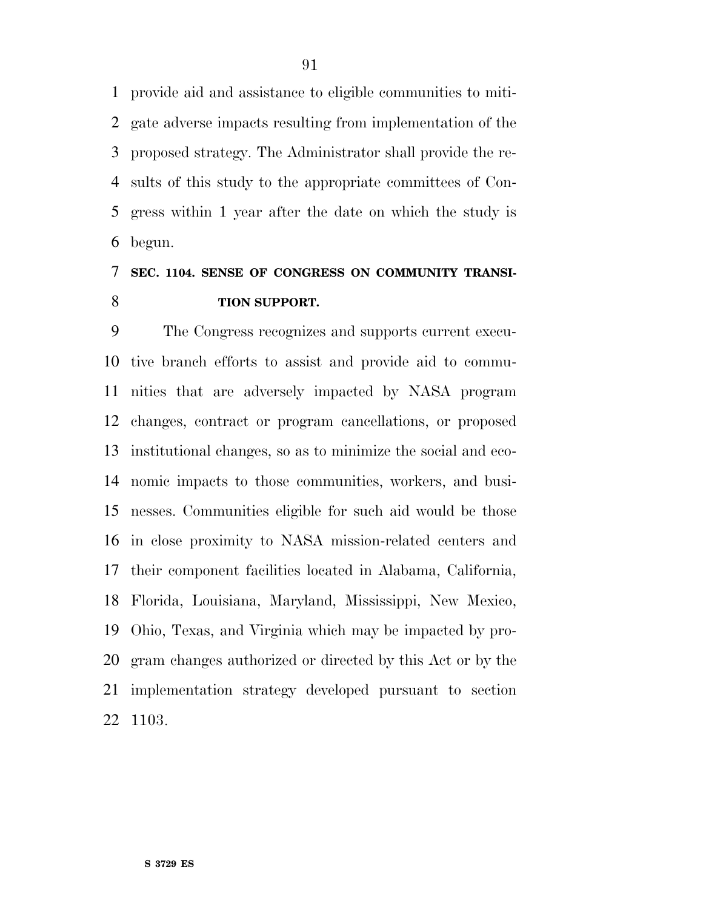provide aid and assistance to eligible communities to mitigate adverse impacts resulting from implementation of the proposed strategy. The Administrator shall provide the results of this study to the appropriate committees of Congress within 1 year after the date on which the study is begun.

### SEC. 1104. SENSE OF CONGRESS ON COMMUNITY TRANSITION SUPPORT.

The Congress recognizes and supports current executive branch efforts to assist and provide aid to communities that are adversely impacted by NASA program changes, contract or program cancellations, or proposed institutional changes, so as to minimize the social and economic impacts to those communities, workers, and businesses. Communities eligible for such aid would be those in close proximity to NASA mission-related centers and their component facilities located in Alabama, California, Florida, Louisiana, Maryland, Mississippi, New Mexico, Ohio, Texas, and Virginia which may be impacted by program changes authorized or directed by this Act or by the implementation strategy developed pursuant to section 1103.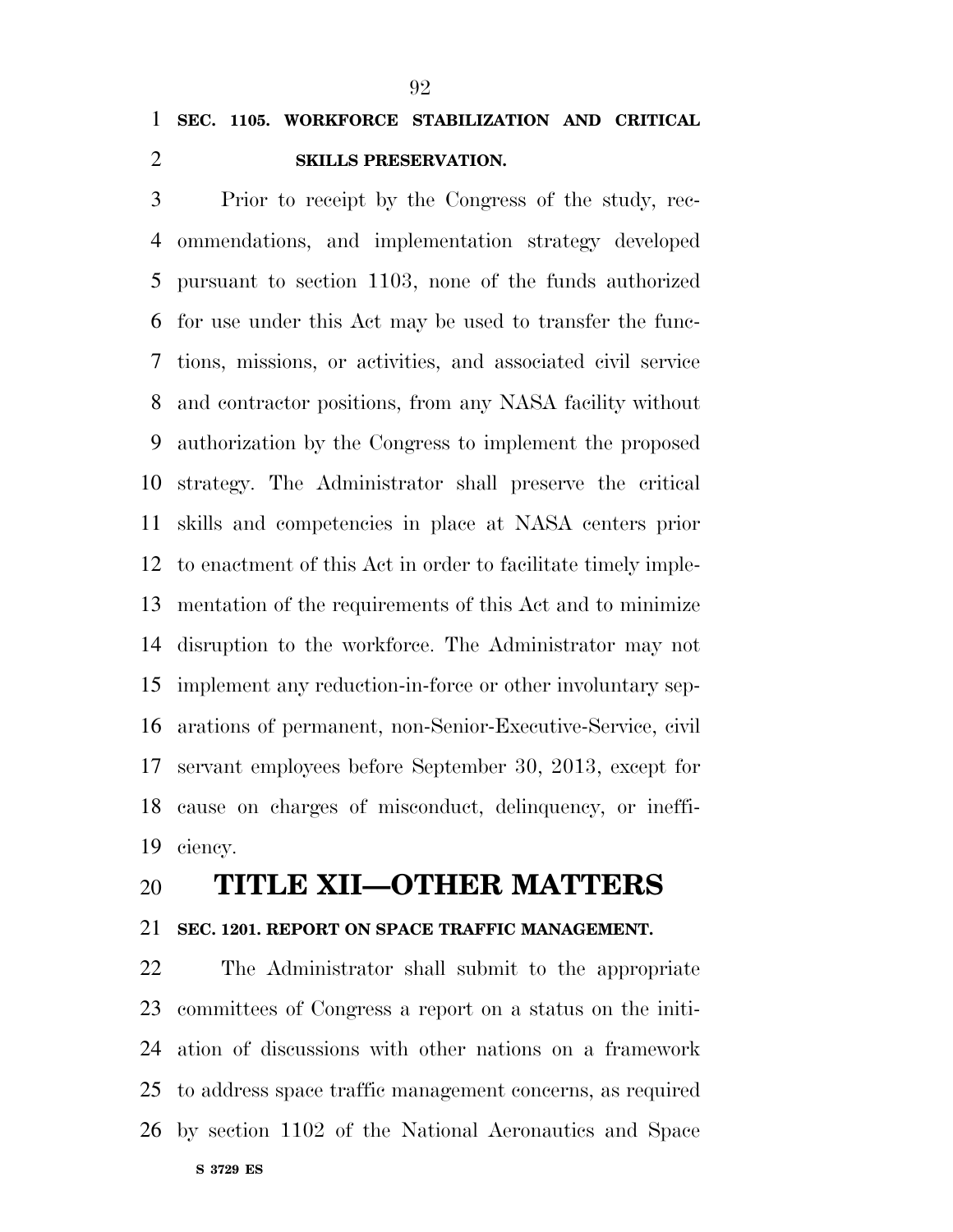**SEC. 1105. WORKFORCE STABILIZATION AND CRITICAL SKILLS PRESERVATION.**

Prior to receipt by the Congress of the study, recommendations, and implementation strategy developed pursuant to section 1103, none of the funds authorized for use under this Act may be used to transfer the functions, missions, or activities, and associated civil service and contractor positions, from any NASA facility without authorization by the Congress to implement the proposed strategy. The Administrator shall preserve the critical skills and competencies in place at NASA centers prior to enactment of this Act in order to facilitate timely implementation of the requirements of this Act and to minimize disruption to the workforce. The Administrator may not implement any reduction-in-force or other involuntary separations of permanent, non-Senior-Executive-Service, civil servant employees before September 30, 2013, except for cause on charges of misconduct, delinquency, or inefficiency.

# TITLE XII—OTHER MATTERS

**SEC. 1201. REPORT ON SPACE TRAFFIC MANAGEMENT.**

The Administrator shall submit to the appropriate committees of Congress a report on a status on the initiation of discussions with other nations on a framework to address space traffic management concerns, as required by section 1102 of the National Aeronautics and Space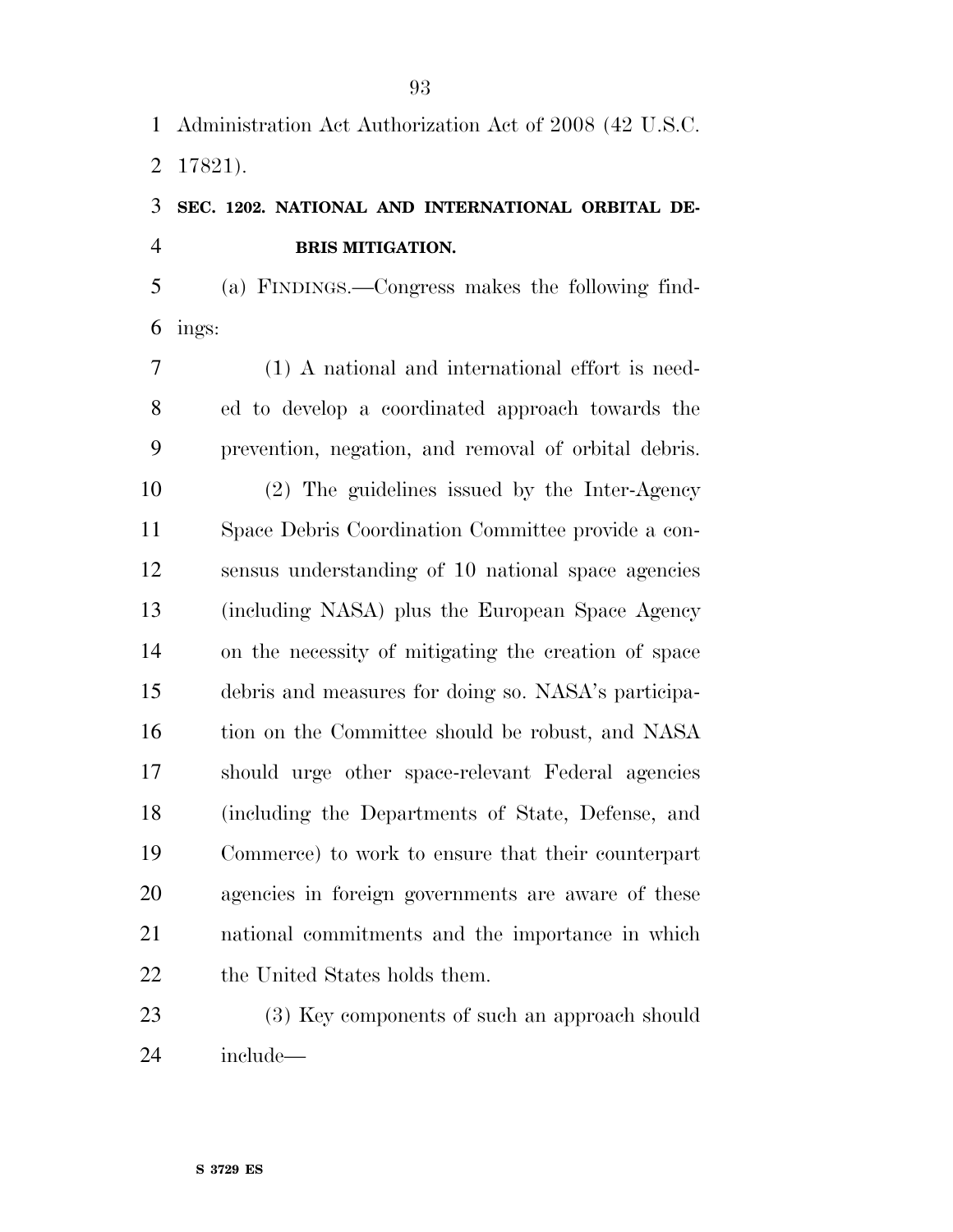Administration Act Authorization Act of 2008 (42 U.S.C. 17821).

**SEC. 1202. NATIONAL AND INTERNATIONAL ORBITAL DEBRIS MITIGATION.**

(a) FINDINGS.—Congress makes the following findings:

(1) A national and international effort is needed to develop a coordinated approach towards the prevention, negation, and removal of orbital debris.

(2) The guidelines issued by the Inter-Agency Space Debris Coordination Committee provide a consensus understanding of 10 national space agencies (including NASA) plus the European Space Agency on the necessity of mitigating the creation of space debris and measures for doing so. NASA's participation on the Committee should be robust, and NASA should urge other space-relevant Federal agencies (including the Departments of State, Defense, and Commerce) to work to ensure that their counterpart agencies in foreign governments are aware of these national commitments and the importance in which the United States holds them.

(3) Key components of such an approach should include—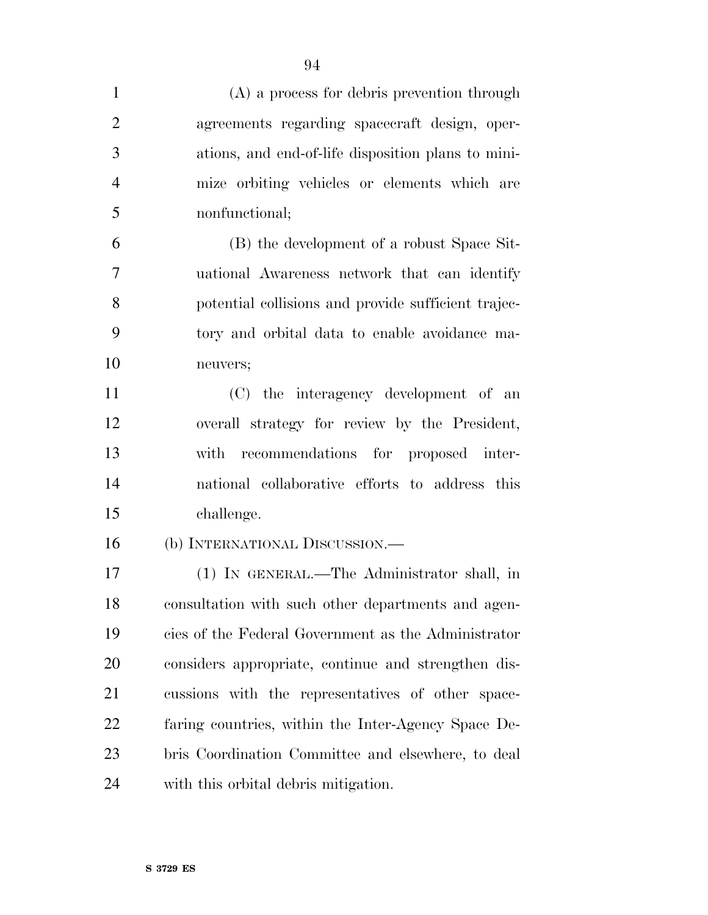(A) a process for debris prevention through agreements regarding spacecraft design, operations, and end-of-life disposition plans to minimize orbiting vehicles or elements which are nonfunctional;

(B) the development of a robust Space Situational Awareness network that can identify potential collisions and provide sufficient trajectory and orbital data to enable avoidance maneuvers;

(C) the interagency development of an overall strategy for review by the President, with recommendations for proposed international collaborative efforts to address this challenge.

(b) INTERNATIONAL DISCUSSION.—

(1) IN GENERAL.—The Administrator shall, in consultation with such other departments and agencies of the Federal Government as the Administrator considers appropriate, continue and strengthen discussions with the representatives of other space-faring countries, within the Inter-Agency Space Debris Coordination Committee and elsewhere, to deal with this orbital debris mitigation.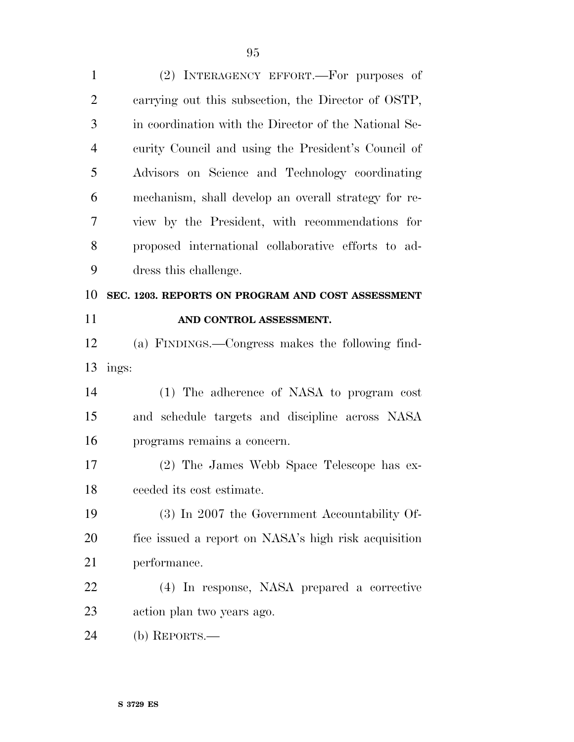(2) INTERAGENCY EFFORT.—For purposes of carrying out this subsection, the Director of OSTP, in coordination with the Director of the National Security Council and using the President's Council of Advisors on Science and Technology coordinating mechanism, shall develop an overall strategy for review by the President, with recommendations for proposed international collaborative efforts to address this challenge.

**SEC. 1203. REPORTS ON PROGRAM AND COST ASSESSMENT AND CONTROL ASSESSMENT.**

(a) FINDINGS.—Congress makes the following findings:

(1) The adherence of NASA to program cost and schedule targets and discipline across NASA programs remains a concern.

(2) The James Webb Space Telescope has exceeded its cost estimate.

(3) In 2007 the Government Accountability Office issued a report on NASA's high risk acquisition performance.

(4) In response, NASA prepared a corrective action plan two years ago.

(b) REPORTS.—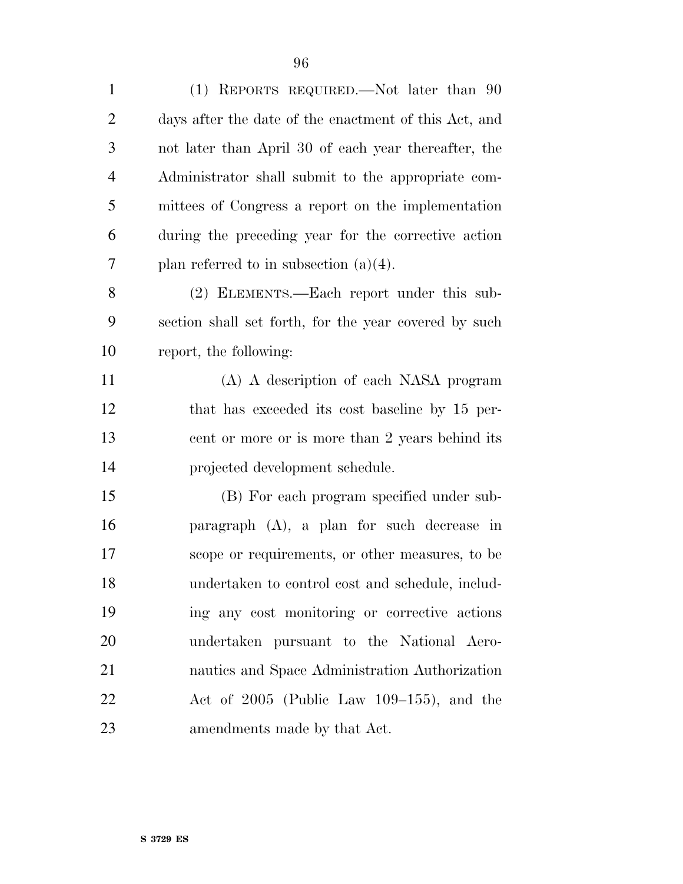(1) REPORTS REQUIRED.—Not later than 90 days after the date of the enactment of this Act, and not later than April 30 of each year thereafter, the Administrator shall submit to the appropriate committees of Congress a report on the implementation during the preceding year for the corrective action plan referred to in subsection (a)(4).

(2) ELEMENTS.—Each report under this subsection shall set forth, for the year covered by such report, the following:

(A) A description of each NASA program that has exceeded its cost baseline by 15 percent or more or is more than 2 years behind its projected development schedule.

(B) For each program specified under subparagraph (A), a plan for such decrease in scope or requirements, or other measures, to be undertaken to control cost and schedule, including any cost monitoring or corrective actions undertaken pursuant to the National Aeronautics and Space Administration Authorization Act of 2005 (Public Law 109–155), and the amendments made by that Act.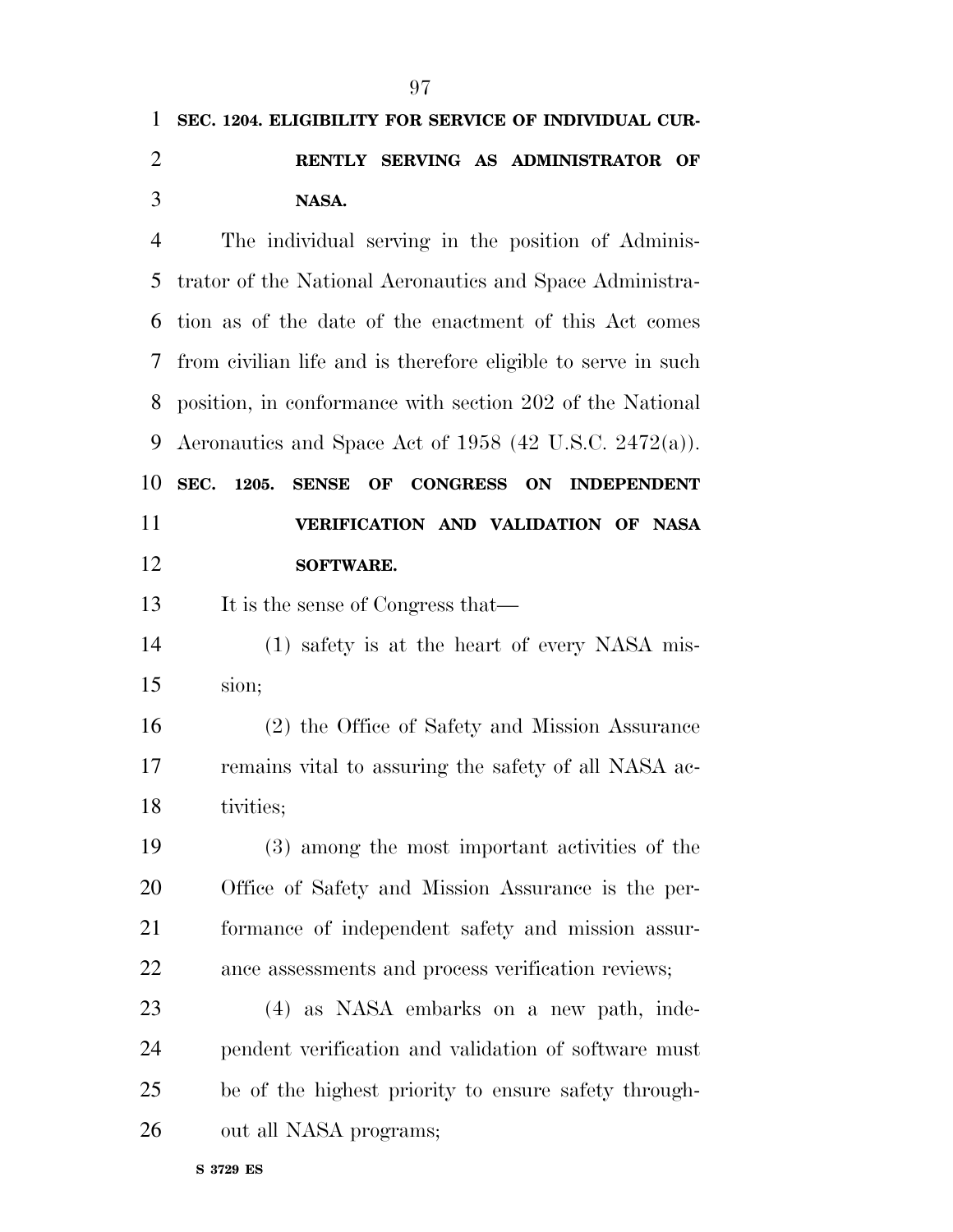**SEC. 1204. ELIGIBILITY FOR SERVICE OF INDIVIDUAL CURRENTLY SERVING AS ADMINISTRATOR OF NASA.**

The individual serving in the position of Administrator of the National Aeronautics and Space Administration as of the date of the enactment of this Act comes from civilian life and is therefore eligible to serve in such position, in conformance with section 202 of the National Aeronautics and Space Act of 1958 (42 U.S.C. 2472(a)).

**SEC. 1205. SENSE OF CONGRESS ON INDEPENDENT VERIFICATION AND VALIDATION OF NASA SOFTWARE.**

It is the sense of Congress that—

(1) safety is at the heart of every NASA mission;

(2) the Office of Safety and Mission Assurance remains vital to assuring the safety of all NASA activities;

(3) among the most important activities of the Office of Safety and Mission Assurance is the performance of independent safety and mission assurance assessments and process verification reviews;

(4) as NASA embarks on a new path, independent verification and validation of software must be of the highest priority to ensure safety throughout all NASA programs;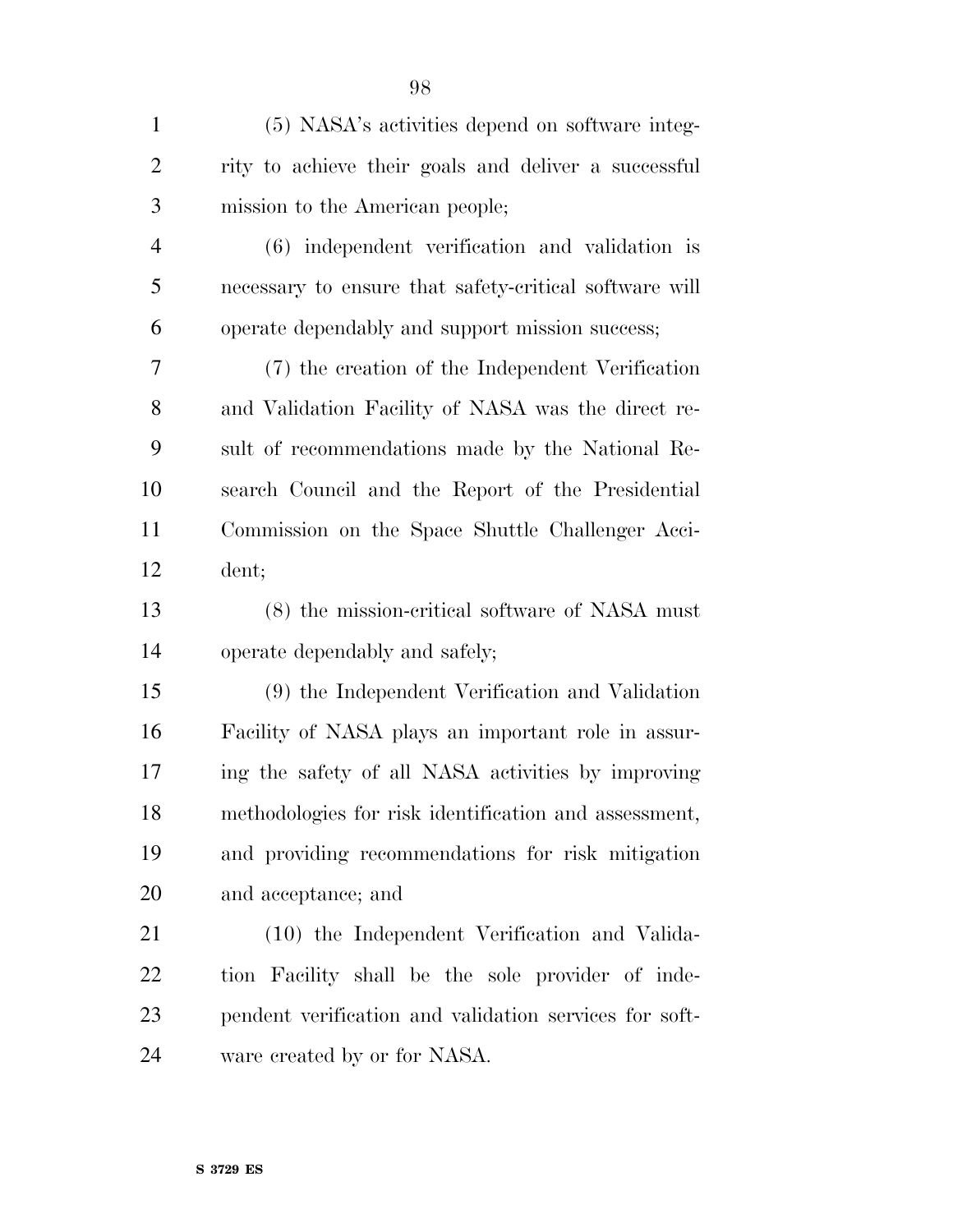(5) NASA's activities depend on software integrity to achieve their goals and deliver a successful mission to the American people;

(6) independent verification and validation is necessary to ensure that safety-critical software will operate dependably and support mission success;

(7) the creation of the Independent Verification and Validation Facility of NASA was the direct result of recommendations made by the National Research Council and the Report of the Presidential Commission on the Space Shuttle Challenger Accident;

(8) the mission-critical software of NASA must operate dependably and safely;

(9) the Independent Verification and Validation Facility of NASA plays an important role in assuring the safety of all NASA activities by improving methodologies for risk identification and assessment, and providing recommendations for risk mitigation and acceptance; and

(10) the Independent Verification and Validation Facility shall be the sole provider of independent verification and validation services for software created by or for NASA.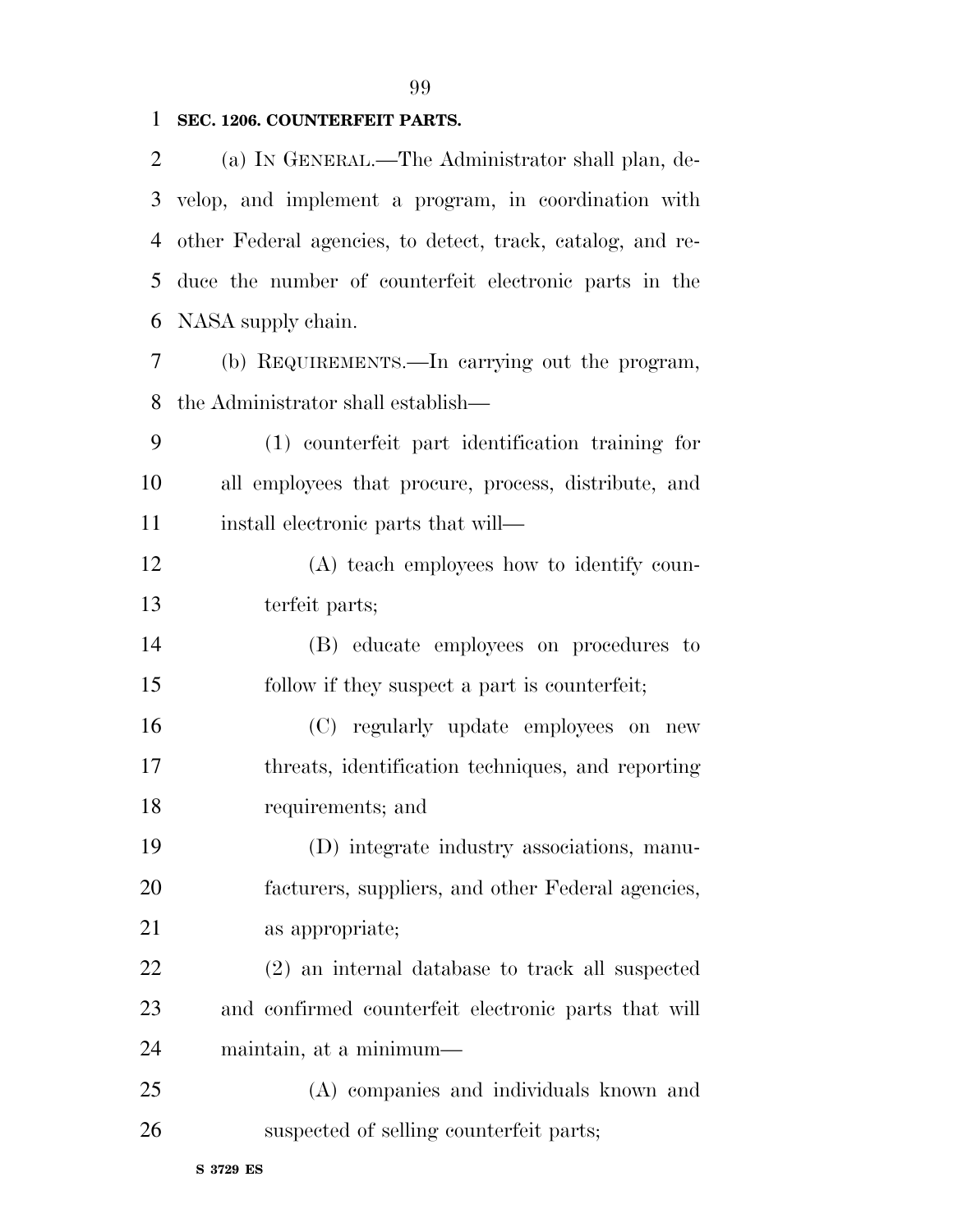**SEC. 1206. COUNTERFEIT PARTS.**

(a) IN GENERAL.—The Administrator shall plan, develop, and implement a program, in coordination with other Federal agencies, to detect, track, catalog, and reduce the number of counterfeit electronic parts in the NASA supply chain.

(b) REQUIREMENTS.—In carrying out the program, the Administrator shall establish—

(1) counterfeit part identification training for all employees that procure, process, distribute, and install electronic parts that will—

(A) teach employees how to identify counterfeit parts;

(B) educate employees on procedures to follow if they suspect a part is counterfeit;

(C) regularly update employees on new threats, identification techniques, and reporting requirements; and

(D) integrate industry associations, manufacturers, suppliers, and other Federal agencies, as appropriate;

(2) an internal database to track all suspected and confirmed counterfeit electronic parts that will maintain, at a minimum—

(A) companies and individuals known and suspected of selling counterfeit parts;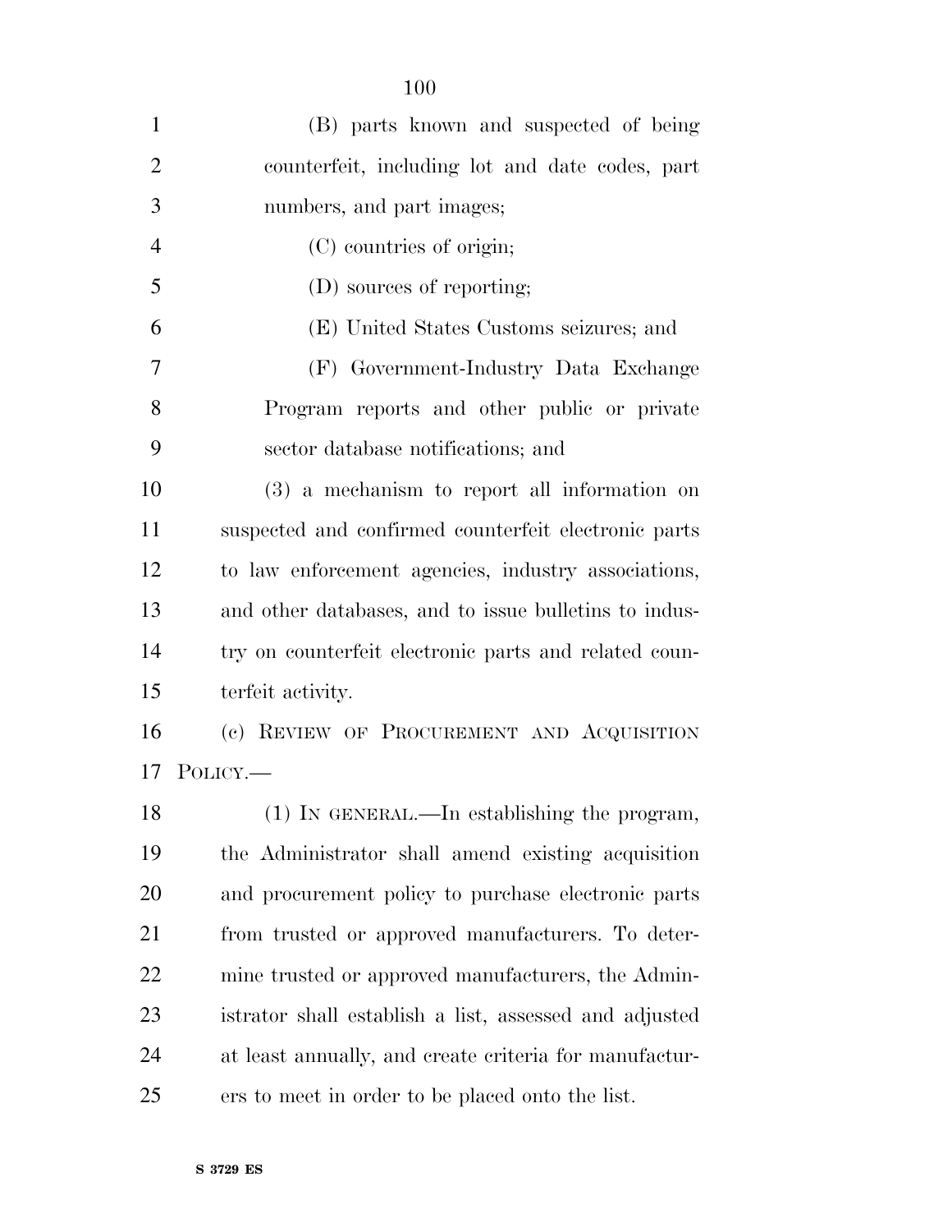(B) parts known and suspected of being counterfeit, including lot and date codes, part numbers, and part images;

(C) countries of origin;

(D) sources of reporting;

(E) United States Customs seizures; and

(F) Government-Industry Data Exchange Program reports and other public or private sector database notifications; and

(3) a mechanism to report all information on suspected and confirmed counterfeit electronic parts to law enforcement agencies, industry associations, and other databases, and to issue bulletins to industry on counterfeit electronic parts and related counterfeit activity.

(c) REVIEW OF PROCUREMENT AND ACQUISITION POLICY.—

(1) IN GENERAL.—In establishing the program, the Administrator shall amend existing acquisition and procurement policy to purchase electronic parts from trusted or approved manufacturers. To determine trusted or approved manufacturers, the Administrator shall establish a list, assessed and adjusted at least annually, and create criteria for manufacturers to meet in order to be placed onto the list.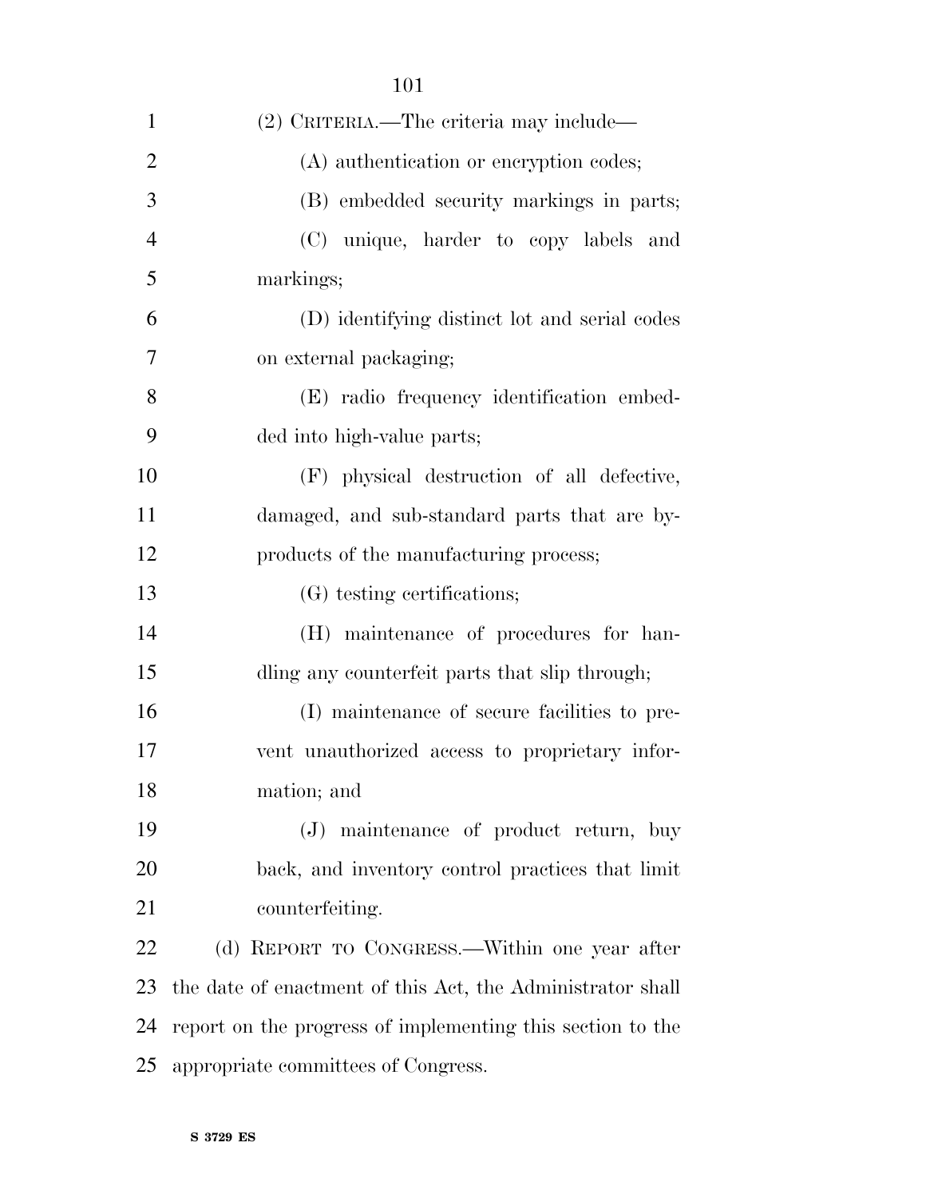(2) CRITERIA.—The criteria may include—

(A) authentication or encryption codes;

(B) embedded security markings in parts;

(C) unique, harder to copy labels and markings;

(D) identifying distinct lot and serial codes on external packaging;

(E) radio frequency identification embedded into high-value parts;

(F) physical destruction of all defective, damaged, and sub-standard parts that are by-products of the manufacturing process;

(G) testing certifications;

(H) maintenance of procedures for handling any counterfeit parts that slip through;

(I) maintenance of secure facilities to prevent unauthorized access to proprietary information; and

(J) maintenance of product return, buy back, and inventory control practices that limit counterfeiting.

(d) REPORT TO CONGRESS.—Within one year after the date of enactment of this Act, the Administrator shall report on the progress of implementing this section to the appropriate committees of Congress.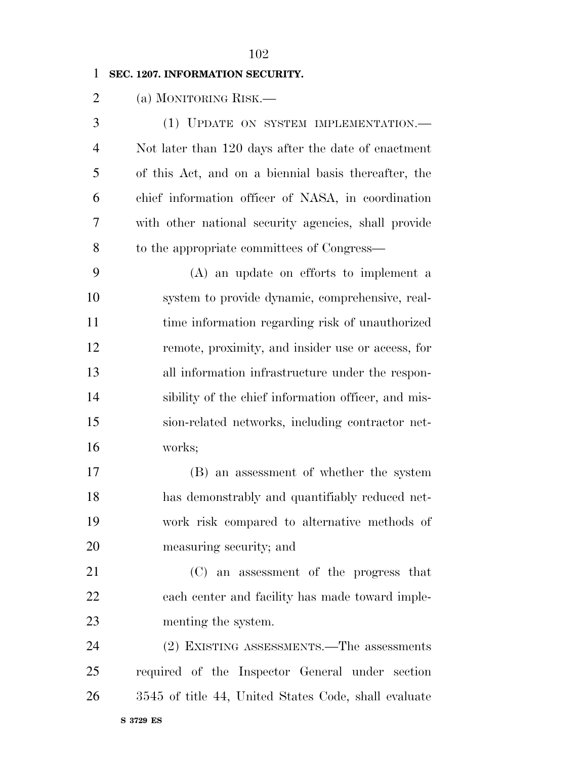**SEC. 1207. INFORMATION SECURITY.**

(a) MONITORING RISK.—

(1) UPDATE ON SYSTEM IMPLEMENTATION.— Not later than 120 days after the date of enactment of this Act, and on a biennial basis thereafter, the chief information officer of NASA, in coordination with other national security agencies, shall provide to the appropriate committees of Congress—

(A) an update on efforts to implement a system to provide dynamic, comprehensive, real-time information regarding risk of unauthorized remote, proximity, and insider use or access, for all information infrastructure under the responsibility of the chief information officer, and mission-related networks, including contractor networks;

(B) an assessment of whether the system has demonstrably and quantifiably reduced network risk compared to alternative methods of measuring security; and

(C) an assessment of the progress that each center and facility has made toward implementing the system.

(2) EXISTING ASSESSMENTS.—The assessments required of the Inspector General under section 3545 of title 44, United States Code, shall evaluate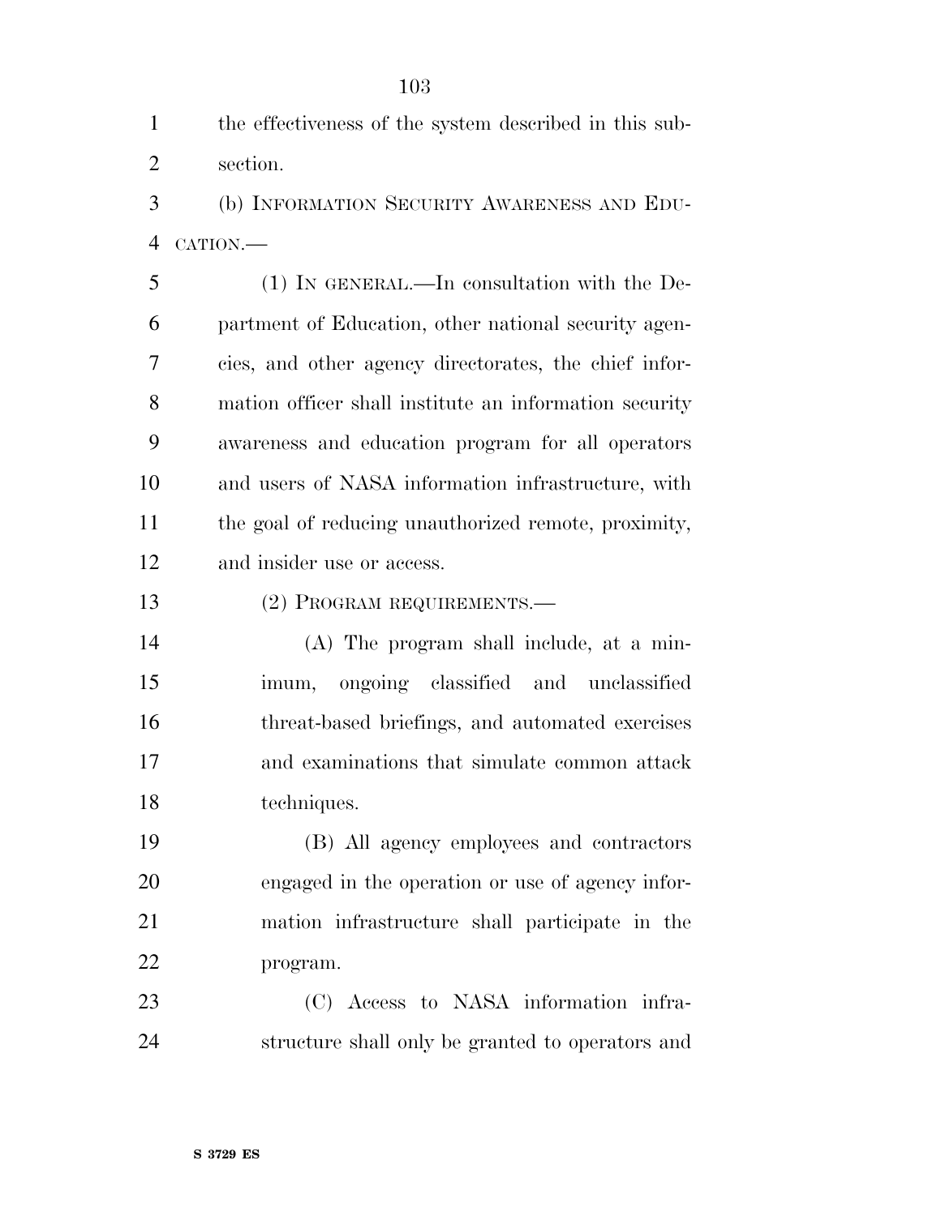the effectiveness of the system described in this subsection.

(b) INFORMATION SECURITY AWARENESS AND EDUCATION.—

(1) IN GENERAL.—In consultation with the Department of Education, other national security agencies, and other agency directorates, the chief information officer shall institute an information security awareness and education program for all operators and users of NASA information infrastructure, with the goal of reducing unauthorized remote, proximity, and insider use or access.

(2) PROGRAM REQUIREMENTS.—

(A) The program shall include, at a minimum, ongoing classified and unclassified threat-based briefings, and automated exercises and examinations that simulate common attack techniques.

(B) All agency employees and contractors engaged in the operation or use of agency information infrastructure shall participate in the program.

(C) Access to NASA information infrastructure shall only be granted to operators and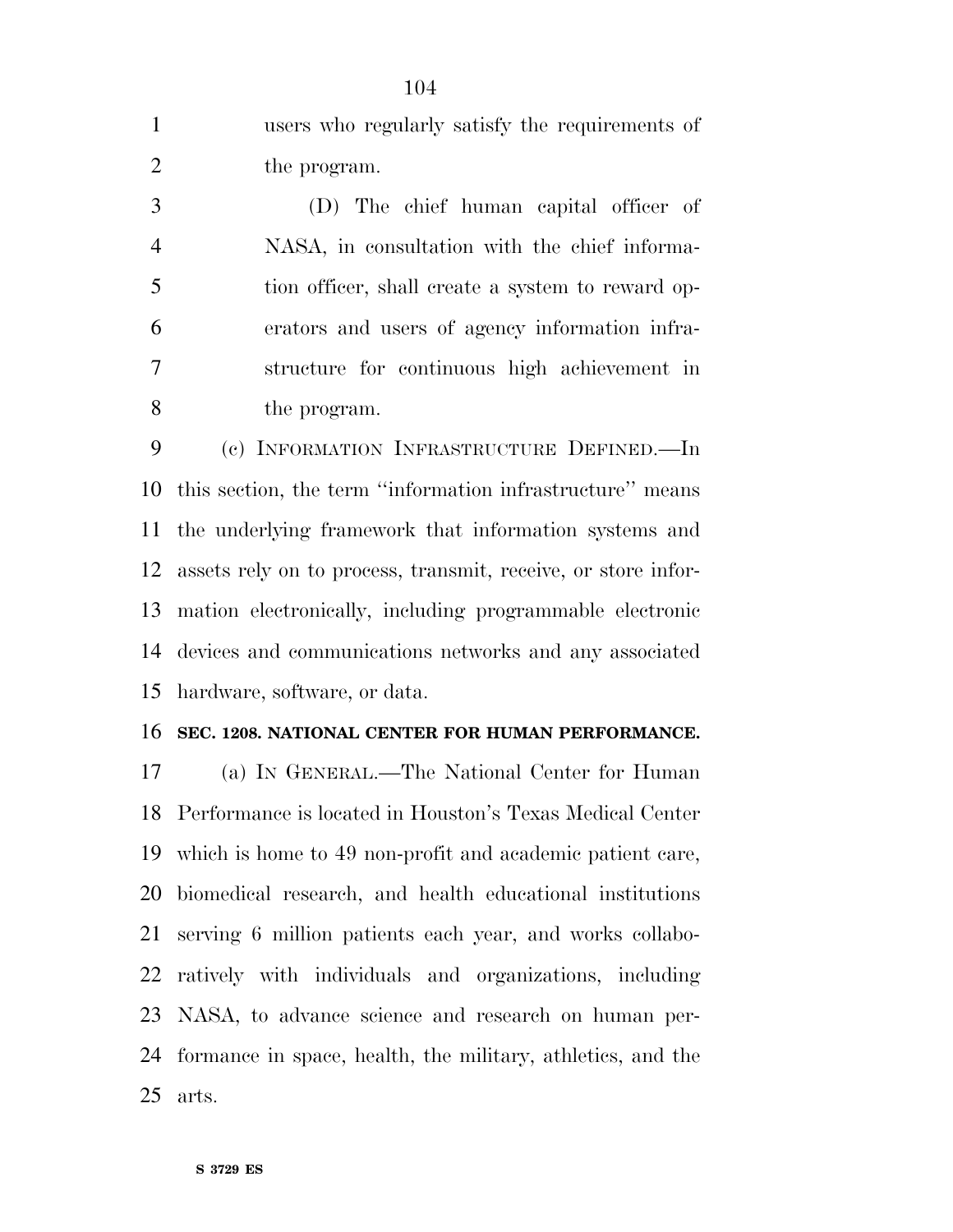users who regularly satisfy the requirements of the program.

(D) The chief human capital officer of NASA, in consultation with the chief information officer, shall create a system to reward operators and users of agency information infrastructure for continuous high achievement in the program.

(c) INFORMATION INFRASTRUCTURE DEFINED.—In this section, the term ''information infrastructure'' means the underlying framework that information systems and assets rely on to process, transmit, receive, or store information electronically, including programmable electronic devices and communications networks and any associated hardware, software, or data.

**SEC. 1208. NATIONAL CENTER FOR HUMAN PERFORMANCE.**

(a) IN GENERAL.—The National Center for Human Performance is located in Houston's Texas Medical Center which is home to 49 non-profit and academic patient care, biomedical research, and health educational institutions serving 6 million patients each year, and works collaboratively with individuals and organizations, including NASA, to advance science and research on human performance in space, health, the military, athletics, and the arts.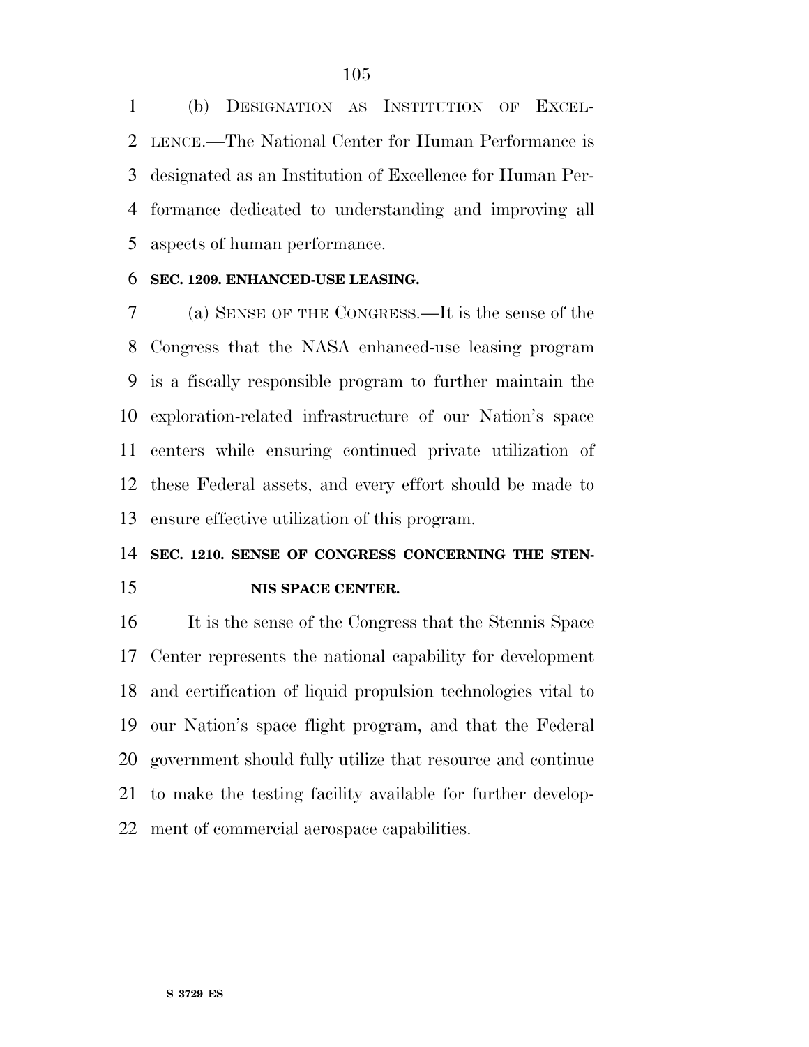(b) DESIGNATION AS INSTITUTION OF EXCELLENCE.—The National Center for Human Performance is designated as an Institution of Excellence for Human Performance dedicated to understanding and improving all aspects of human performance.

**SEC. 1209. ENHANCED-USE LEASING.**

(a) SENSE OF THE CONGRESS.—It is the sense of the Congress that the NASA enhanced-use leasing program is a fiscally responsible program to further maintain the exploration-related infrastructure of our Nation's space centers while ensuring continued private utilization of these Federal assets, and every effort should be made to ensure effective utilization of this program.

**SEC. 1210. SENSE OF CONGRESS CONCERNING THE STENNIS SPACE CENTER.**

It is the sense of the Congress that the Stennis Space Center represents the national capability for development and certification of liquid propulsion technologies vital to our Nation's space flight program, and that the Federal government should fully utilize that resource and continue to make the testing facility available for further development of commercial aerospace capabilities.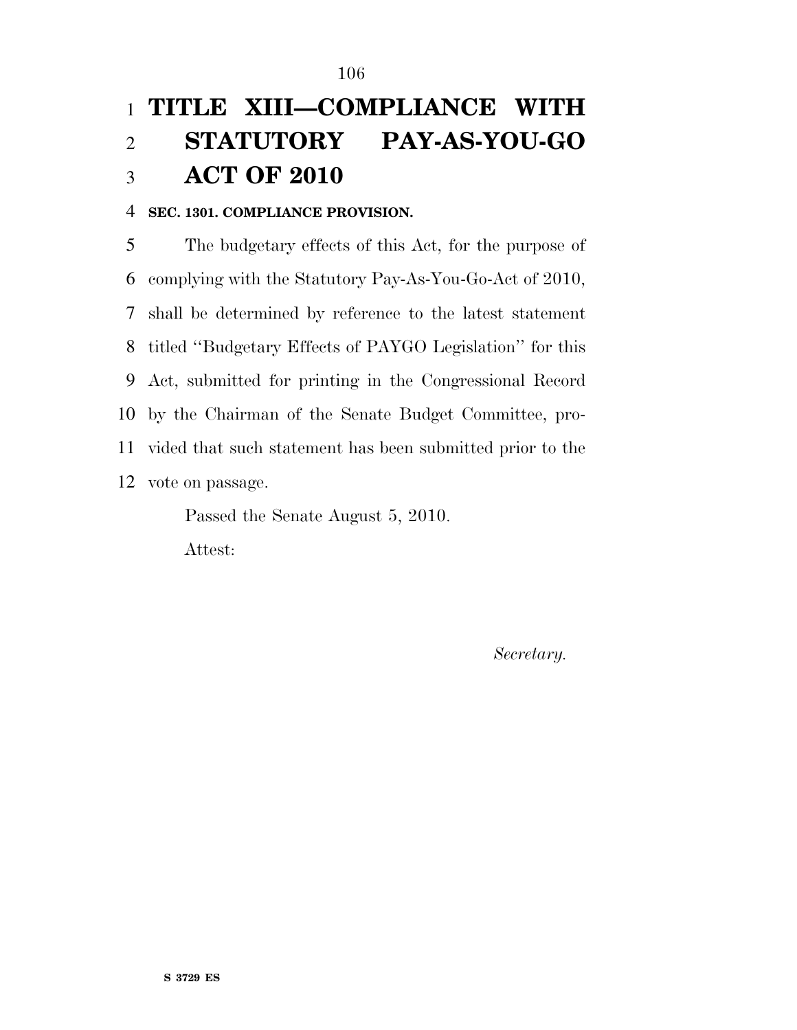# TITLE XIII—COMPLIANCE WITH STATUTORY PAY-AS-YOU-GO ACT OF 2010

**SEC. 1301. COMPLIANCE PROVISION.**

The budgetary effects of this Act, for the purpose of complying with the Statutory Pay-As-You-Go-Act of 2010, shall be determined by reference to the latest statement titled ''Budgetary Effects of PAYGO Legislation'' for this Act, submitted for printing in the Congressional Record by the Chairman of the Senate Budget Committee, provided that such statement has been submitted prior to the vote on passage.

Passed the Senate August 5, 2010.

Attest:

*Secretary.*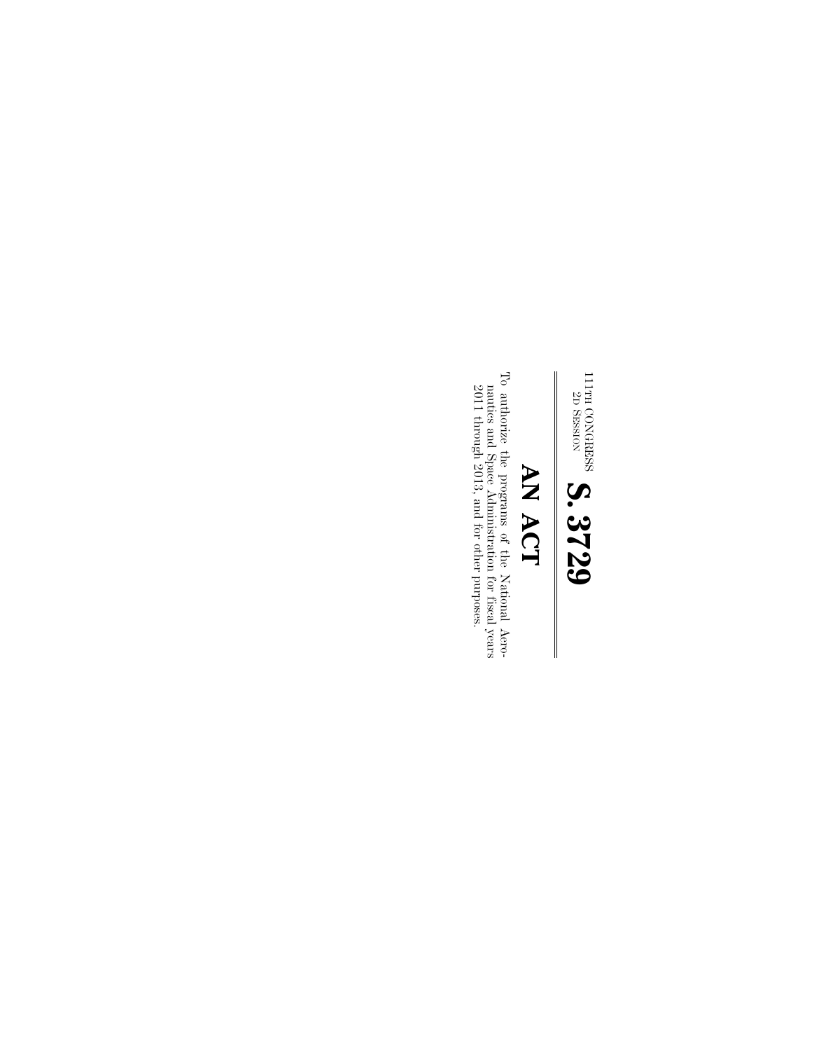111TH CONGRESS
2D SESSION

# S. 3729

---

# AN ACT

To authorize the programs of the National Aeronautics and Space Administration for fiscal years 2011 through 2013, and for other purposes.